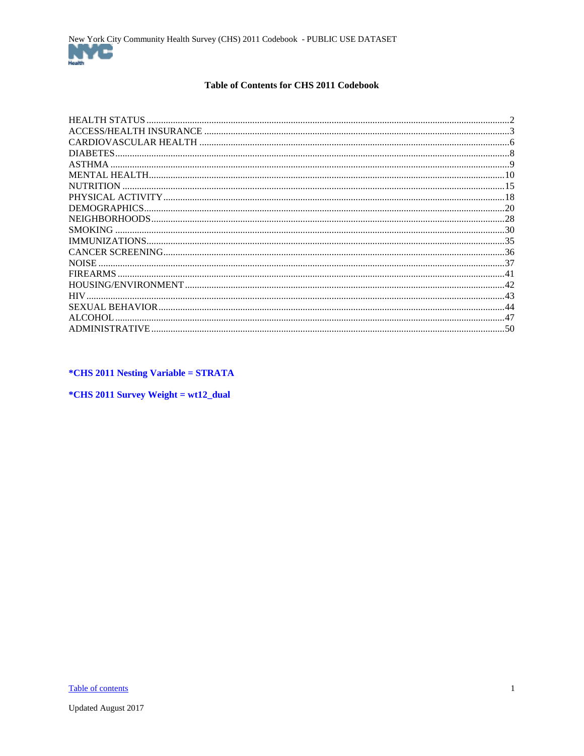# Table of Contents for CHS 2011 Codebook

| Section | Page |
| --- | --- |
| HEALTH STATUS | 2 |
| ACCESS/HEALTH INSURANCE | 3 |
| CARDIOVASCULAR HEALTH | 6 |
| DIABETES | 8 |
| ASTHMA | 9 |
| MENTAL HEALTH | 10 |
| NUTRITION | 15 |
| PHYSICAL ACTIVITY | 18 |
| DEMOGRAPHICS | 20 |
| NEIGHBORHOODS | 28 |
| SMOKING | 30 |
| IMMUNIZATIONS | 35 |
| CANCER SCREENING | 36 |
| NOISE | 37 |
| FIREARMS | 41 |
| HOUSING/ENVIRONMENT | 42 |
| HIV | 43 |
| SEXUAL BEHAVIOR | 44 |
| ALCOHOL | 47 |
| ADMINISTRATIVE | 50 |

**\*CHS 2011 Nesting Variable = STRATA**

**\*CHS 2011 Survey Weight = wt12_dual**

Updated August 2017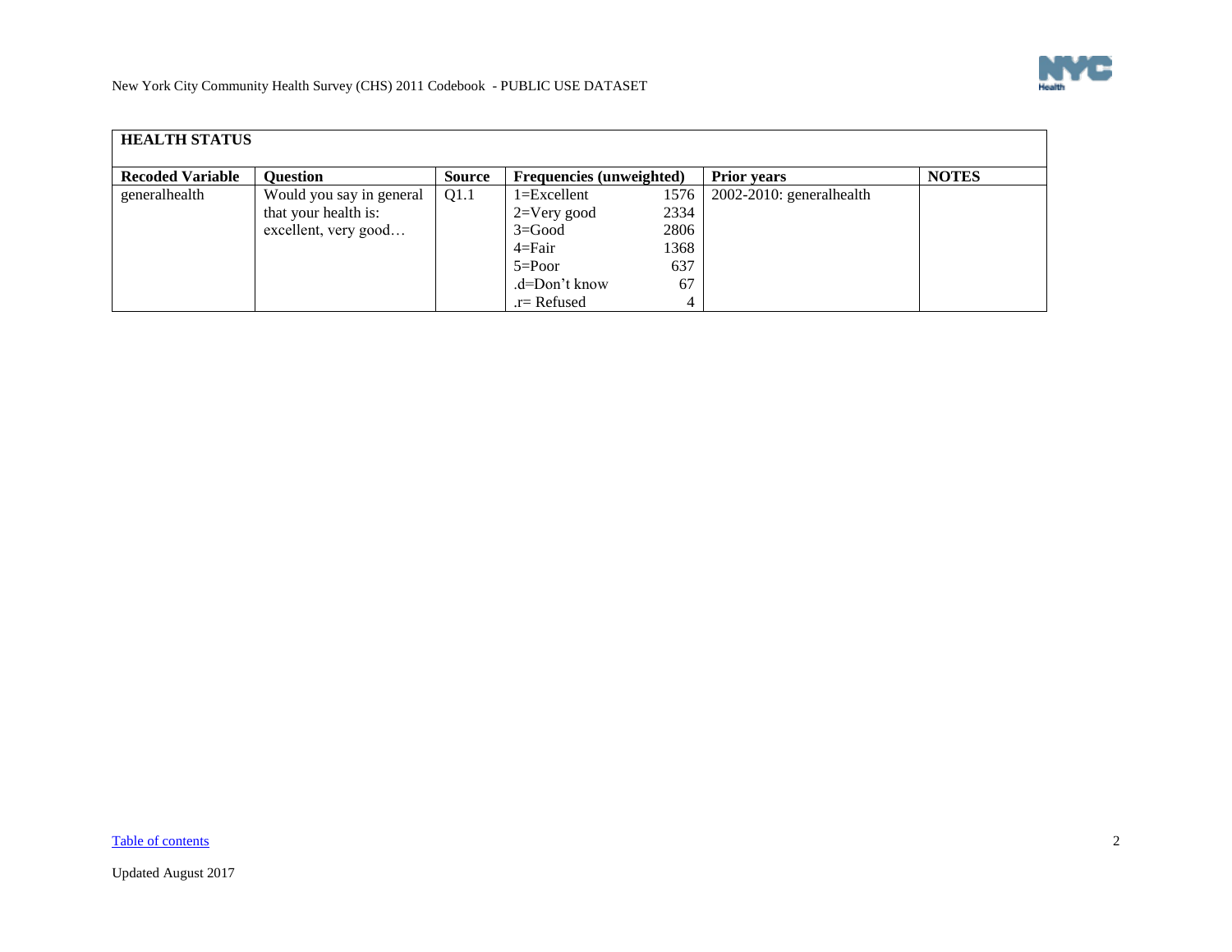| HEALTH STATUS | | | | | | |
|---|---|---|---|---|---|---|
| **Recoded Variable** | **Question** | **Source** | **Frequencies (unweighted)** | | **Prior years** | **NOTES** |
| generalhealth | Would you say in general that your health is: excellent, very good… | Q1.1 | 1=Excellent<br>2=Very good<br>3=Good<br>4=Fair<br>5=Poor<br>.d=Don't know<br>.r= Refused | 1576<br>2334<br>2806<br>1368<br>637<br>67<br>4 | 2002-2010: generalhealth | |

Table of contents

Updated August 2017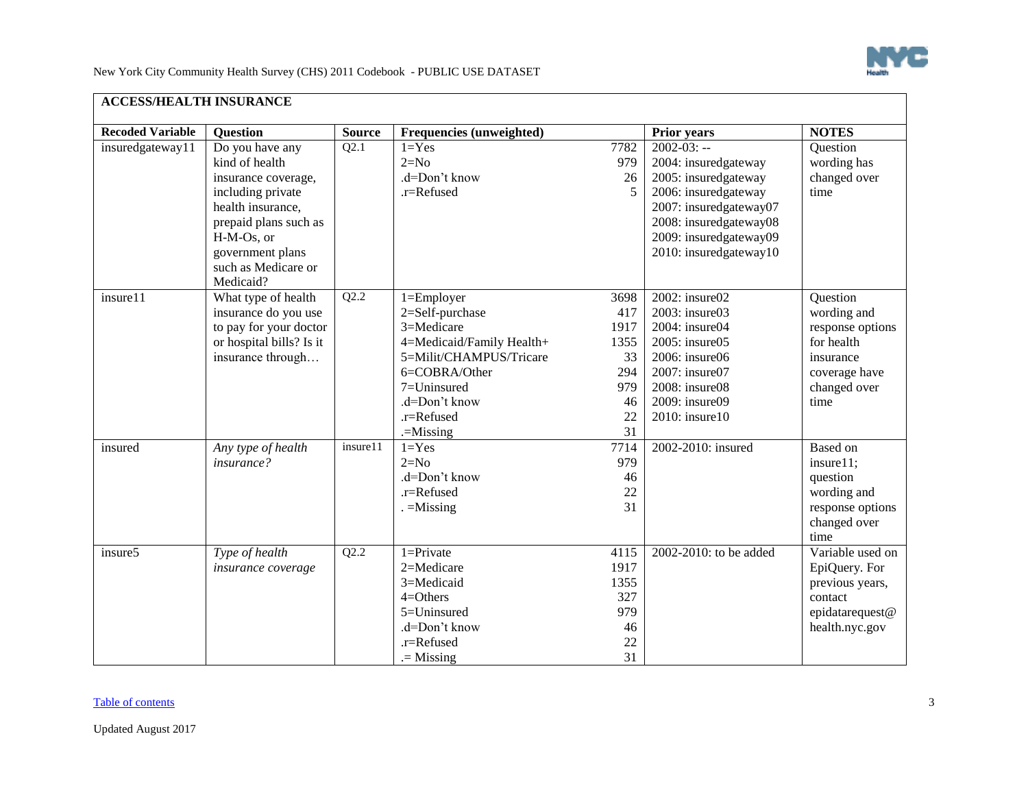## ACCESS/HEALTH INSURANCE

| Recoded Variable | Question | Source | Frequencies (unweighted) | | Prior years | NOTES |
|---|---|---|---|---|---|---|
| insuredgateway11 | Do you have any kind of health insurance coverage, including private health insurance, prepaid plans such as H-M-Os, or government plans such as Medicare or Medicaid? | Q2.1 | 1=Yes<br>2=No<br>.d=Don't know<br>.r=Refused | 7782<br>979<br>26<br>5 | 2002-03: --<br>2004: insuredgateway<br>2005: insuredgateway<br>2006: insuredgateway<br>2007: insuredgateway07<br>2008: insuredgateway08<br>2009: insuredgateway09<br>2010: insuredgateway10 | Question wording has changed over time |
| insure11 | What type of health insurance do you use to pay for your doctor or hospital bills? Is it insurance through… | Q2.2 | 1=Employer<br>2=Self-purchase<br>3=Medicare<br>4=Medicaid/Family Health+<br>5=Milit/CHAMPUS/Tricare<br>6=COBRA/Other<br>7=Uninsured<br>.d=Don't know<br>.r=Refused<br>.=Missing | 3698<br>417<br>1917<br>1355<br>33<br>294<br>979<br>46<br>22<br>31 | 2002: insure02<br>2003: insure03<br>2004: insure04<br>2005: insure05<br>2006: insure06<br>2007: insure07<br>2008: insure08<br>2009: insure09<br>2010: insure10 | Question wording and response options for health insurance coverage have changed over time |
| insured | *Any type of health insurance?* | insure11 | 1=Yes<br>2=No<br>.d=Don't know<br>.r=Refused<br>. =Missing | 7714<br>979<br>46<br>22<br>31 | 2002-2010: insured | Based on insure11; question wording and response options changed over time |
| insure5 | *Type of health insurance coverage* | Q2.2 | 1=Private<br>2=Medicare<br>3=Medicaid<br>4=Others<br>5=Uninsured<br>.d=Don't know<br>.r=Refused<br>.= Missing | 4115<br>1917<br>1355<br>327<br>979<br>46<br>22<br>31 | 2002-2010: to be added | Variable used on EpiQuery. For previous years, contact epidatarequest@health.nyc.gov |

Table of contents

Updated August 2017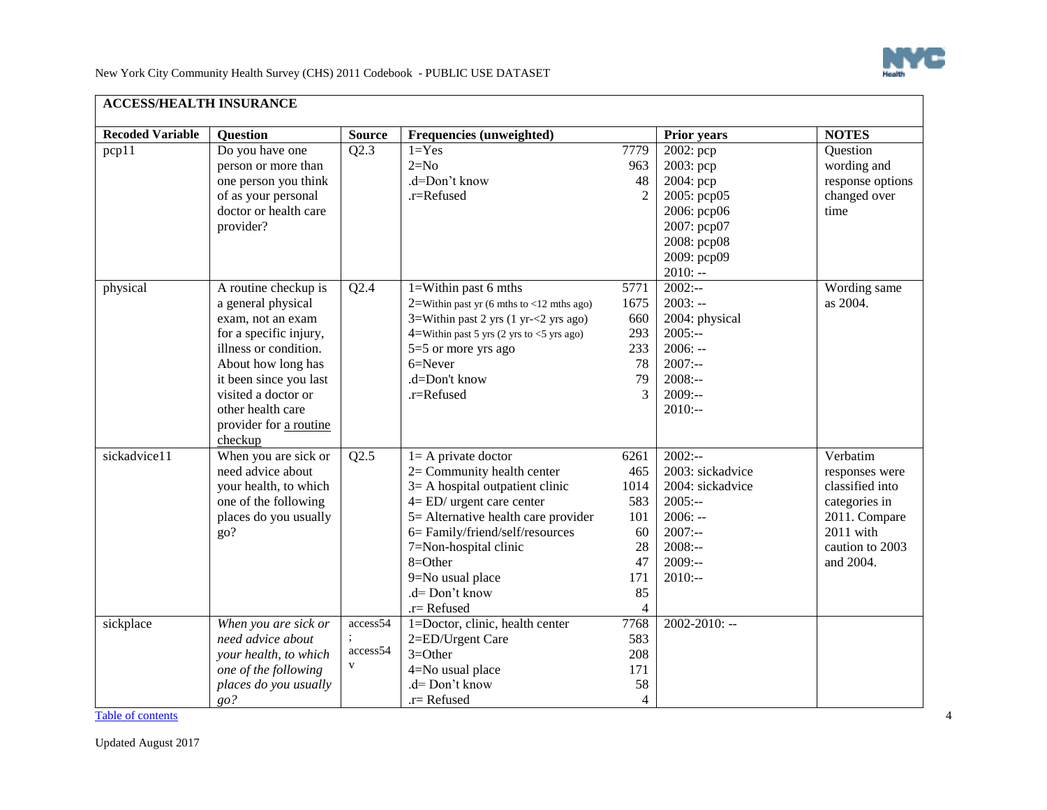| ACCESS/HEALTH INSURANCE | | | | | | |
|---|---|---|---|---|---|---|
| **Recoded Variable** | **Question** | **Source** | **Frequencies (unweighted)** | | **Prior years** | **NOTES** |
| pcp11 | Do you have one person or more than one person you think of as your personal doctor or health care provider? | Q2.3 | 1=Yes<br>2=No<br>.d=Don't know<br>.r=Refused | 7779<br>963<br>48<br>2 | 2002: pcp<br>2003: pcp<br>2004: pcp<br>2005: pcp05<br>2006: pcp06<br>2007: pcp07<br>2008: pcp08<br>2009: pcp09<br>2010: -- | Question wording and response options changed over time |
| physical | A routine checkup is a general physical exam, not an exam for a specific injury, illness or condition. About how long has it been since you last visited a doctor or other health care provider for a routine checkup | Q2.4 | 1=Within past 6 mths<br>2=Within past yr (6 mths to <12 mths ago)<br>3=Within past 2 yrs (1 yr-<2 yrs ago)<br>4=Within past 5 yrs (2 yrs to <5 yrs ago)<br>5=5 or more yrs ago<br>6=Never<br>.d=Don't know<br>.r=Refused | 5771<br>1675<br>660<br>293<br>233<br>78<br>79<br>3 | 2002:--<br>2003: --<br>2004: physical<br>2005:--<br>2006: --<br>2007:--<br>2008:--<br>2009:--<br>2010:-- | Wording same as 2004. |
| sickadvice11 | When you are sick or need advice about your health, to which one of the following places do you usually go? | Q2.5 | 1= A private doctor<br>2= Community health center<br>3= A hospital outpatient clinic<br>4= ED/ urgent care center<br>5= Alternative health care provider<br>6= Family/friend/self/resources<br>7=Non-hospital clinic<br>8=Other<br>9=No usual place<br>.d= Don't know<br>.r= Refused | 6261<br>465<br>1014<br>583<br>101<br>60<br>28<br>47<br>171<br>85<br>4 | 2002:--<br>2003: sickadvice<br>2004: sickadvice<br>2005:--<br>2006: --<br>2007:--<br>2008:--<br>2009:--<br>2010:-- | Verbatim responses were classified into categories in 2011. Compare 2011 with caution to 2003 and 2004. |
| sickplace | *When you are sick or need advice about your health, to which one of the following places do you usually go?* | access54; access54v | 1=Doctor, clinic, health center<br>2=ED/Urgent Care<br>3=Other<br>4=No usual place<br>.d= Don't know<br>.r= Refused | 7768<br>583<br>208<br>171<br>58<br>4 | 2002-2010: -- | |

Table of contents

Updated August 2017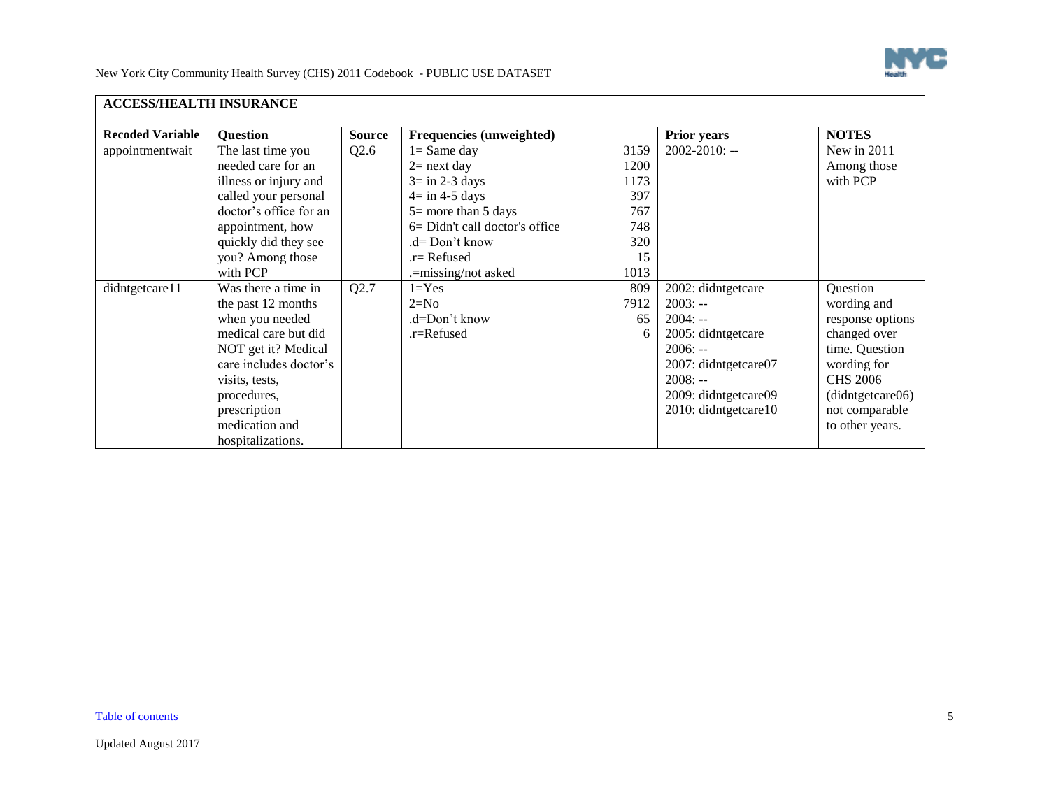**ACCESS/HEALTH INSURANCE**

| Recoded Variable | Question | Source | Frequencies (unweighted) | | Prior years | NOTES |
|---|---|---|---|---|---|---|
| appointmentwait | The last time you needed care for an illness or injury and called your personal doctor's office for an appointment, how quickly did they see you? Among those with PCP | Q2.6 | 1= Same day<br>2= next day<br>3= in 2-3 days<br>4= in 4-5 days<br>5= more than 5 days<br>6= Didn't call doctor's office<br>.d= Don't know<br>.r= Refused<br>.=missing/not asked | 3159<br>1200<br>1173<br>397<br>767<br>748<br>320<br>15<br>1013 | 2002-2010: -- | New in 2011<br>Among those with PCP |
| didntgetcare11 | Was there a time in the past 12 months when you needed medical care but did NOT get it? Medical care includes doctor's visits, tests, procedures, prescription medication and hospitalizations. | Q2.7 | 1=Yes<br>2=No<br>.d=Don't know<br>.r=Refused | 809<br>7912<br>65<br>6 | 2002: didntgetcare<br>2003: --<br>2004: --<br>2005: didntgetcare<br>2006: --<br>2007: didntgetcare07<br>2008: --<br>2009: didntgetcare09<br>2010: didntgetcare10 | Question wording and response options changed over time. Question wording for CHS 2006 (didntgetcare06) not comparable to other years. |

Table of contents

Updated August 2017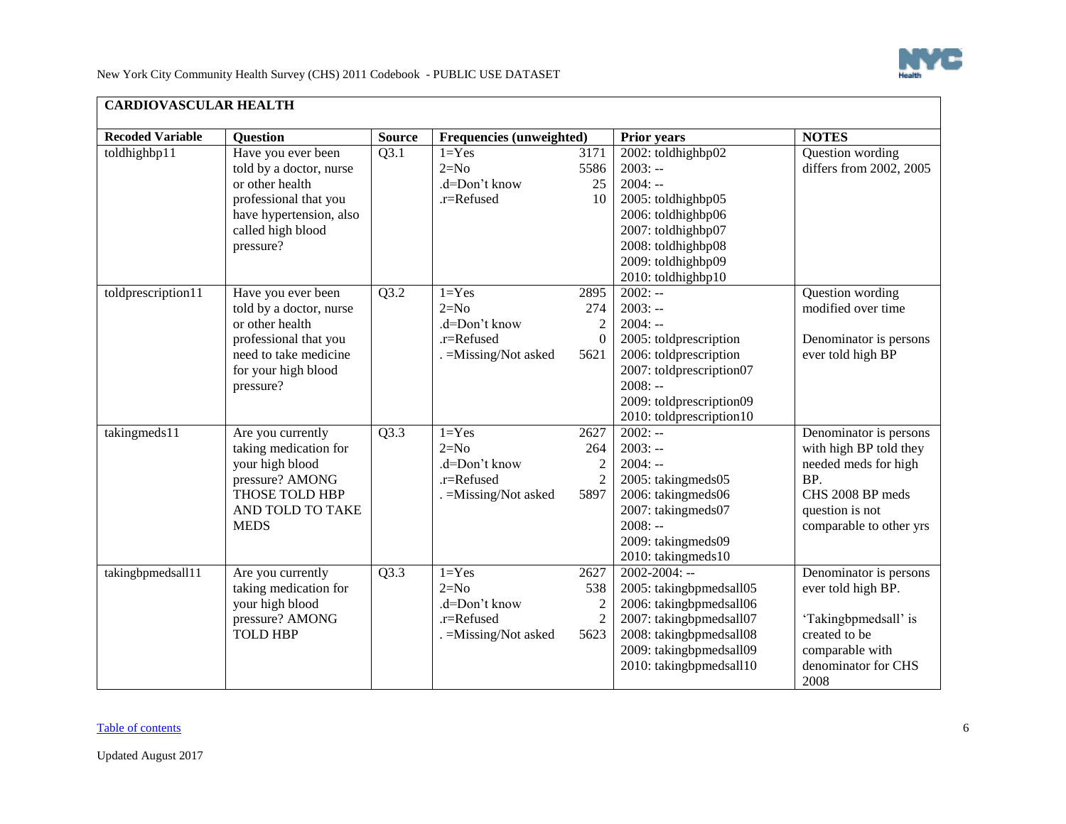## CARDIOVASCULAR HEALTH

| Recoded Variable | Question | Source | Frequencies (unweighted) | | Prior years | NOTES |
|---|---|---|---|---|---|---|
| toldhighbp11 | Have you ever been told by a doctor, nurse or other health professional that you have hypertension, also called high blood pressure? | Q3.1 | 1=Yes<br>2=No<br>.d=Don't know<br>.r=Refused | 3171<br>5586<br>25<br>10 | 2002: toldhighbp02<br>2003: --<br>2004: --<br>2005: toldhighbp05<br>2006: toldhighbp06<br>2007: toldhighbp07<br>2008: toldhighbp08<br>2009: toldhighbp09<br>2010: toldhighbp10 | Question wording differs from 2002, 2005 |
| toldprescription11 | Have you ever been told by a doctor, nurse or other health professional that you need to take medicine for your high blood pressure? | Q3.2 | 1=Yes<br>2=No<br>.d=Don't know<br>.r=Refused<br>. =Missing/Not asked | 2895<br>274<br>2<br>0<br>5621 | 2002: --<br>2003: --<br>2004: --<br>2005: toldprescription<br>2006: toldprescription<br>2007: toldprescription07<br>2008: --<br>2009: toldprescription09<br>2010: toldprescription10 | Question wording modified over time<br><br>Denominator is persons ever told high BP |
| takingmeds11 | Are you currently taking medication for your high blood pressure? AMONG THOSE TOLD HBP AND TOLD TO TAKE MEDS | Q3.3 | 1=Yes<br>2=No<br>.d=Don't know<br>.r=Refused<br>. =Missing/Not asked | 2627<br>264<br>2<br>2<br>5897 | 2002: --<br>2003: --<br>2004: --<br>2005: takingmeds05<br>2006: takingmeds06<br>2007: takingmeds07<br>2008: --<br>2009: takingmeds09<br>2010: takingmeds10 | Denominator is persons with high BP told they needed meds for high BP.<br>CHS 2008 BP meds question is not comparable to other yrs |
| takingbpmedsall11 | Are you currently taking medication for your high blood pressure? AMONG TOLD HBP | Q3.3 | 1=Yes<br>2=No<br>.d=Don't know<br>.r=Refused<br>. =Missing/Not asked | 2627<br>538<br>2<br>2<br>5623 | 2002-2004: --<br>2005: takingbpmedsall05<br>2006: takingbpmedsall06<br>2007: takingbpmedsall07<br>2008: takingbpmedsall08<br>2009: takingbpmedsall09<br>2010: takingbpmedsall10 | Denominator is persons ever told high BP.<br><br>'Takingbpmedsall' is created to be comparable with denominator for CHS 2008 |

Table of contents

Updated August 2017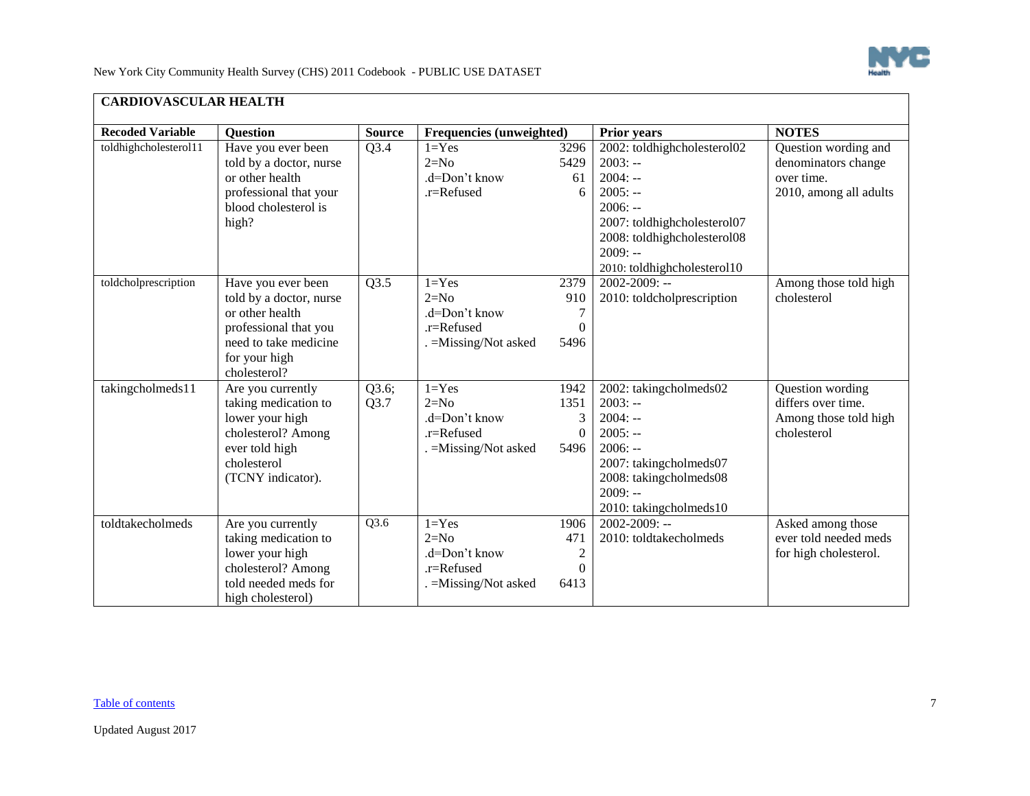## CARDIOVASCULAR HEALTH

| Recoded Variable | Question | Source | Frequencies (unweighted) | | Prior years | NOTES |
|---|---|---|---|---|---|---|
| toldhighcholesterol11 | Have you ever been told by a doctor, nurse or other health professional that your blood cholesterol is high? | Q3.4 | 1=Yes<br>2=No<br>.d=Don't know<br>.r=Refused | 3296<br>5429<br>61<br>6 | 2002: toldhighcholesterol02<br>2003: --<br>2004: --<br>2005: --<br>2006: --<br>2007: toldhighcholesterol07<br>2008: toldhighcholesterol08<br>2009: --<br>2010: toldhighcholesterol10 | Question wording and denominators change over time.<br>2010, among all adults |
| toldcholprescription | Have you ever been told by a doctor, nurse or other health professional that you need to take medicine for your high cholesterol? | Q3.5 | 1=Yes<br>2=No<br>.d=Don't know<br>.r=Refused<br>. =Missing/Not asked | 2379<br>910<br>7<br>0<br>5496 | 2002-2009: --<br>2010: toldcholprescription | Among those told high cholesterol |
| takingcholmeds11 | Are you currently taking medication to lower your high cholesterol? Among ever told high cholesterol (TCNY indicator). | Q3.6; Q3.7 | 1=Yes<br>2=No<br>.d=Don't know<br>.r=Refused<br>. =Missing/Not asked | 1942<br>1351<br>3<br>0<br>5496 | 2002: takingcholmeds02<br>2003: --<br>2004: --<br>2005: --<br>2006: --<br>2007: takingcholmeds07<br>2008: takingcholmeds08<br>2009: --<br>2010: takingcholmeds10 | Question wording differs over time.<br>Among those told high cholesterol |
| toldtakecholmeds | Are you currently taking medication to lower your high cholesterol? Among told needed meds for high cholesterol) | Q3.6 | 1=Yes<br>2=No<br>.d=Don't know<br>.r=Refused<br>. =Missing/Not asked | 1906<br>471<br>2<br>0<br>6413 | 2002-2009: --<br>2010: toldtakecholmeds | Asked among those ever told needed meds for high cholesterol. |

Table of contents

Updated August 2017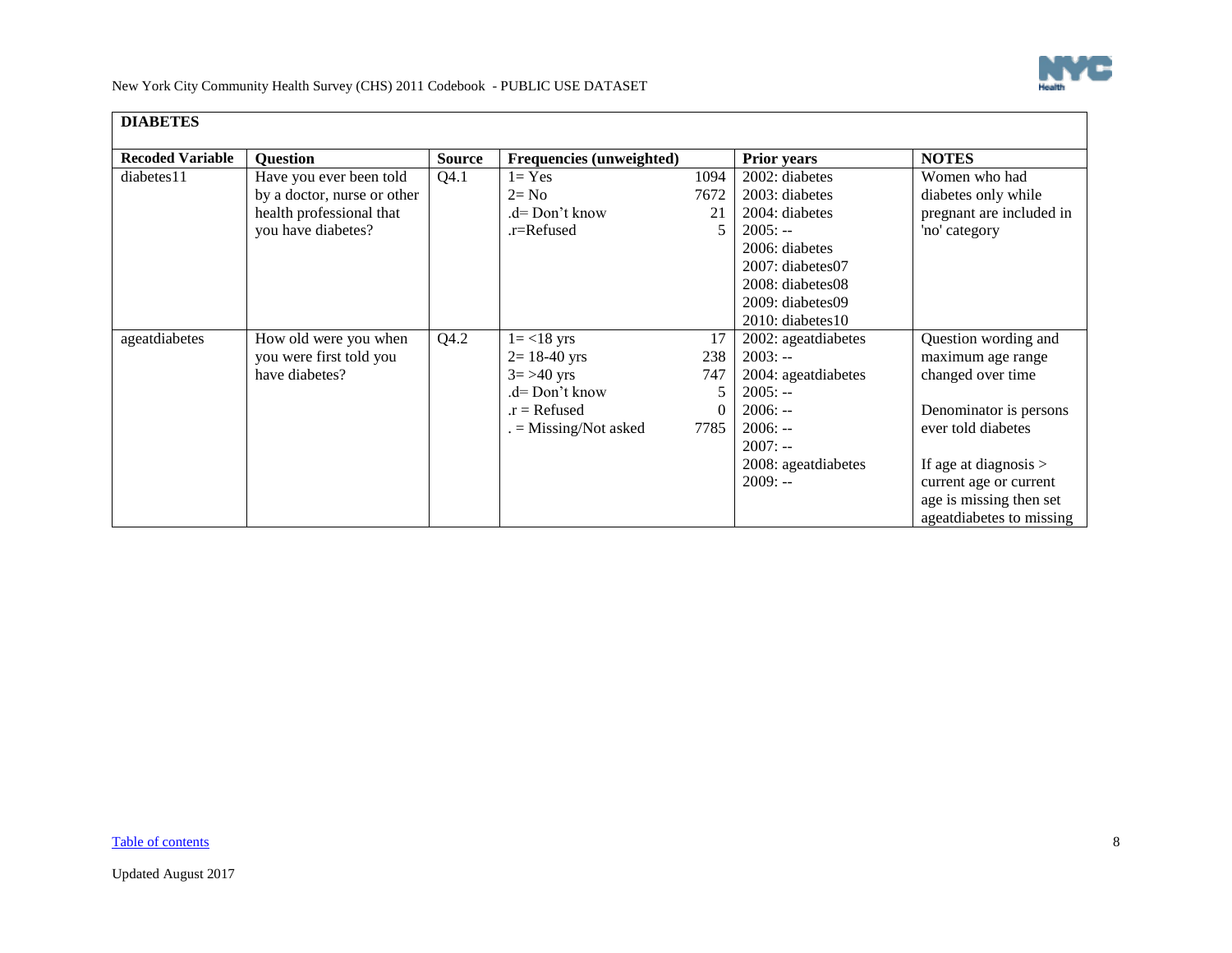## DIABETES

| Recoded Variable | Question | Source | Frequencies (unweighted) | | Prior years | NOTES |
|---|---|---|---|---|---|---|
| diabetes11 | Have you ever been told by a doctor, nurse or other health professional that you have diabetes? | Q4.1 | 1= Yes<br>2= No<br>.d= Don't know<br>.r=Refused | 1094<br>7672<br>21<br>5 | 2002: diabetes<br>2003: diabetes<br>2004: diabetes<br>2005: --<br>2006: diabetes<br>2007: diabetes07<br>2008: diabetes08<br>2009: diabetes09<br>2010: diabetes10 | Women who had diabetes only while pregnant are included in 'no' category |
| ageatdiabetes | How old were you when you were first told you have diabetes? | Q4.2 | 1= <18 yrs<br>2= 18-40 yrs<br>3= >40 yrs<br>.d= Don't know<br>.r = Refused<br>. = Missing/Not asked | 17<br>238<br>747<br>5<br>0<br>7785 | 2002: ageatdiabetes<br>2003: --<br>2004: ageatdiabetes<br>2005: --<br>2006: --<br>2006: --<br>2007: --<br>2008: ageatdiabetes<br>2009: -- | Question wording and maximum age range changed over time<br><br>Denominator is persons ever told diabetes<br><br>If age at diagnosis > current age or current age is missing then set ageatdiabetes to missing |

Table of contents

Updated August 2017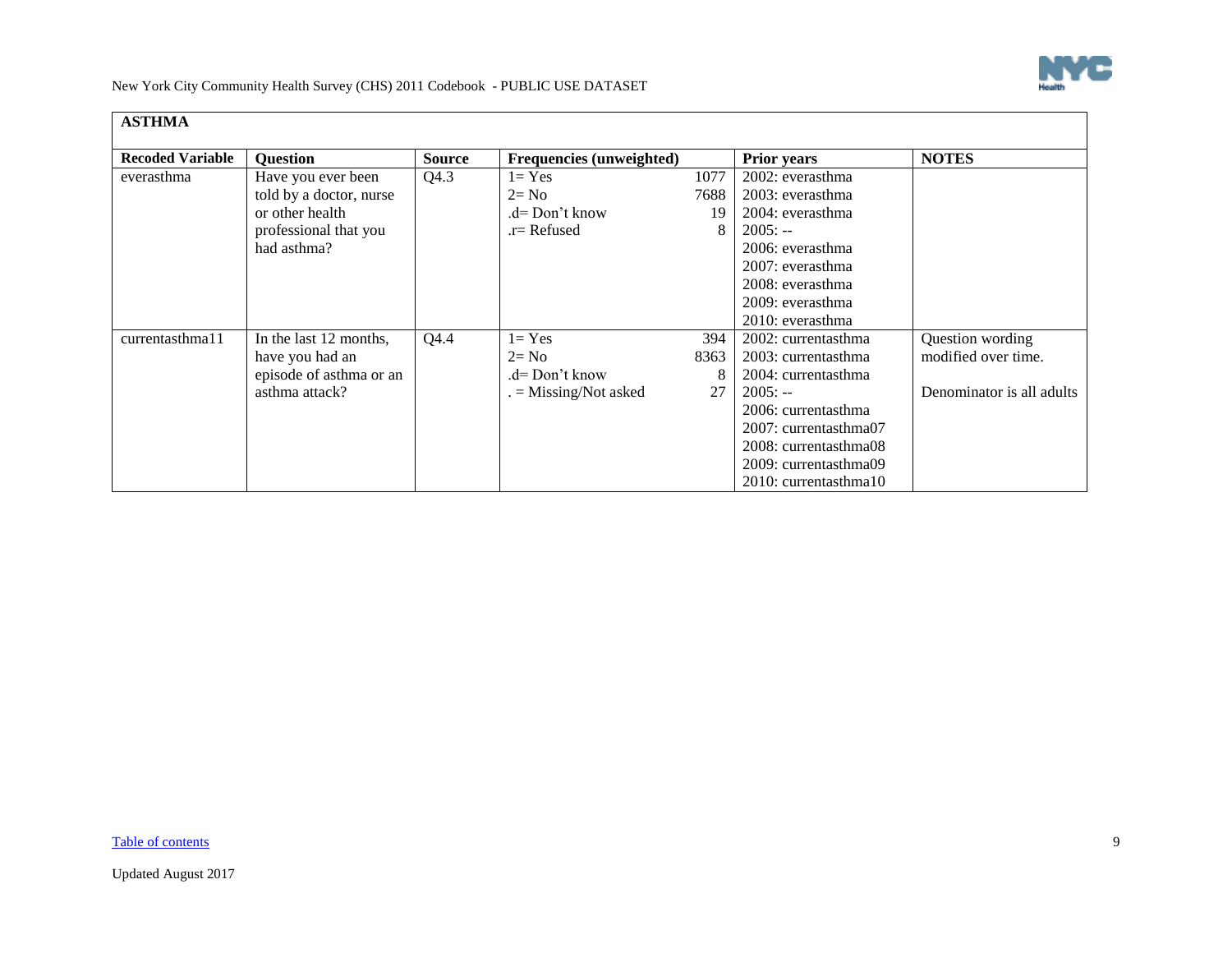## ASTHMA

| Recoded Variable | Question | Source | Frequencies (unweighted) | | Prior years | NOTES |
|---|---|---|---|---|---|---|
| everasthma | Have you ever been told by a doctor, nurse or other health professional that you had asthma? | Q4.3 | 1= Yes<br>2= No<br>.d= Don't know<br>.r= Refused | 1077<br>7688<br>19<br>8 | 2002: everasthma<br>2003: everasthma<br>2004: everasthma<br>2005: --<br>2006: everasthma<br>2007: everasthma<br>2008: everasthma<br>2009: everasthma<br>2010: everasthma | |
| currentasthma11 | In the last 12 months, have you had an episode of asthma or an asthma attack? | Q4.4 | 1= Yes<br>2= No<br>.d= Don't know<br>. = Missing/Not asked | 394<br>8363<br>8<br>27 | 2002: currentasthma<br>2003: currentasthma<br>2004: currentasthma<br>2005: --<br>2006: currentasthma<br>2007: currentasthma07<br>2008: currentasthma08<br>2009: currentasthma09<br>2010: currentasthma10 | Question wording modified over time.<br><br>Denominator is all adults |

Table of contents

Updated August 2017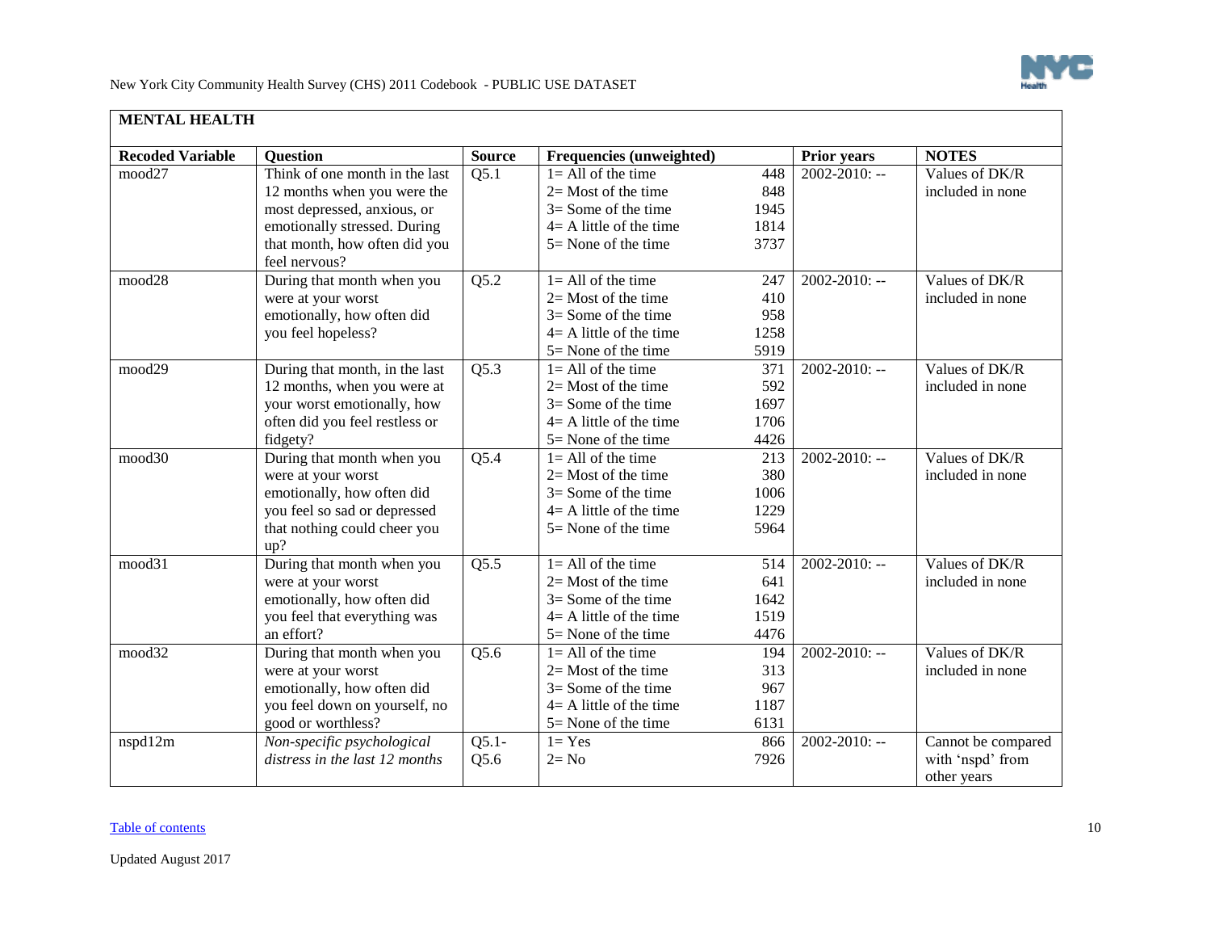## MENTAL HEALTH

| Recoded Variable | Question | Source | Frequencies (unweighted) | | Prior years | NOTES |
|---|---|---|---|---|---|---|
| mood27 | Think of one month in the last 12 months when you were the most depressed, anxious, or emotionally stressed. During that month, how often did you feel nervous? | Q5.1 | 1= All of the time<br>2= Most of the time<br>3= Some of the time<br>4= A little of the time<br>5= None of the time | 448<br>848<br>1945<br>1814<br>3737 | 2002-2010: -- | Values of DK/R included in none |
| mood28 | During that month when you were at your worst emotionally, how often did you feel hopeless? | Q5.2 | 1= All of the time<br>2= Most of the time<br>3= Some of the time<br>4= A little of the time<br>5= None of the time | 247<br>410<br>958<br>1258<br>5919 | 2002-2010: -- | Values of DK/R included in none |
| mood29 | During that month, in the last 12 months, when you were at your worst emotionally, how often did you feel restless or fidgety? | Q5.3 | 1= All of the time<br>2= Most of the time<br>3= Some of the time<br>4= A little of the time<br>5= None of the time | 371<br>592<br>1697<br>1706<br>4426 | 2002-2010: -- | Values of DK/R included in none |
| mood30 | During that month when you were at your worst emotionally, how often did you feel so sad or depressed that nothing could cheer you up? | Q5.4 | 1= All of the time<br>2= Most of the time<br>3= Some of the time<br>4= A little of the time<br>5= None of the time | 213<br>380<br>1006<br>1229<br>5964 | 2002-2010: -- | Values of DK/R included in none |
| mood31 | During that month when you were at your worst emotionally, how often did you feel that everything was an effort? | Q5.5 | 1= All of the time<br>2= Most of the time<br>3= Some of the time<br>4= A little of the time<br>5= None of the time | 514<br>641<br>1642<br>1519<br>4476 | 2002-2010: -- | Values of DK/R included in none |
| mood32 | During that month when you were at your worst emotionally, how often did you feel down on yourself, no good or worthless? | Q5.6 | 1= All of the time<br>2= Most of the time<br>3= Some of the time<br>4= A little of the time<br>5= None of the time | 194<br>313<br>967<br>1187<br>6131 | 2002-2010: -- | Values of DK/R included in none |
| nspd12m | *Non-specific psychological distress in the last 12 months* | Q5.1-Q5.6 | 1= Yes<br>2= No | 866<br>7926 | 2002-2010: -- | Cannot be compared with 'nspd' from other years |

Table of contents

Updated August 2017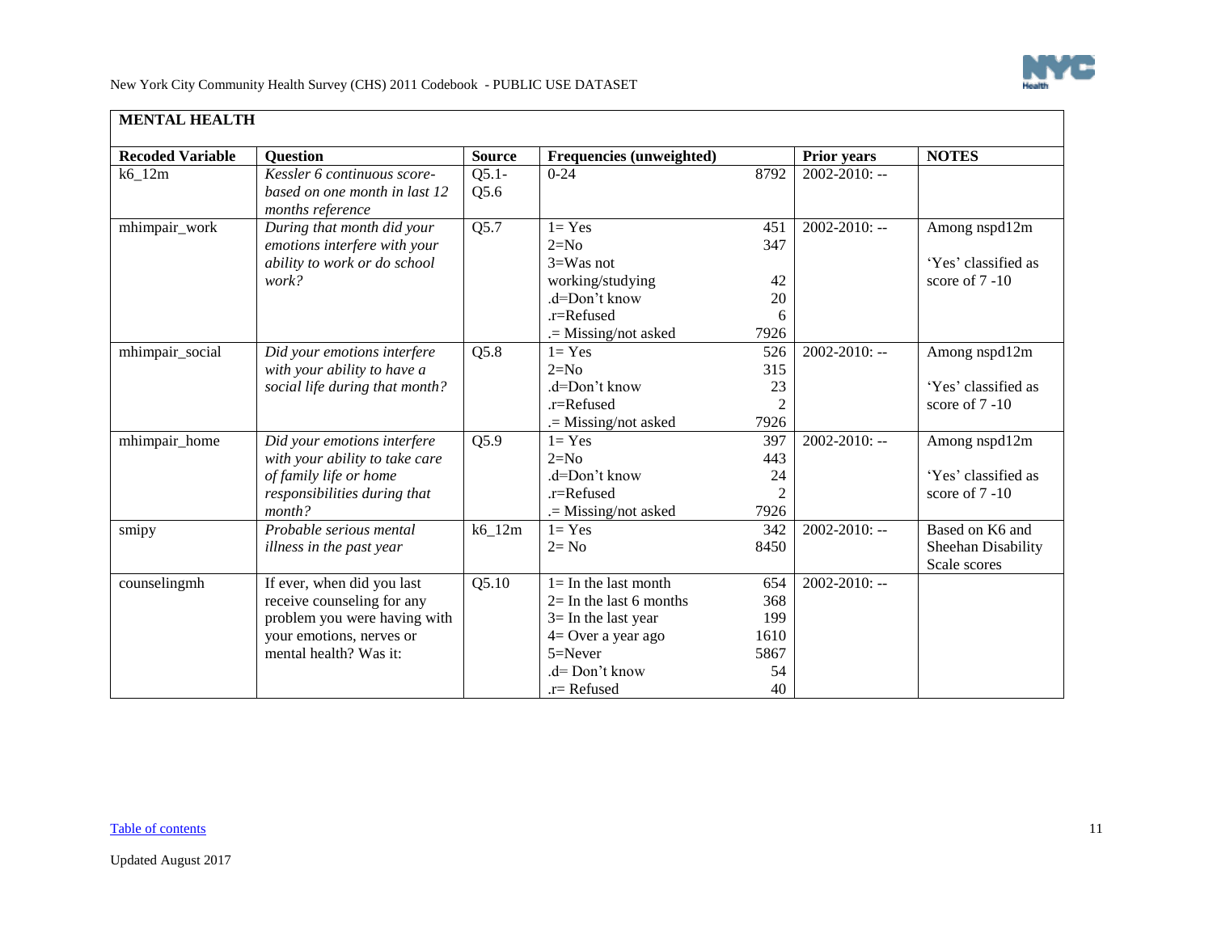## MENTAL HEALTH

| Recoded Variable | Question | Source | Frequencies (unweighted) | | Prior years | NOTES |
|---|---|---|---|---|---|---|
| k6_12m | *Kessler 6 continuous score-based on one month in last 12 months reference* | Q5.1-Q5.6 | 0-24 | 8792 | 2002-2010: -- | |
| mhimpair_work | *During that month did your emotions interfere with your ability to work or do school work?* | Q5.7 | 1= Yes<br>2=No<br>3=Was not working/studying<br>.d=Don't know<br>.r=Refused<br>.= Missing/not asked | 451<br>347<br>42<br>20<br>6<br>7926 | 2002-2010: -- | Among nspd12m<br><br>'Yes' classified as score of 7 -10 |
| mhimpair_social | *Did your emotions interfere with your ability to have a social life during that month?* | Q5.8 | 1= Yes<br>2=No<br>.d=Don't know<br>.r=Refused<br>.= Missing/not asked | 526<br>315<br>23<br>2<br>7926 | 2002-2010: -- | Among nspd12m<br><br>'Yes' classified as score of 7 -10 |
| mhimpair_home | *Did your emotions interfere with your ability to take care of family life or home responsibilities during that month?* | Q5.9 | 1= Yes<br>2=No<br>.d=Don't know<br>.r=Refused<br>.= Missing/not asked | 397<br>443<br>24<br>2<br>7926 | 2002-2010: -- | Among nspd12m<br><br>'Yes' classified as score of 7 -10 |
| smipy | *Probable serious mental illness in the past year* | k6_12m | 1= Yes<br>2= No | 342<br>8450 | 2002-2010: -- | Based on K6 and Sheehan Disability Scale scores |
| counselingmh | If ever, when did you last receive counseling for any problem you were having with your emotions, nerves or mental health? Was it: | Q5.10 | 1= In the last month<br>2= In the last 6 months<br>3= In the last year<br>4= Over a year ago<br>5=Never<br>.d= Don't know<br>.r= Refused | 654<br>368<br>199<br>1610<br>5867<br>54<br>40 | 2002-2010: -- | |

Table of contents

Updated August 2017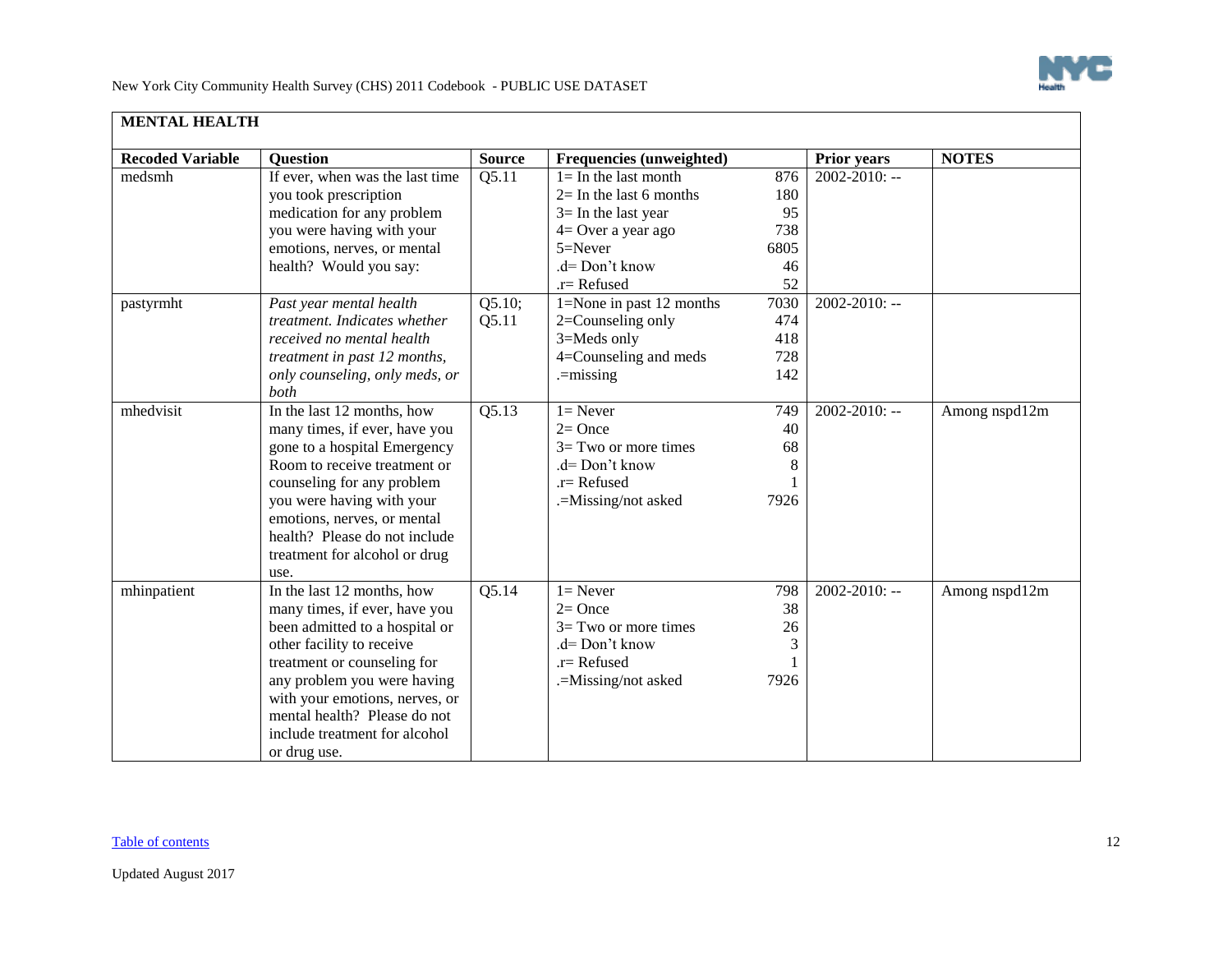## MENTAL HEALTH

| Recoded Variable | Question | Source | Frequencies (unweighted) | | Prior years | NOTES |
|---|---|---|---|---|---|---|
| medsmh | If ever, when was the last time you took prescription medication for any problem you were having with your emotions, nerves, or mental health? Would you say: | Q5.11 | 1= In the last month<br>2= In the last 6 months<br>3= In the last year<br>4= Over a year ago<br>5=Never<br>.d= Don't know<br>.r= Refused | 876<br>180<br>95<br>738<br>6805<br>46<br>52 | 2002-2010: -- | |
| pastyrmht | *Past year mental health treatment. Indicates whether received no mental health treatment in past 12 months, only counseling, only meds, or both* | Q5.10; Q5.11 | 1=None in past 12 months<br>2=Counseling only<br>3=Meds only<br>4=Counseling and meds<br>.=missing | 7030<br>474<br>418<br>728<br>142 | 2002-2010: -- | |
| mhedvisit | In the last 12 months, how many times, if ever, have you gone to a hospital Emergency Room to receive treatment or counseling for any problem you were having with your emotions, nerves, or mental health? Please do not include treatment for alcohol or drug use. | Q5.13 | 1= Never<br>2= Once<br>3= Two or more times<br>.d= Don't know<br>.r= Refused<br>.=Missing/not asked | 749<br>40<br>68<br>8<br>1<br>7926 | 2002-2010: -- | Among nspd12m |
| mhinpatient | In the last 12 months, how many times, if ever, have you been admitted to a hospital or other facility to receive treatment or counseling for any problem you were having with your emotions, nerves, or mental health? Please do not include treatment for alcohol or drug use. | Q5.14 | 1= Never<br>2= Once<br>3= Two or more times<br>.d= Don't know<br>.r= Refused<br>.=Missing/not asked | 798<br>38<br>26<br>3<br>1<br>7926 | 2002-2010: -- | Among nspd12m |

Table of contents

Updated August 2017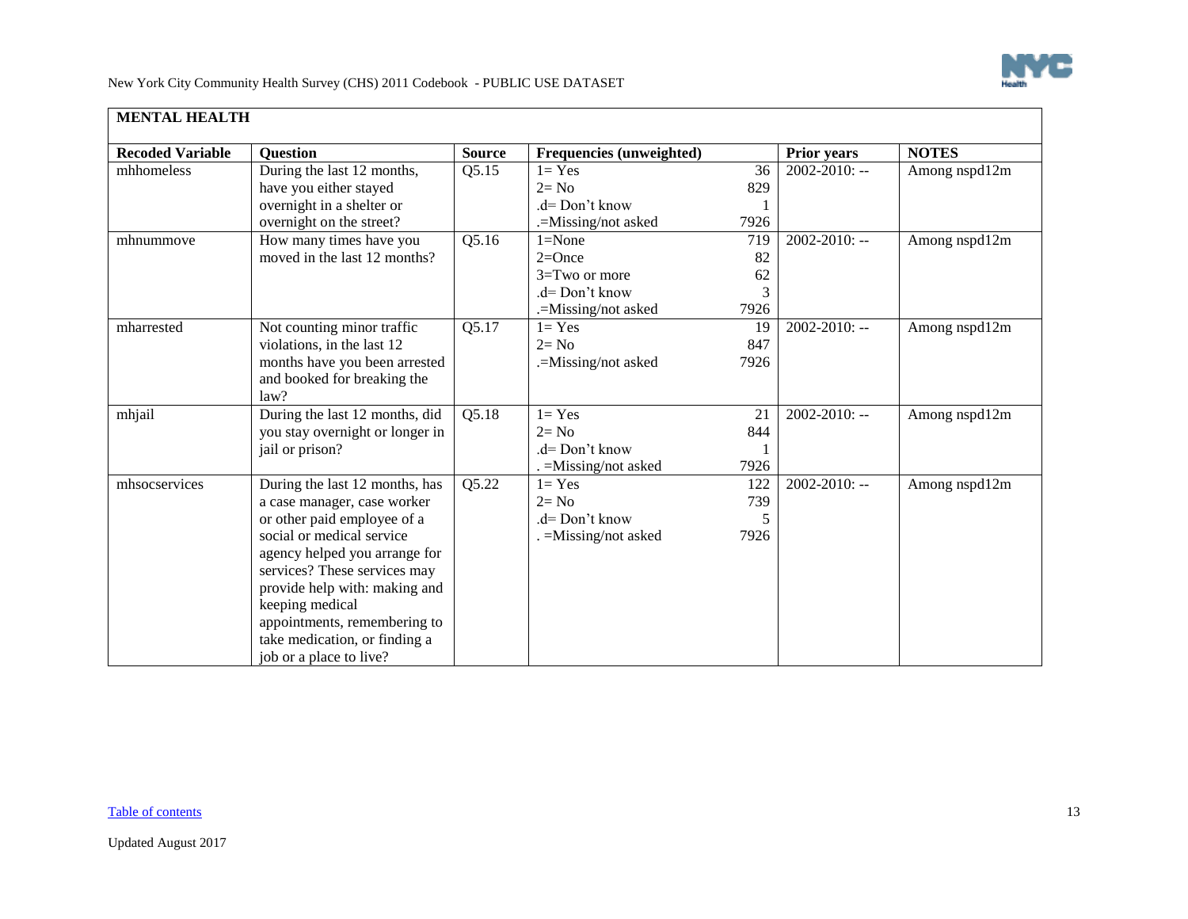## MENTAL HEALTH

| Recoded Variable | Question | Source | Frequencies (unweighted) | | Prior years | NOTES |
|---|---|---|---|---|---|---|
| mhhomeless | During the last 12 months, have you either stayed overnight in a shelter or overnight on the street? | Q5.15 | 1= Yes<br>2= No<br>.d= Don't know<br>.=Missing/not asked | 36<br>829<br>1<br>7926 | 2002-2010: -- | Among nspd12m |
| mhnummove | How many times have you moved in the last 12 months? | Q5.16 | 1=None<br>2=Once<br>3=Two or more<br>.d= Don't know<br>.=Missing/not asked | 719<br>82<br>62<br>3<br>7926 | 2002-2010: -- | Among nspd12m |
| mharrested | Not counting minor traffic violations, in the last 12 months have you been arrested and booked for breaking the law? | Q5.17 | 1= Yes<br>2= No<br>.=Missing/not asked | 19<br>847<br>7926 | 2002-2010: -- | Among nspd12m |
| mhjail | During the last 12 months, did you stay overnight or longer in jail or prison? | Q5.18 | 1= Yes<br>2= No<br>.d= Don't know<br>. =Missing/not asked | 21<br>844<br>1<br>7926 | 2002-2010: -- | Among nspd12m |
| mhsocservices | During the last 12 months, has a case manager, case worker or other paid employee of a social or medical service agency helped you arrange for services? These services may provide help with: making and keeping medical appointments, remembering to take medication, or finding a job or a place to live? | Q5.22 | 1= Yes<br>2= No<br>.d= Don't know<br>. =Missing/not asked | 122<br>739<br>5<br>7926 | 2002-2010: -- | Among nspd12m |

Table of contents

Updated August 2017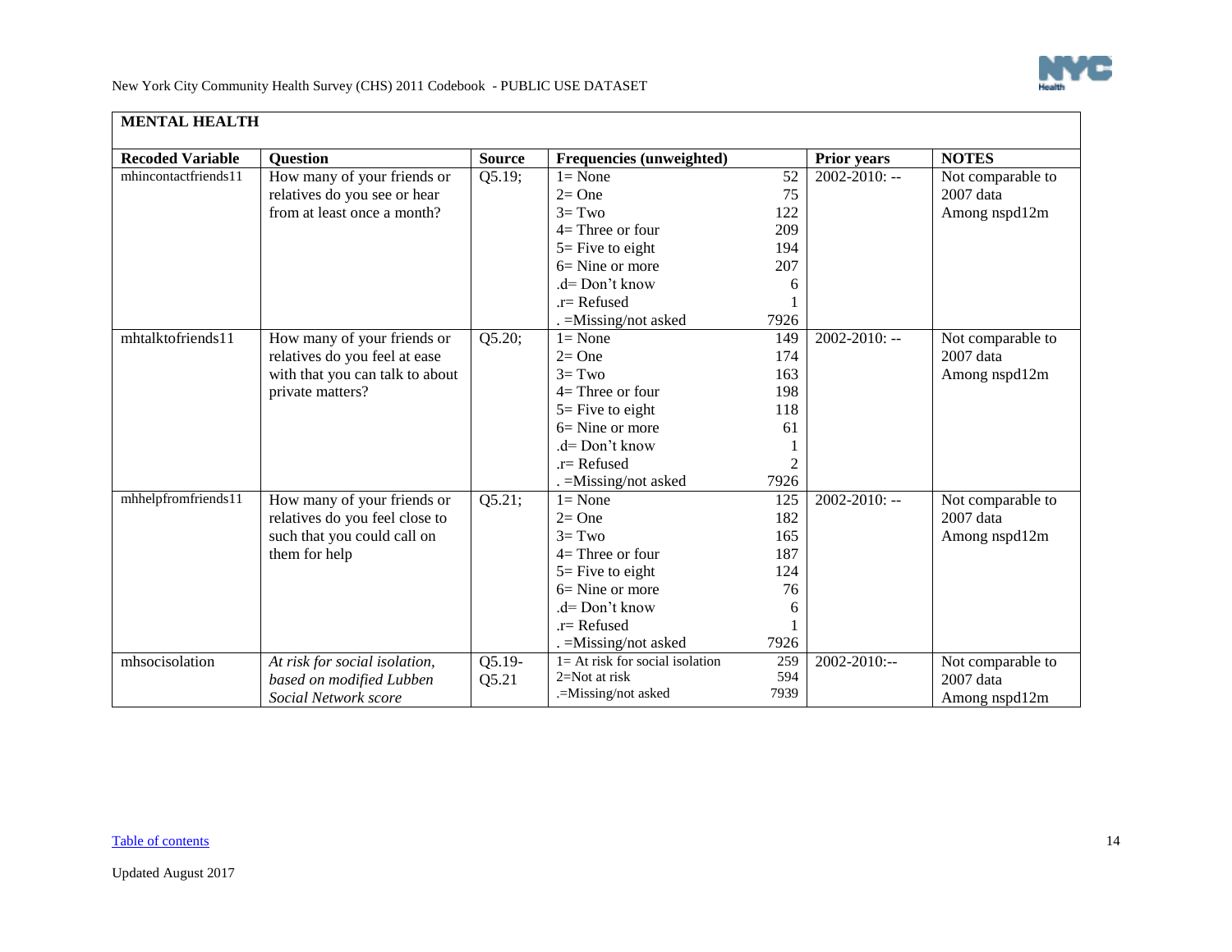## MENTAL HEALTH

| Recoded Variable | Question | Source | Frequencies (unweighted) | | Prior years | NOTES |
|---|---|---|---|---|---|---|
| mhincontactfriends11 | How many of your friends or relatives do you see or hear from at least once a month? | Q5.19; | 1= None<br>2= One<br>3= Two<br>4= Three or four<br>5= Five to eight<br>6= Nine or more<br>.d= Don't know<br>.r= Refused<br>. =Missing/not asked | 52<br>75<br>122<br>209<br>194<br>207<br>6<br>1<br>7926 | 2002-2010: -- | Not comparable to 2007 data<br>Among nspd12m |
| mhtalktofriends11 | How many of your friends or relatives do you feel at ease with that you can talk to about private matters? | Q5.20; | 1= None<br>2= One<br>3= Two<br>4= Three or four<br>5= Five to eight<br>6= Nine or more<br>.d= Don't know<br>.r= Refused<br>. =Missing/not asked | 149<br>174<br>163<br>198<br>118<br>61<br>1<br>2<br>7926 | 2002-2010: -- | Not comparable to 2007 data<br>Among nspd12m |
| mhhelpfromfriends11 | How many of your friends or relatives do you feel close to such that you could call on them for help | Q5.21; | 1= None<br>2= One<br>3= Two<br>4= Three or four<br>5= Five to eight<br>6= Nine or more<br>.d= Don't know<br>.r= Refused<br>. =Missing/not asked | 125<br>182<br>165<br>187<br>124<br>76<br>6<br>1<br>7926 | 2002-2010: -- | Not comparable to 2007 data<br>Among nspd12m |
| mhsocisolation | *At risk for social isolation, based on modified Lubben Social Network score* | Q5.19-Q5.21 | 1= At risk for social isolation<br>2=Not at risk<br>.=Missing/not asked | 259<br>594<br>7939 | 2002-2010:-- | Not comparable to 2007 data<br>Among nspd12m |

Table of contents

Updated August 2017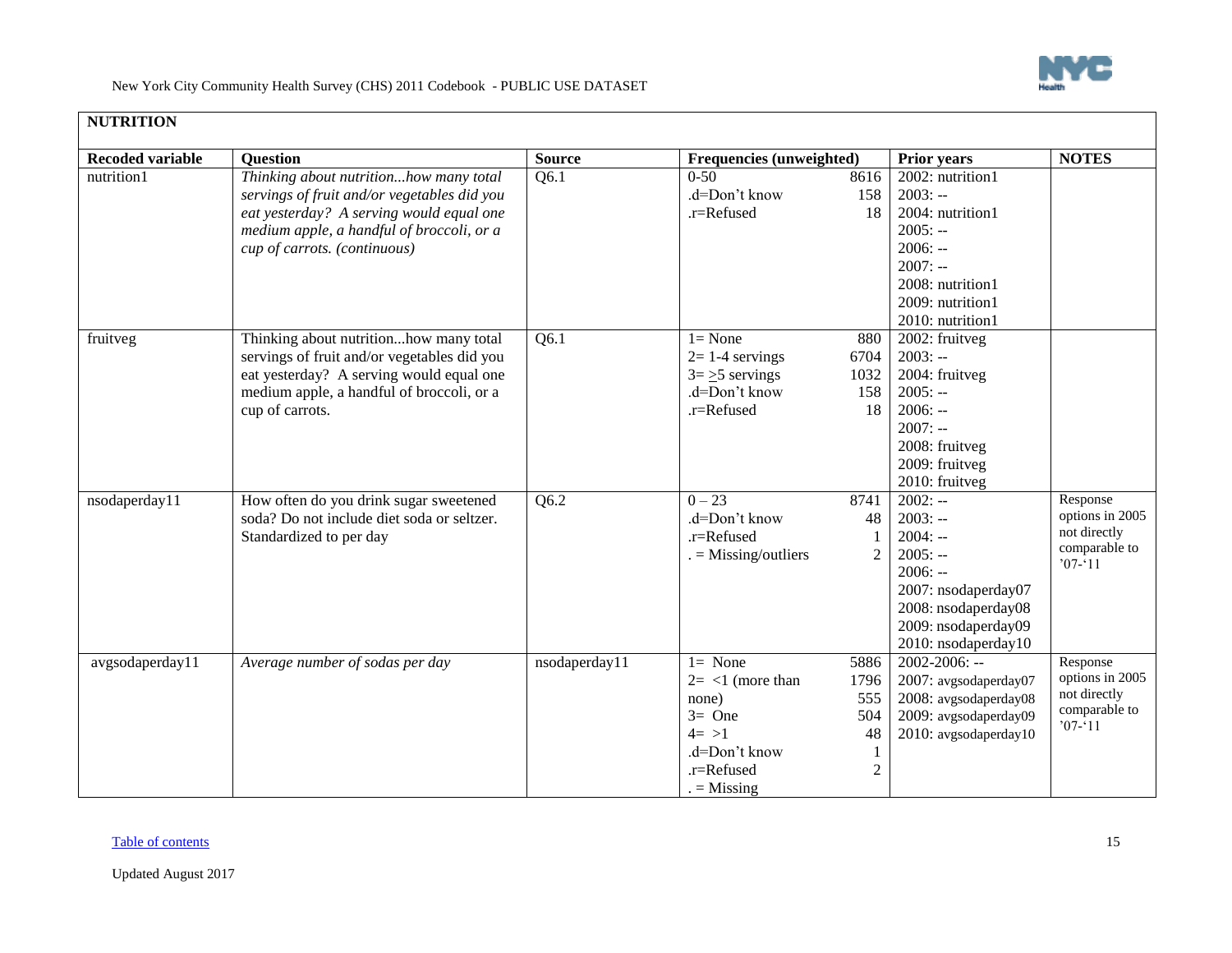## NUTRITION

| Recoded variable | Question | Source | Frequencies (unweighted) | Prior years | NOTES |
|---|---|---|---|---|---|
| nutrition1 | *Thinking about nutrition...how many total servings of fruit and/or vegetables did you eat yesterday? A serving would equal one medium apple, a handful of broccoli, or a cup of carrots. (continuous)* | Q6.1 | 0-50 8616<br>.d=Don't know 158<br>.r=Refused 18 | 2002: nutrition1<br>2003: --<br>2004: nutrition1<br>2005: --<br>2006: --<br>2007: --<br>2008: nutrition1<br>2009: nutrition1<br>2010: nutrition1 | |
| fruitveg | Thinking about nutrition...how many total servings of fruit and/or vegetables did you eat yesterday? A serving would equal one medium apple, a handful of broccoli, or a cup of carrots. | Q6.1 | 1= None 880<br>2= 1-4 servings 6704<br>3= ≥5 servings 1032<br>.d=Don't know 158<br>.r=Refused 18 | 2002: fruitveg<br>2003: --<br>2004: fruitveg<br>2005: --<br>2006: --<br>2007: --<br>2008: fruitveg<br>2009: fruitveg<br>2010: fruitveg | |
| nsodaperday11 | How often do you drink sugar sweetened soda? Do not include diet soda or seltzer. Standardized to per day | Q6.2 | 0 – 23 8741<br>.d=Don't know 48<br>.r=Refused 1<br>. = Missing/outliers 2 | 2002: --<br>2003: --<br>2004: --<br>2005: --<br>2006: --<br>2007: nsodaperday07<br>2008: nsodaperday08<br>2009: nsodaperday09<br>2010: nsodaperday10 | Response options in 2005 not directly comparable to '07-'11 |
| avgsodaperday11 | *Average number of sodas per day* | nsodaperday11 | 1= None 5886<br>2= <1 (more than none) 1796<br>3= One 555<br>4= >1 504<br>.d=Don't know 48<br>.r=Refused 1<br>. = Missing 2 | 2002-2006: --<br>2007: avgsodaperday07<br>2008: avgsodaperday08<br>2009: avgsodaperday09<br>2010: avgsodaperday10 | Response options in 2005 not directly comparable to '07-'11 |

Table of contents

Updated August 2017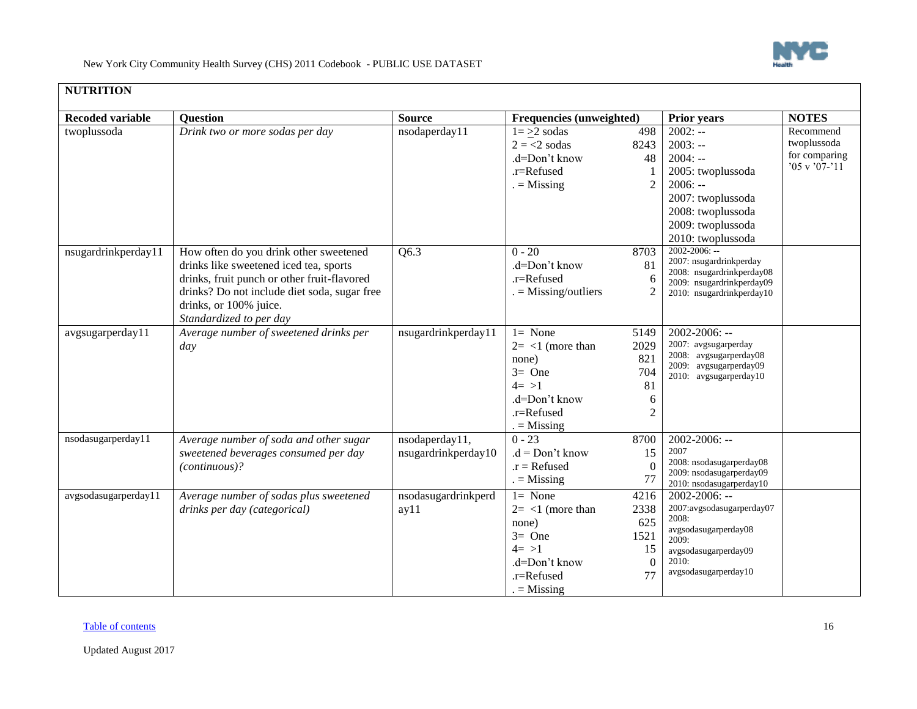## NUTRITION

| Recoded variable | Question | Source | Frequencies (unweighted) | | Prior years | NOTES |
|---|---|---|---|---|---|---|
| twoplussoda | *Drink two or more sodas per day* | nsodaperday11 | 1= ≥2 sodas<br>2 = <2 sodas<br>.d=Don't know<br>.r=Refused<br>. = Missing | 498<br>8243<br>48<br>1<br>2 | 2002: --<br>2003: --<br>2004: --<br>2005: twoplussoda<br>2006: --<br>2007: twoplussoda<br>2008: twoplussoda<br>2009: twoplussoda<br>2010: twoplussoda | Recommend twoplussoda for comparing '05 v '07-'11 |
| nsugardrinkperday11 | How often do you drink other sweetened drinks like sweetened iced tea, sports drinks, fruit punch or other fruit-flavored drinks? Do not include diet soda, sugar free drinks, or 100% juice.<br>*Standardized to per day* | Q6.3 | 0 - 20<br>.d=Don't know<br>.r=Refused<br>. = Missing/outliers | 8703<br>81<br>6<br>2 | 2002-2006: --<br>2007: nsugardrinkperday<br>2008: nsugardrinkperday08<br>2009: nsugardrinkperday09<br>2010: nsugardrinkperday10 | |
| avgsugarperday11 | *Average number of sweetened drinks per day* | nsugardrinkperday11 | 1= None<br>2= <1 (more than none)<br>3= One<br>4= >1<br>.d=Don't know<br>.r=Refused<br>. = Missing | 5149<br>2029<br>821<br>704<br>81<br>6<br>2 | 2002-2006: --<br>2007: avgsugarperday<br>2008: avgsugarperday08<br>2009: avgsugarperday09<br>2010: avgsugarperday10 | |
| nsodasugarperday11 | *Average number of soda and other sugar sweetened beverages consumed per day (continuous)?* | nsodaperday11, nsugardrinkperday10 | 0 - 23<br>.d = Don't know<br>.r = Refused<br>. = Missing | 8700<br>15<br>0<br>77 | 2002-2006: --<br>2007<br>2008: nsodasugarperday08<br>2009: nsodasugarperday09<br>2010: nsodasugarperday10 | |
| avgsodasugarperday11 | *Average number of sodas plus sweetened drinks per day (categorical)* | nsodasugardrinkperday11 | 1= None<br>2= <1 (more than none)<br>3= One<br>4= >1<br>.d=Don't know<br>.r=Refused<br>. = Missing | 4216<br>2338<br>625<br>1521<br>15<br>0<br>77 | 2002-2006: --<br>2007:avgsodasugarperday07<br>2008: avgsodasugarperday08<br>2009: avgsodasugarperday09<br>2010: avgsodasugarperday10 | |

Table of contents

Updated August 2017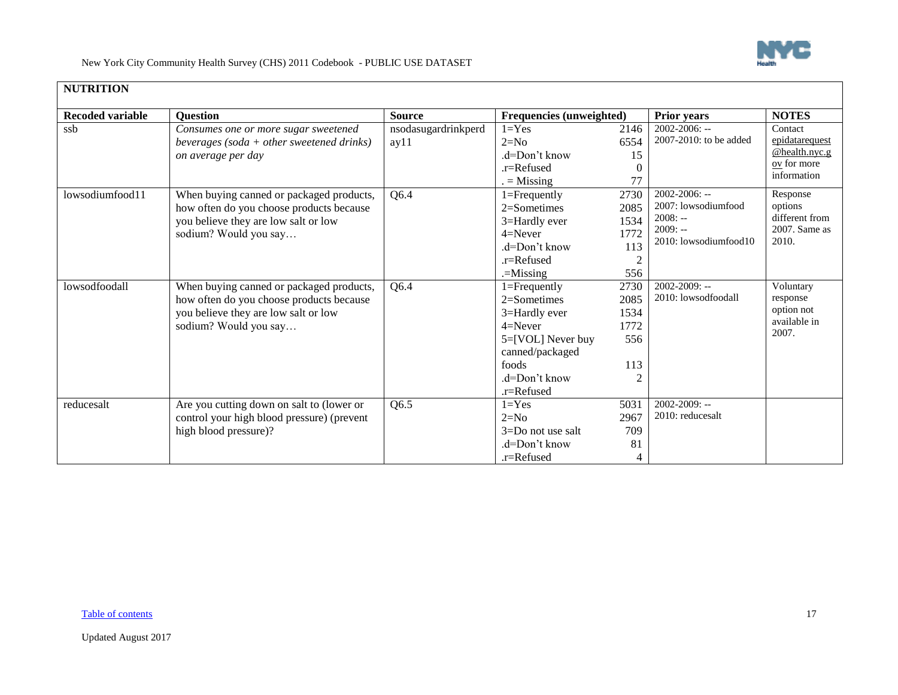| NUTRITION | | | | | |
|---|---|---|---|---|---|
| **Recoded variable** | **Question** | **Source** | **Frequencies (unweighted)** | **Prior years** | **NOTES** |
| ssb | *Consumes one or more sugar sweetened beverages (soda + other sweetened drinks) on average per day* | nsodasugardrinkperday11 | 1=Yes 2146<br>2=No 6554<br>.d=Don't know 15<br>.r=Refused 0<br>. = Missing 77 | 2002-2006: --<br>2007-2010: to be added | Contact epidatarequest@health.nyc.gov for more information |
| lowsodiumfood11 | When buying canned or packaged products, how often do you choose products because you believe they are low salt or low sodium? Would you say… | Q6.4 | 1=Frequently 2730<br>2=Sometimes 2085<br>3=Hardly ever 1534<br>4=Never 1772<br>.d=Don't know 113<br>.r=Refused 2<br>.=Missing 556 | 2002-2006: --<br>2007: lowsodiumfood<br>2008: --<br>2009: --<br>2010: lowsodiumfood10 | Response options different from 2007. Same as 2010. |
| lowsodfoodall | When buying canned or packaged products, how often do you choose products because you believe they are low salt or low sodium? Would you say… | Q6.4 | 1=Frequently 2730<br>2=Sometimes 2085<br>3=Hardly ever 1534<br>4=Never 1772<br>5=[VOL] Never buy canned/packaged foods 556<br>.d=Don't know 113<br>.r=Refused 2 | 2002-2009: --<br>2010: lowsodfoodall | Voluntary response option not available in 2007. |
| reducesalt | Are you cutting down on salt to (lower or control your high blood pressure) (prevent high blood pressure)? | Q6.5 | 1=Yes 5031<br>2=No 2967<br>3=Do not use salt 709<br>.d=Don't know 81<br>.r=Refused 4 | 2002-2009: --<br>2010: reducesalt | |

Table of contents

Updated August 2017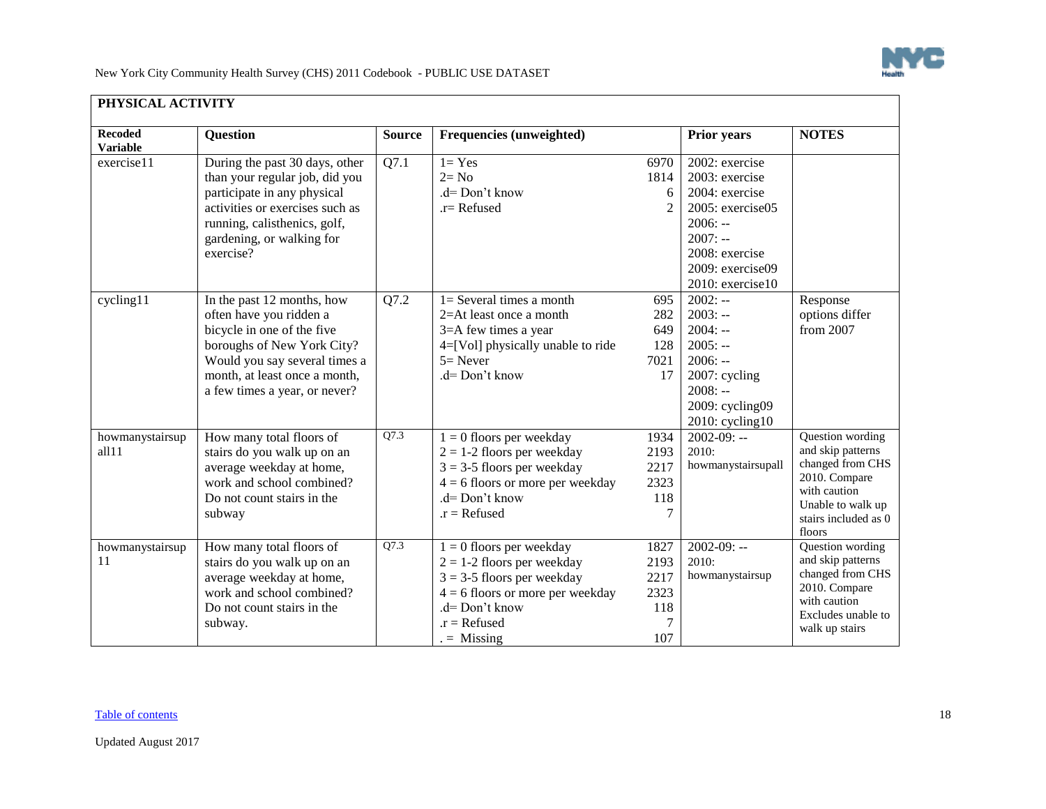## PHYSICAL ACTIVITY

| Recoded Variable | Question | Source | Frequencies (unweighted) | | Prior years | NOTES |
|---|---|---|---|---|---|---|
| exercise11 | During the past 30 days, other than your regular job, did you participate in any physical activities or exercises such as running, calisthenics, golf, gardening, or walking for exercise? | Q7.1 | 1= Yes<br>2= No<br>.d= Don't know<br>.r= Refused | 6970<br>1814<br>6<br>2 | 2002: exercise<br>2003: exercise<br>2004: exercise<br>2005: exercise05<br>2006: --<br>2007: --<br>2008: exercise<br>2009: exercise09<br>2010: exercise10 | |
| cycling11 | In the past 12 months, how often have you ridden a bicycle in one of the five boroughs of New York City? Would you say several times a month, at least once a month, a few times a year, or never? | Q7.2 | 1= Several times a month<br>2=At least once a month<br>3=A few times a year<br>4=[Vol] physically unable to ride<br>5= Never<br>.d= Don't know | 695<br>282<br>649<br>128<br>7021<br>17 | 2002: --<br>2003: --<br>2004: --<br>2005: --<br>2006: --<br>2007: cycling<br>2008: --<br>2009: cycling09<br>2010: cycling10 | Response options differ from 2007 |
| howmanystairsupall11 | How many total floors of stairs do you walk up on an average weekday at home, work and school combined? Do not count stairs in the subway | Q7.3 | 1 = 0 floors per weekday<br>2 = 1-2 floors per weekday<br>3 = 3-5 floors per weekday<br>4 = 6 floors or more per weekday<br>.d= Don't know<br>.r = Refused | 1934<br>2193<br>2217<br>2323<br>118<br>7 | 2002-09: --<br>2010: howmanystairsupall | Question wording and skip patterns changed from CHS 2010. Compare with caution Unable to walk up stairs included as 0 floors |
| howmanystairsup11 | How many total floors of stairs do you walk up on an average weekday at home, work and school combined? Do not count stairs in the subway. | Q7.3 | 1 = 0 floors per weekday<br>2 = 1-2 floors per weekday<br>3 = 3-5 floors per weekday<br>4 = 6 floors or more per weekday<br>.d= Don't know<br>.r = Refused<br>. = Missing | 1827<br>2193<br>2217<br>2323<br>118<br>7<br>107 | 2002-09: --<br>2010: howmanystairsup | Question wording and skip patterns changed from CHS 2010. Compare with caution Excludes unable to walk up stairs |

Table of contents

Updated August 2017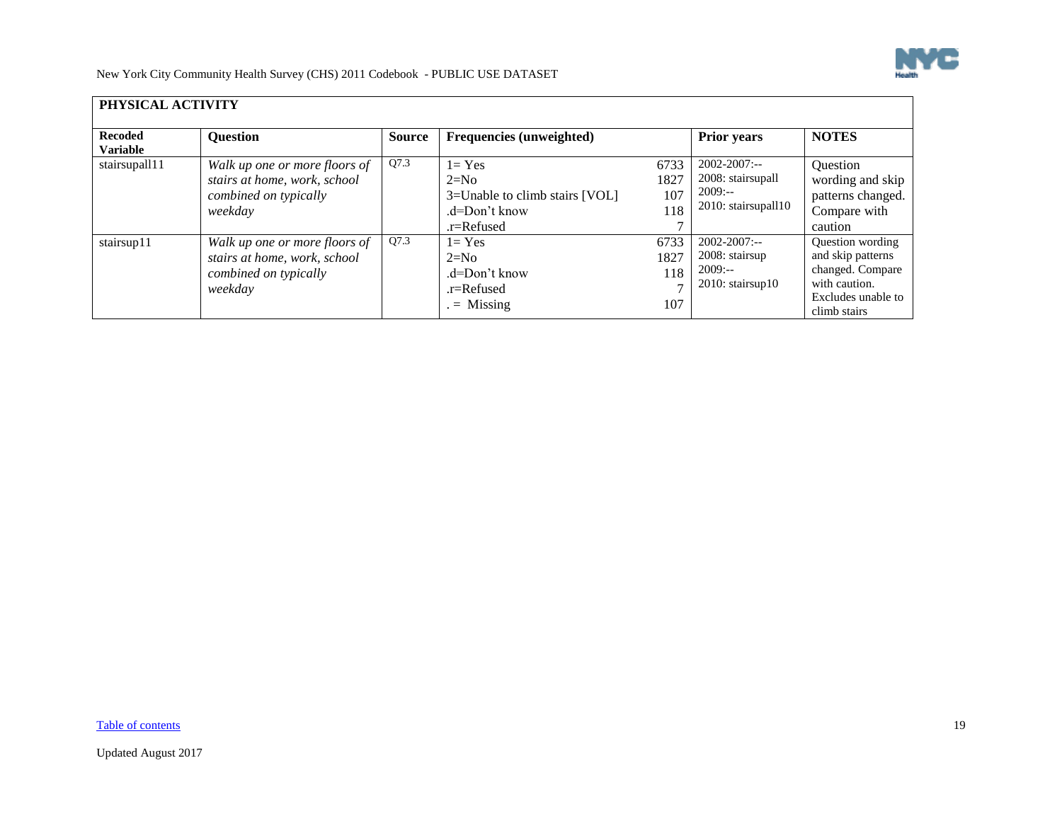## PHYSICAL ACTIVITY

| Recoded Variable | Question | Source | Frequencies (unweighted) | | Prior years | NOTES |
|---|---|---|---|---|---|---|
| stairsupall11 | *Walk up one or more floors of stairs at home, work, school combined on typically weekday* | Q7.3 | 1= Yes<br>2=No<br>3=Unable to climb stairs [VOL]<br>.d=Don't know<br>.r=Refused | 6733<br>1827<br>107<br>118<br>7 | 2002-2007:--<br>2008: stairsupall<br>2009:--<br>2010: stairsupall10 | Question wording and skip patterns changed. Compare with caution |
| stairsup11 | *Walk up one or more floors of stairs at home, work, school combined on typically weekday* | Q7.3 | 1= Yes<br>2=No<br>.d=Don't know<br>.r=Refused<br>. = Missing | 6733<br>1827<br>118<br>7<br>107 | 2002-2007:--<br>2008: stairsup<br>2009:--<br>2010: stairsup10 | Question wording and skip patterns changed. Compare with caution. Excludes unable to climb stairs |

Table of contents

Updated August 2017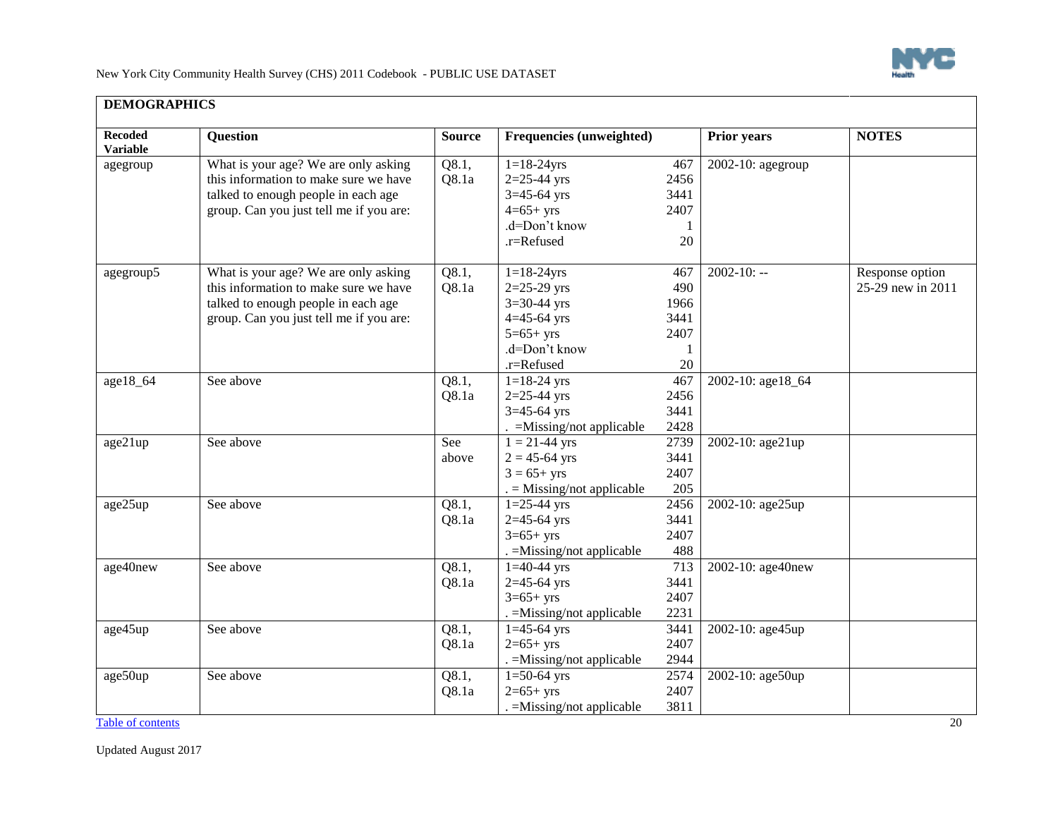## DEMOGRAPHICS

| Recoded Variable | Question | Source | Frequencies (unweighted) | | Prior years | NOTES |
|---|---|---|---|---|---|---|
| agegroup | What is your age? We are only asking this information to make sure we have talked to enough people in each age group. Can you just tell me if you are: | Q8.1, Q8.1a | 1=18-24yrs<br>2=25-44 yrs<br>3=45-64 yrs<br>4=65+ yrs<br>.d=Don't know<br>.r=Refused | 467<br>2456<br>3441<br>2407<br>1<br>20 | 2002-10: agegroup | |
| agegroup5 | What is your age? We are only asking this information to make sure we have talked to enough people in each age group. Can you just tell me if you are: | Q8.1, Q8.1a | 1=18-24yrs<br>2=25-29 yrs<br>3=30-44 yrs<br>4=45-64 yrs<br>5=65+ yrs<br>.d=Don't know<br>.r=Refused | 467<br>490<br>1966<br>3441<br>2407<br>1<br>20 | 2002-10: -- | Response option 25-29 new in 2011 |
| age18_64 | See above | Q8.1, Q8.1a | 1=18-24 yrs<br>2=25-44 yrs<br>3=45-64 yrs<br>. =Missing/not applicable | 467<br>2456<br>3441<br>2428 | 2002-10: age18_64 | |
| age21up | See above | See above | 1 = 21-44 yrs<br>2 = 45-64 yrs<br>3 = 65+ yrs<br>. = Missing/not applicable | 2739<br>3441<br>2407<br>205 | 2002-10: age21up | |
| age25up | See above | Q8.1, Q8.1a | 1=25-44 yrs<br>2=45-64 yrs<br>3=65+ yrs<br>. =Missing/not applicable | 2456<br>3441<br>2407<br>488 | 2002-10: age25up | |
| age40new | See above | Q8.1, Q8.1a | 1=40-44 yrs<br>2=45-64 yrs<br>3=65+ yrs<br>. =Missing/not applicable | 713<br>3441<br>2407<br>2231 | 2002-10: age40new | |
| age45up | See above | Q8.1, Q8.1a | 1=45-64 yrs<br>2=65+ yrs<br>. =Missing/not applicable | 3441<br>2407<br>2944 | 2002-10: age45up | |
| age50up | See above | Q8.1, Q8.1a | 1=50-64 yrs<br>2=65+ yrs<br>. =Missing/not applicable | 2574<br>2407<br>3811 | 2002-10: age50up | |

Table of contents

Updated August 2017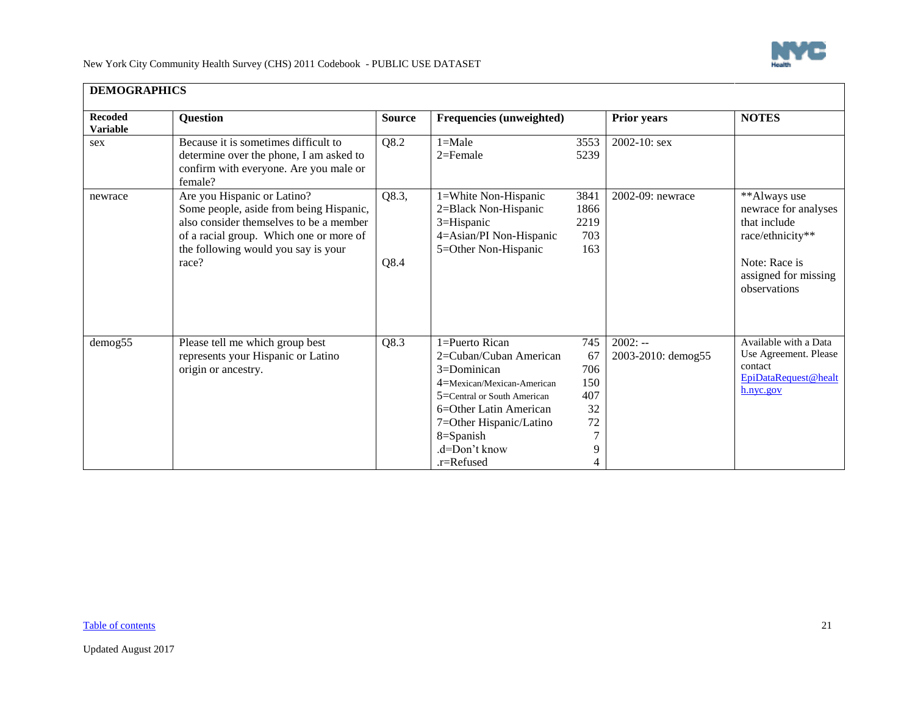## DEMOGRAPHICS

| Recoded Variable | Question | Source | Frequencies (unweighted) | | Prior years | NOTES |
|---|---|---|---|---|---|---|
| sex | Because it is sometimes difficult to determine over the phone, I am asked to confirm with everyone. Are you male or female? | Q8.2 | 1=Male<br>2=Female | 3553<br>5239 | 2002-10: sex | |
| newrace | Are you Hispanic or Latino?<br>Some people, aside from being Hispanic, also consider themselves to be a member of a racial group. Which one or more of the following would you say is your race? | Q8.3,<br><br>Q8.4 | 1=White Non-Hispanic<br>2=Black Non-Hispanic<br>3=Hispanic<br>4=Asian/PI Non-Hispanic<br>5=Other Non-Hispanic | 3841<br>1866<br>2219<br>703<br>163 | 2002-09: newrace | **Always use newrace for analyses that include race/ethnicity**<br><br>Note: Race is assigned for missing observations |
| demog55 | Please tell me which group best represents your Hispanic or Latino origin or ancestry. | Q8.3 | 1=Puerto Rican<br>2=Cuban/Cuban American<br>3=Dominican<br>4=Mexican/Mexican-American<br>5=Central or South American<br>6=Other Latin American<br>7=Other Hispanic/Latino<br>8=Spanish<br>.d=Don't know<br>.r=Refused | 745<br>67<br>706<br>150<br>407<br>32<br>72<br>7<br>9<br>4 | 2002: --<br>2003-2010: demog55 | Available with a Data Use Agreement. Please contact EpiDataRequest@health.nyc.gov |

Table of contents

Updated August 2017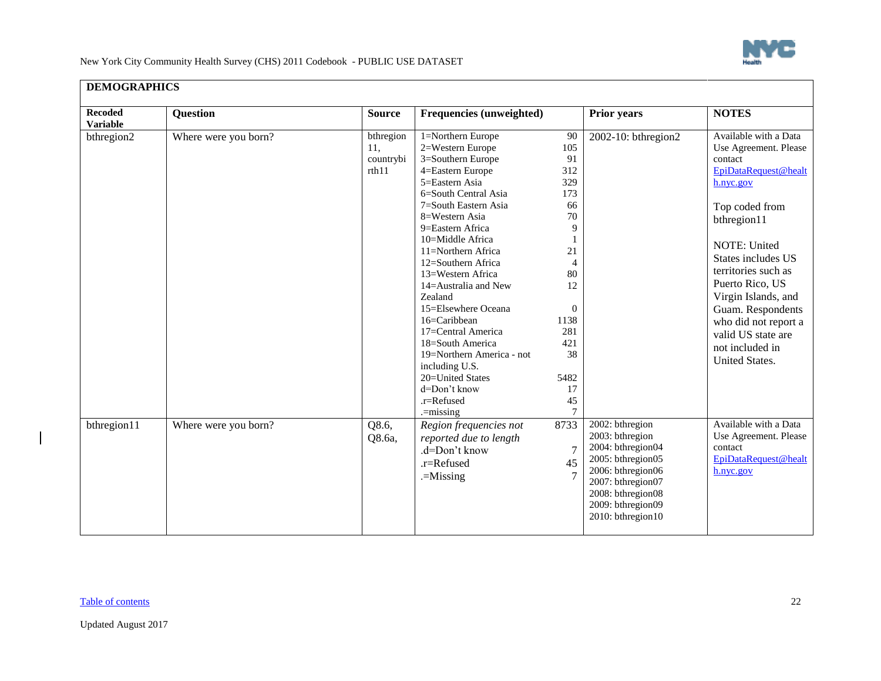## DEMOGRAPHICS

| Recoded Variable | Question | Source | Frequencies (unweighted) | | Prior years | NOTES |
|---|---|---|---|---|---|---|
| bthregion2 | Where were you born? | bthregion11, countrybirth11 | 1=Northern Europe<br>2=Western Europe<br>3=Southern Europe<br>4=Eastern Europe<br>5=Eastern Asia<br>6=South Central Asia<br>7=South Eastern Asia<br>8=Western Asia<br>9=Eastern Africa<br>10=Middle Africa<br>11=Northern Africa<br>12=Southern Africa<br>13=Western Africa<br>14=Australia and New Zealand<br>15=Elsewhere Oceana<br>16=Caribbean<br>17=Central America<br>18=South America<br>19=Northern America - not including U.S.<br>20=United States<br>d=Don't know<br>.r=Refused<br>.=missing | 90<br>105<br>91<br>312<br>329<br>173<br>66<br>70<br>9<br>1<br>21<br>4<br>80<br>12<br><br>0<br>1138<br>281<br>421<br>38<br><br>5482<br>17<br>45<br>7 | 2002-10: bthregion2 | Available with a Data Use Agreement. Please contact EpiDataRequest@health.nyc.gov<br><br>Top coded from bthregion11<br><br>NOTE: United States includes US territories such as Puerto Rico, US Virgin Islands, and Guam. Respondents who did not report a valid US state are not included in United States. |
| bthregion11 | Where were you born? | Q8.6, Q8.6a, | *Region frequencies not reported due to length*<br>.d=Don't know<br>.r=Refused<br>.=Missing | 8733<br><br>7<br>45<br>7 | 2002: bthregion<br>2003: bthregion<br>2004: bthregion04<br>2005: bthregion05<br>2006: bthregion06<br>2007: bthregion07<br>2008: bthregion08<br>2009: bthregion09<br>2010: bthregion10 | Available with a Data Use Agreement. Please contact EpiDataRequest@health.nyc.gov |

Table of contents

Updated August 2017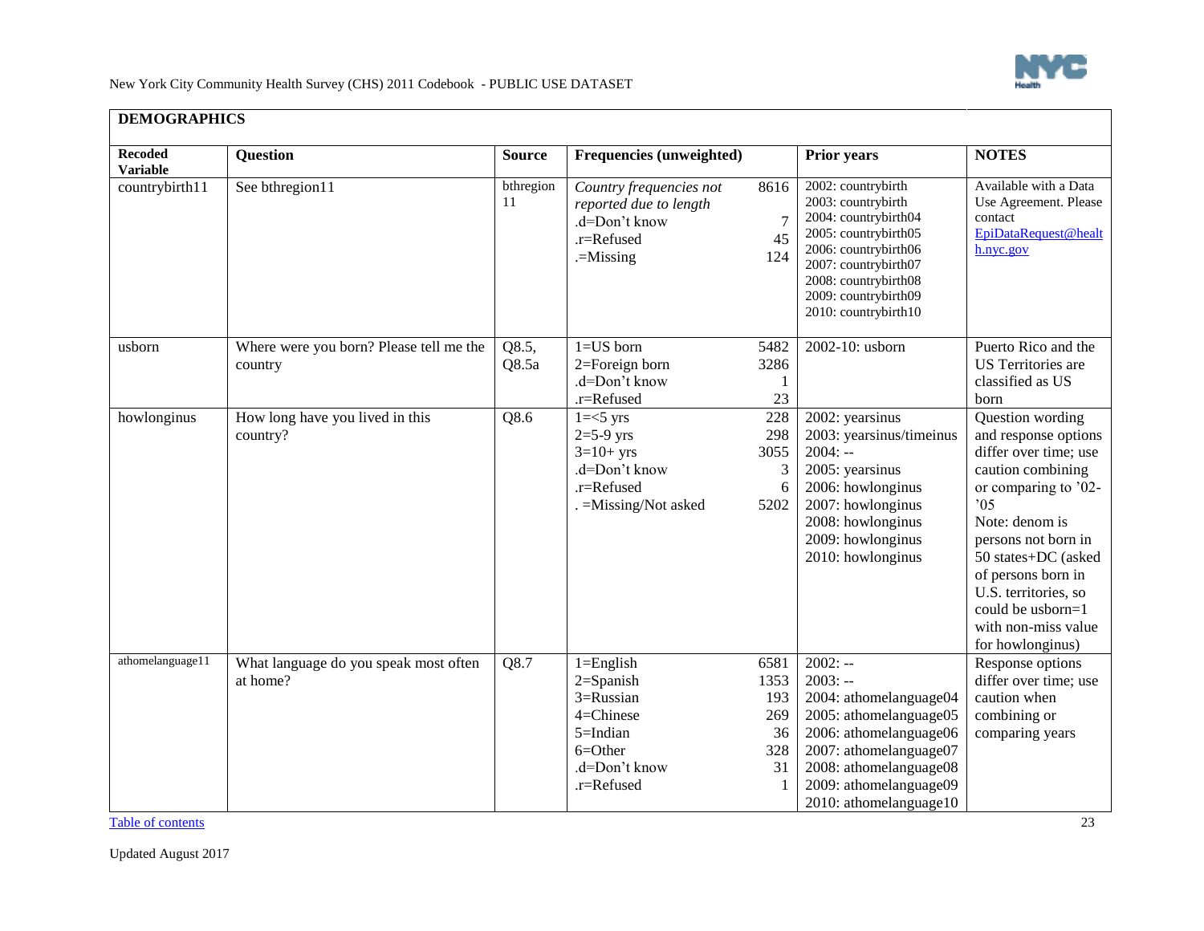## DEMOGRAPHICS

| Recoded Variable | Question | Source | Frequencies (unweighted) | | Prior years | NOTES |
|---|---|---|---|---|---|---|
| countrybirth11 | See bthregion11 | bthregion 11 | *Country frequencies not reported due to length*<br>.d=Don't know<br>.r=Refused<br>.=Missing | 8616<br>7<br>45<br>124 | 2002: countrybirth<br>2003: countrybirth<br>2004: countrybirth04<br>2005: countrybirth05<br>2006: countrybirth06<br>2007: countrybirth07<br>2008: countrybirth08<br>2009: countrybirth09<br>2010: countrybirth10 | Available with a Data Use Agreement. Please contact EpiDataRequest@health.nyc.gov |
| usborn | Where were you born? Please tell me the country | Q8.5, Q8.5a | 1=US born<br>2=Foreign born<br>.d=Don't know<br>.r=Refused | 5482<br>3286<br>1<br>23 | 2002-10: usborn | Puerto Rico and the US Territories are classified as US born |
| howlonginus | How long have you lived in this country? | Q8.6 | 1=<5 yrs<br>2=5-9 yrs<br>3=10+ yrs<br>.d=Don't know<br>.r=Refused<br>. =Missing/Not asked | 228<br>298<br>3055<br>3<br>6<br>5202 | 2002: yearsinus<br>2003: yearsinus/timeinus<br>2004: --<br>2005: yearsinus<br>2006: howlonginus<br>2007: howlonginus<br>2008: howlonginus<br>2009: howlonginus<br>2010: howlonginus | Question wording and response options differ over time; use caution combining or comparing to '02-'05<br>Note: denom is persons not born in 50 states+DC (asked of persons born in U.S. territories, so could be usborn=1 with non-miss value for howlonginus) |
| athomelanguage11 | What language do you speak most often at home? | Q8.7 | 1=English<br>2=Spanish<br>3=Russian<br>4=Chinese<br>5=Indian<br>6=Other<br>.d=Don't know<br>.r=Refused | 6581<br>1353<br>193<br>269<br>36<br>328<br>31<br>1 | 2002: --<br>2003: --<br>2004: athomelanguage04<br>2005: athomelanguage05<br>2006: athomelanguage06<br>2007: athomelanguage07<br>2008: athomelanguage08<br>2009: athomelanguage09<br>2010: athomelanguage10 | Response options differ over time; use caution when combining or comparing years |

Table of contents

Updated August 2017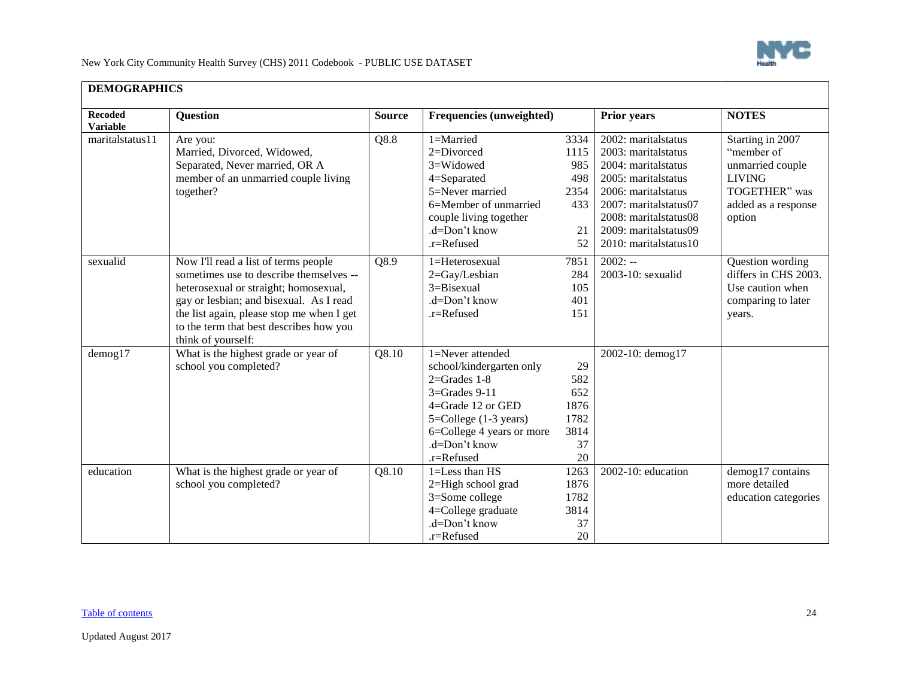| DEMOGRAPHICS | | | | | |
|---|---|---|---|---|---|
| **Recoded Variable** | **Question** | **Source** | **Frequencies (unweighted)** | **Prior years** | **NOTES** |
| maritalstatus11 | Are you: Married, Divorced, Widowed, Separated, Never married, OR A member of an unmarried couple living together? | Q8.8 | 1=Married 3334<br>2=Divorced 1115<br>3=Widowed 985<br>4=Separated 498<br>5=Never married 2354<br>6=Member of unmarried couple living together 433<br>.d=Don't know 21<br>.r=Refused 52 | 2002: maritalstatus<br>2003: maritalstatus<br>2004: maritalstatus<br>2005: maritalstatus<br>2006: maritalstatus<br>2007: maritalstatus07<br>2008: maritalstatus08<br>2009: maritalstatus09<br>2010: maritalstatus10 | Starting in 2007 "member of unmarried couple LIVING TOGETHER" was added as a response option |
| sexualid | Now I'll read a list of terms people sometimes use to describe themselves -- heterosexual or straight; homosexual, gay or lesbian; and bisexual. As I read the list again, please stop me when I get to the term that best describes how you think of yourself: | Q8.9 | 1=Heterosexual 7851<br>2=Gay/Lesbian 284<br>3=Bisexual 105<br>.d=Don't know 401<br>.r=Refused 151 | 2002: --<br>2003-10: sexualid | Question wording differs in CHS 2003. Use caution when comparing to later years. |
| demog17 | What is the highest grade or year of school you completed? | Q8.10 | 1=Never attended school/kindergarten only 29<br>2=Grades 1-8 582<br>3=Grades 9-11 652<br>4=Grade 12 or GED 1876<br>5=College (1-3 years) 1782<br>6=College 4 years or more 3814<br>.d=Don't know 37<br>.r=Refused 20 | 2002-10: demog17 | |
| education | What is the highest grade or year of school you completed? | Q8.10 | 1=Less than HS 1263<br>2=High school grad 1876<br>3=Some college 1782<br>4=College graduate 3814<br>.d=Don't know 37<br>.r=Refused 20 | 2002-10: education | demog17 contains more detailed education categories |

Table of contents

Updated August 2017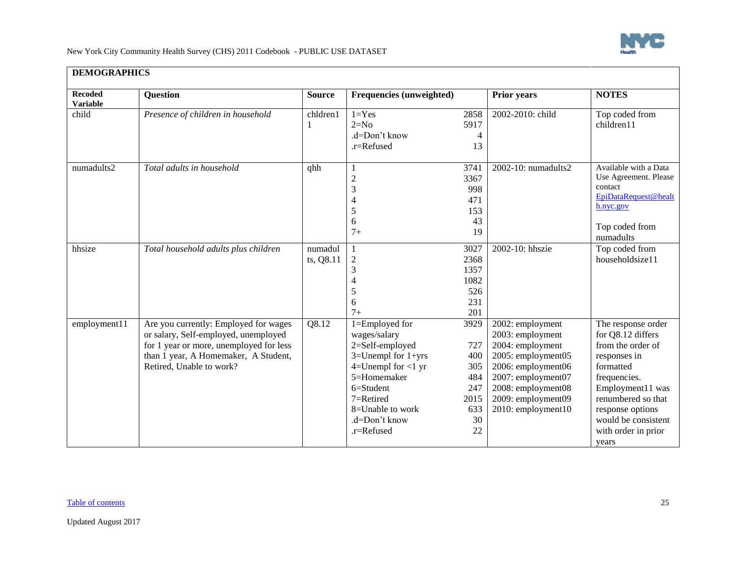## DEMOGRAPHICS

| Recoded Variable | Question | Source | Frequencies (unweighted) | | Prior years | NOTES |
|---|---|---|---|---|---|---|
| child | *Presence of children in household* | chldren11 | 1=Yes<br>2=No<br>.d=Don't know<br>.r=Refused | 2858<br>5917<br>4<br>13 | 2002-2010: child | Top coded from children11 |
| numadults2 | *Total adults in household* | qhh | 1<br>2<br>3<br>4<br>5<br>6<br>7+ | 3741<br>3367<br>998<br>471<br>153<br>43<br>19 | 2002-10: numadults2 | Available with a Data Use Agreement. Please contact EpiDataRequest@health.nyc.gov<br><br>Top coded from numadults |
| hhsize | *Total household adults plus children* | numadults, Q8.11 | 1<br>2<br>3<br>4<br>5<br>6<br>7+ | 3027<br>2368<br>1357<br>1082<br>526<br>231<br>201 | 2002-10: hhszie | Top coded from householdsize11 |
| employment11 | Are you currently: Employed for wages or salary, Self-employed, unemployed for 1 year or more, unemployed for less than 1 year, A Homemaker, A Student, Retired, Unable to work? | Q8.12 | 1=Employed for wages/salary<br>2=Self-employed<br>3=Unempl for 1+yrs<br>4=Unempl for <1 yr<br>5=Homemaker<br>6=Student<br>7=Retired<br>8=Unable to work<br>.d=Don't know<br>.r=Refused | 3929<br><br>727<br>400<br>305<br>484<br>247<br>2015<br>633<br>30<br>22 | 2002: employment<br>2003: employment<br>2004: employment<br>2005: employment05<br>2006: employment06<br>2007: employment07<br>2008: employment08<br>2009: employment09<br>2010: employment10 | The response order for Q8.12 differs from the order of responses in formatted frequencies. Employment11 was renumbered so that response options would be consistent with order in prior years |

Table of contents

Updated August 2017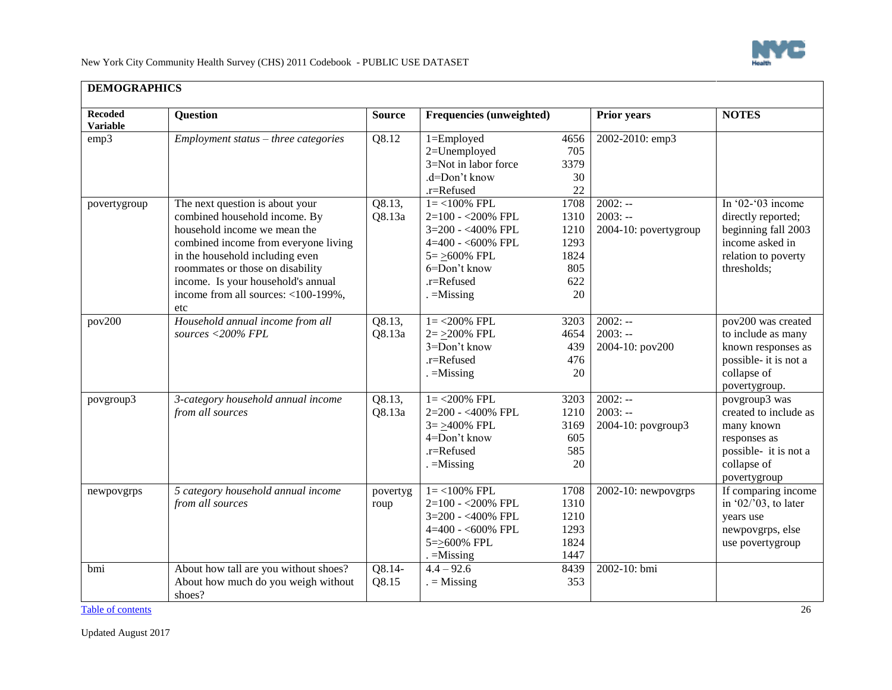## DEMOGRAPHICS

| Recoded Variable | Question | Source | Frequencies (unweighted) | | Prior years | NOTES |
|---|---|---|---|---|---|---|
| emp3 | *Employment status – three categories* | Q8.12 | 1=Employed<br>2=Unemployed<br>3=Not in labor force<br>.d=Don't know<br>.r=Refused | 4656<br>705<br>3379<br>30<br>22 | 2002-2010: emp3 | |
| povertygroup | The next question is about your combined household income. By household income we mean the combined income from everyone living in the household including even roommates or those on disability income. Is your household's annual income from all sources: <100-199%, etc | Q8.13, Q8.13a | 1= <100% FPL<br>2=100 - <200% FPL<br>3=200 - <400% FPL<br>4=400 - <600% FPL<br>5= ≥600% FPL<br>6=Don't know<br>.r=Refused<br>. =Missing | 1708<br>1310<br>1210<br>1293<br>1824<br>805<br>622<br>20 | 2002: --<br>2003: --<br>2004-10: povertygroup | In '02-'03 income directly reported; beginning fall 2003 income asked in relation to poverty thresholds; |
| pov200 | *Household annual income from all sources <200% FPL* | Q8.13, Q8.13a | 1= <200% FPL<br>2= ≥200% FPL<br>3=Don't know<br>.r=Refused<br>. =Missing | 3203<br>4654<br>439<br>476<br>20 | 2002: --<br>2003: --<br>2004-10: pov200 | pov200 was created to include as many known responses as possible- it is not a collapse of povertygroup. |
| povgroup3 | *3-category household annual income from all sources* | Q8.13, Q8.13a | 1= <200% FPL<br>2=200 - <400% FPL<br>3= ≥400% FPL<br>4=Don't know<br>.r=Refused<br>. =Missing | 3203<br>1210<br>3169<br>605<br>585<br>20 | 2002: --<br>2003: --<br>2004-10: povgroup3 | povgroup3 was created to include as many known responses as possible- it is not a collapse of povertygroup |
| newpovgrps | *5 category household annual income from all sources* | povertygroup | 1= <100% FPL<br>2=100 - <200% FPL<br>3=200 - <400% FPL<br>4=400 - <600% FPL<br>5=≥600% FPL<br>. =Missing | 1708<br>1310<br>1210<br>1293<br>1824<br>1447 | 2002-10: newpovgrps | If comparing income in '02/'03, to later years use newpovgrps, else use povertygroup |
| bmi | About how tall are you without shoes? About how much do you weigh without shoes? | Q8.14-Q8.15 | 4.4 – 92.6<br>. = Missing | 8439<br>353 | 2002-10: bmi | |

Table of contents

Updated August 2017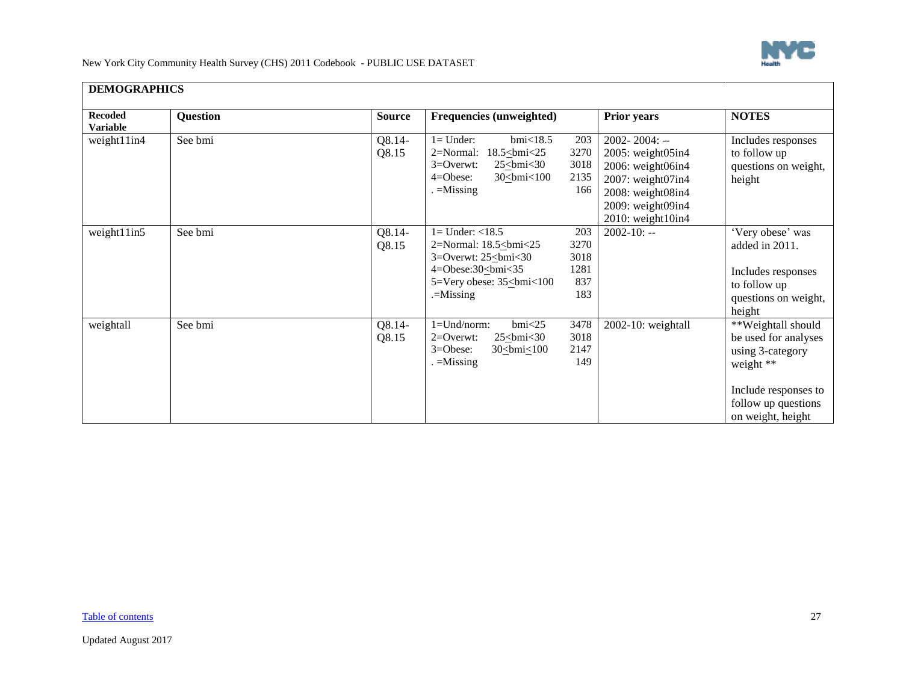## DEMOGRAPHICS

| Recoded Variable | Question | Source | Frequencies (unweighted) | Prior years | NOTES |
|---|---|---|---|---|---|
| weight11in4 | See bmi | Q8.14-Q8.15 | 1= Under: bmi<18.5 203<br>2=Normal: 18.5≤bmi<25 3270<br>3=Overwt: 25≤bmi<30 3018<br>4=Obese: 30≤bmi<100 2135<br>. =Missing 166 | 2002- 2004: --<br>2005: weight05in4<br>2006: weight06in4<br>2007: weight07in4<br>2008: weight08in4<br>2009: weight09in4<br>2010: weight10in4 | Includes responses to follow up questions on weight, height |
| weight11in5 | See bmi | Q8.14-Q8.15 | 1= Under: <18.5 203<br>2=Normal: 18.5≤bmi<25 3270<br>3=Overwt: 25≤bmi<30 3018<br>4=Obese:30≤bmi<35 1281<br>5=Very obese: 35≤bmi<100 837<br>.=Missing 183 | 2002-10: -- | 'Very obese' was added in 2011.<br><br>Includes responses to follow up questions on weight, height |
| weightall | See bmi | Q8.14-Q8.15 | 1=Und/norm: bmi<25 3478<br>2=Overwt: 25≤bmi<30 3018<br>3=Obese: 30≤bmi≤100 2147<br>. =Missing 149 | 2002-10: weightall | **Weightall should be used for analyses using 3-category weight **<br><br>Include responses to follow up questions on weight, height |

Table of contents

Updated August 2017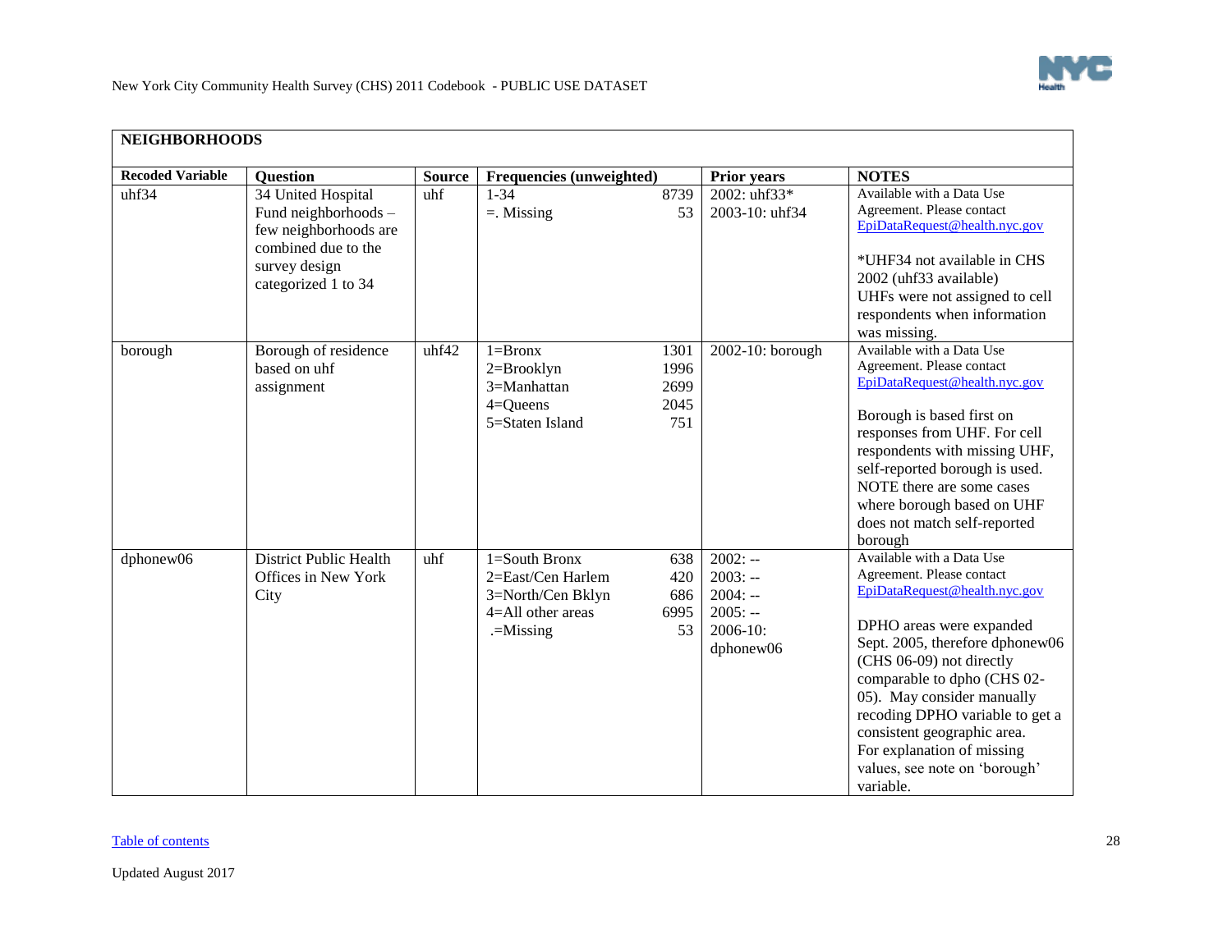**NEIGHBORHOODS**

| Recoded Variable | Question | Source | Frequencies (unweighted) | | Prior years | NOTES |
|---|---|---|---|---|---|---|
| uhf34 | 34 United Hospital Fund neighborhoods – few neighborhoods are combined due to the survey design categorized 1 to 34 | uhf | 1-34<br>=. Missing | 8739<br>53 | 2002: uhf33*<br>2003-10: uhf34 | Available with a Data Use Agreement. Please contact EpiDataRequest@health.nyc.gov<br><br>*UHF34 not available in CHS 2002 (uhf33 available)<br>UHFs were not assigned to cell respondents when information was missing. |
| borough | Borough of residence based on uhf assignment | uhf42 | 1=Bronx<br>2=Brooklyn<br>3=Manhattan<br>4=Queens<br>5=Staten Island | 1301<br>1996<br>2699<br>2045<br>751 | 2002-10: borough | Available with a Data Use Agreement. Please contact EpiDataRequest@health.nyc.gov<br><br>Borough is based first on responses from UHF. For cell respondents with missing UHF, self-reported borough is used. NOTE there are some cases where borough based on UHF does not match self-reported borough |
| dphonew06 | District Public Health Offices in New York City | uhf | 1=South Bronx<br>2=East/Cen Harlem<br>3=North/Cen Bklyn<br>4=All other areas<br>.=Missing | 638<br>420<br>686<br>6995<br>53 | 2002: --<br>2003: --<br>2004: --<br>2005: --<br>2006-10: dphonew06 | Available with a Data Use Agreement. Please contact EpiDataRequest@health.nyc.gov<br><br>DPHO areas were expanded Sept. 2005, therefore dphonew06 (CHS 06-09) not directly comparable to dpho (CHS 02-05). May consider manually recoding DPHO variable to get a consistent geographic area. For explanation of missing values, see note on 'borough' variable. |

Table of contents

Updated August 2017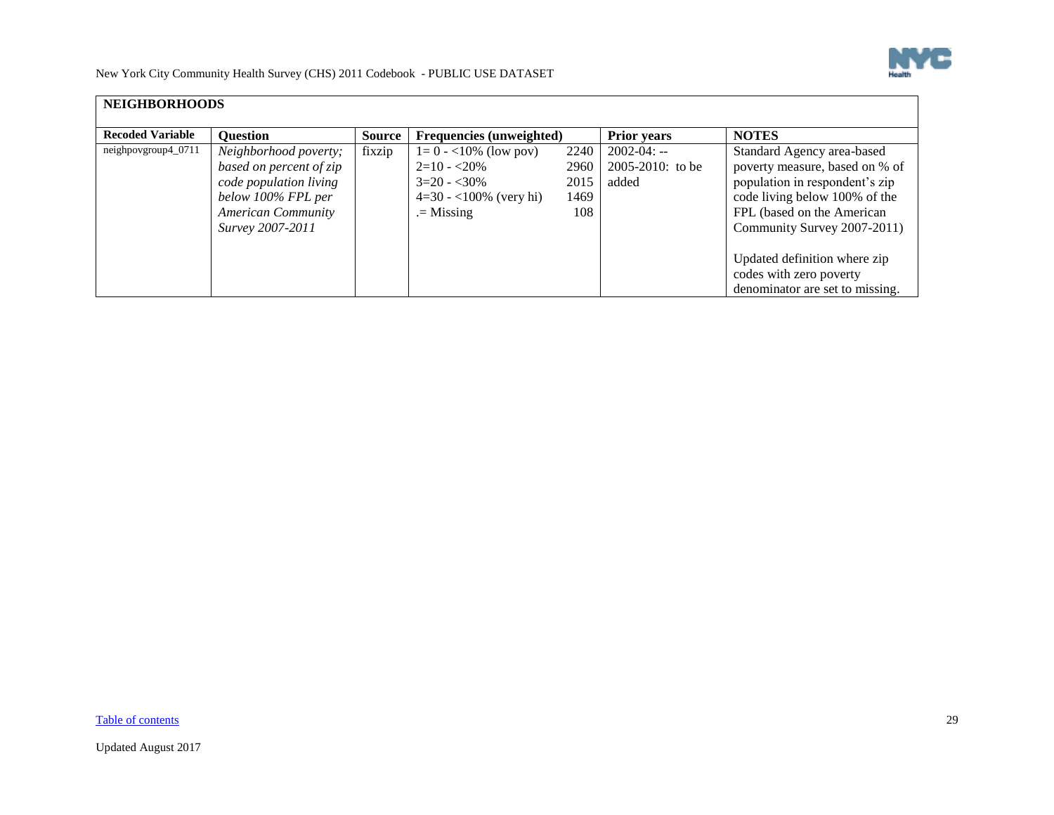## NEIGHBORHOODS

| Recoded Variable | Question | Source | Frequencies (unweighted) | | Prior years | NOTES |
|---|---|---|---|---|---|---|
| neighpovgroup4_0711 | *Neighborhood poverty; based on percent of zip code population living below 100% FPL per American Community Survey 2007-2011* | fixzip | 1= 0 - <10% (low pov)<br>2=10 - <20%<br>3=20 - <30%<br>4=30 - <100% (very hi)<br>.= Missing | 2240<br>2960<br>2015<br>1469<br>108 | 2002-04: --<br>2005-2010: to be added | Standard Agency area-based poverty measure, based on % of population in respondent's zip code living below 100% of the FPL (based on the American Community Survey 2007-2011)<br><br>Updated definition where zip codes with zero poverty denominator are set to missing. |

Table of contents

Updated August 2017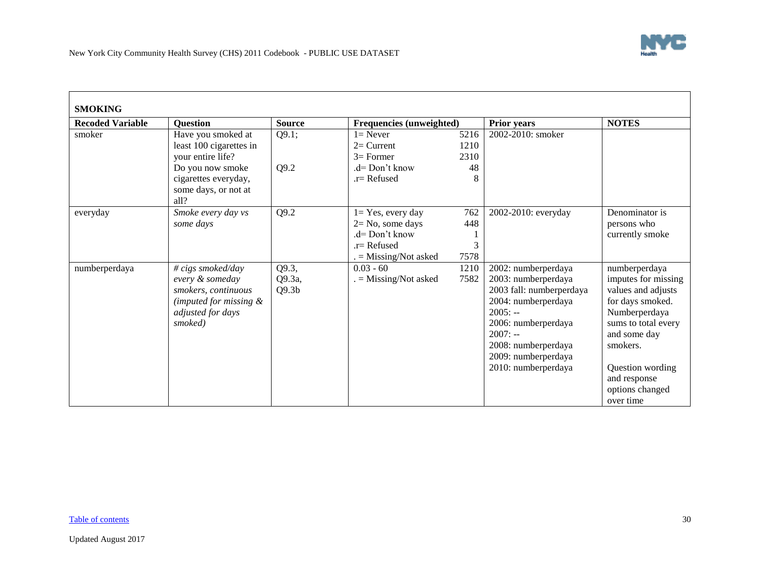**SMOKING**

| Recoded Variable | Question | Source | Frequencies (unweighted) | | Prior years | NOTES |
|---|---|---|---|---|---|---|
| smoker | Have you smoked at least 100 cigarettes in your entire life?<br>Do you now smoke cigarettes everyday, some days, or not at all? | Q9.1;<br><br><br>Q9.2 | 1= Never<br>2= Current<br>3= Former<br>.d= Don't know<br>.r= Refused | 5216<br>1210<br>2310<br>48<br>8 | 2002-2010: smoker | |
| everyday | *Smoke every day vs some days* | Q9.2 | 1= Yes, every day<br>2= No, some days<br>.d= Don't know<br>.r= Refused<br>. = Missing/Not asked | 762<br>448<br>1<br>3<br>7578 | 2002-2010: everyday | Denominator is persons who currently smoke |
| numberperdaya | *# cigs smoked/day every & someday smokers, continuous (imputed for missing & adjusted for days smoked)* | Q9.3,<br>Q9.3a,<br>Q9.3b | 0.03 - 60<br>. = Missing/Not asked | 1210<br>7582 | 2002: numberperdaya<br>2003: numberperdaya<br>2003 fall: numberperdaya<br>2004: numberperdaya<br>2005: --<br>2006: numberperdaya<br>2007: --<br>2008: numberperdaya<br>2009: numberperdaya<br>2010: numberperdaya | numberperdaya imputes for missing values and adjusts for days smoked. Numberperdaya sums to total every and some day smokers.<br><br>Question wording and response options changed over time |

Table of contents

Updated August 2017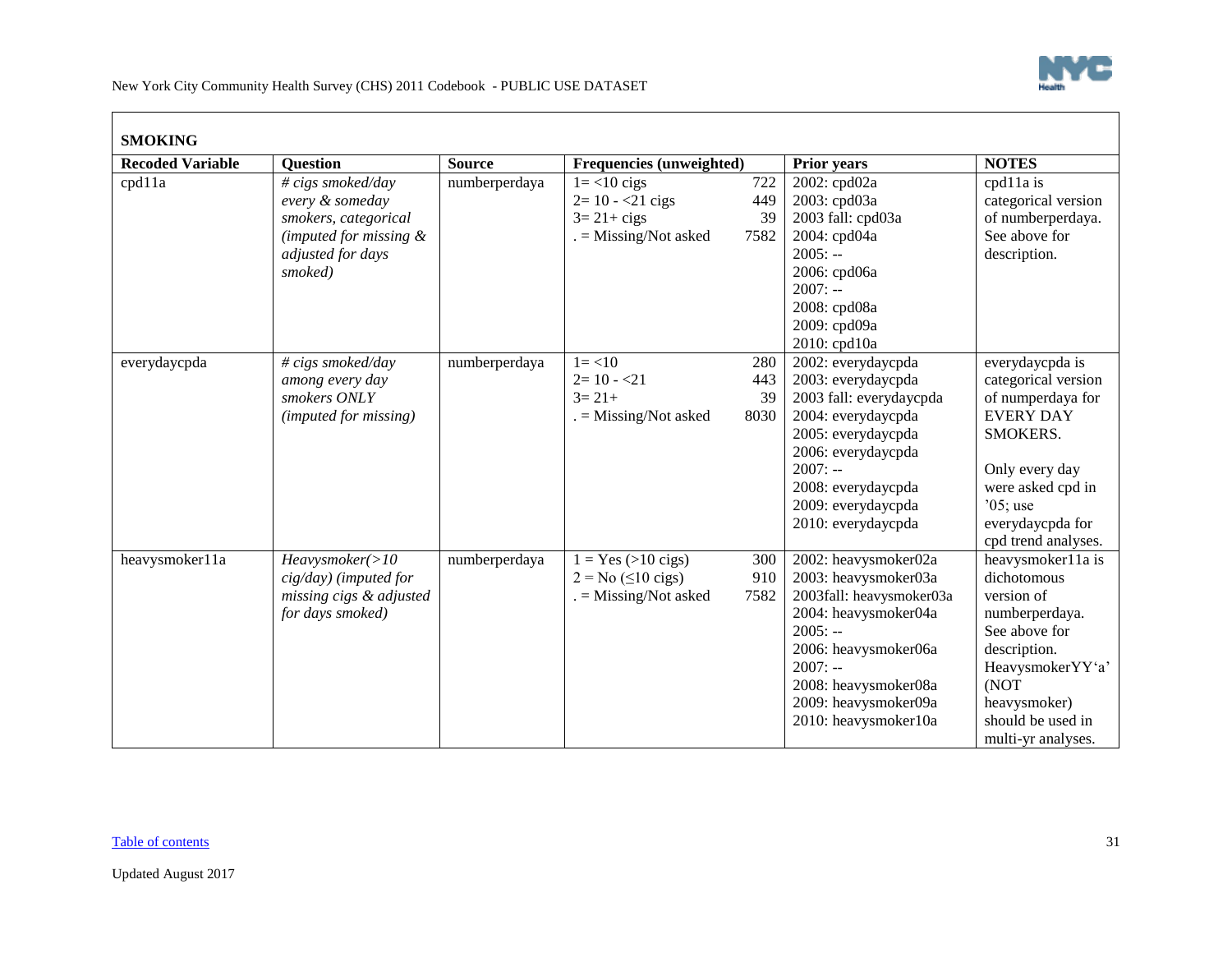## SMOKING

| Recoded Variable | Question | Source | Frequencies (unweighted) | | Prior years | NOTES |
|---|---|---|---|---|---|---|
| cpd11a | *# cigs smoked/day every & someday smokers, categorical (imputed for missing & adjusted for days smoked)* | numberperdaya | 1= <10 cigs<br>2= 10 - <21 cigs<br>3= 21+ cigs<br>. = Missing/Not asked | 722<br>449<br>39<br>7582 | 2002: cpd02a<br>2003: cpd03a<br>2003 fall: cpd03a<br>2004: cpd04a<br>2005: --<br>2006: cpd06a<br>2007: --<br>2008: cpd08a<br>2009: cpd09a<br>2010: cpd10a | cpd11a is categorical version of numberperdaya. See above for description. |
| everydaycpda | *# cigs smoked/day among every day smokers ONLY (imputed for missing)* | numberperdaya | 1= <10<br>2= 10 - <21<br>3= 21+<br>. = Missing/Not asked | 280<br>443<br>39<br>8030 | 2002: everydaycpda<br>2003: everydaycpda<br>2003 fall: everydaycpda<br>2004: everydaycpda<br>2005: everydaycpda<br>2006: everydaycpda<br>2007: --<br>2008: everydaycpda<br>2009: everydaycpda<br>2010: everydaycpda | everydaycpda is categorical version of numperdaya for EVERY DAY SMOKERS.<br><br>Only every day were asked cpd in '05; use everydaycpda for cpd trend analyses. |
| heavysmoker11a | *Heavysmoker(>10 cig/day) (imputed for missing cigs & adjusted for days smoked)* | numberperdaya | 1 = Yes (>10 cigs)<br>2 = No (≤10 cigs)<br>. = Missing/Not asked | 300<br>910<br>7582 | 2002: heavysmoker02a<br>2003: heavysmoker03a<br>2003fall: heavysmoker03a<br>2004: heavysmoker04a<br>2005: --<br>2006: heavysmoker06a<br>2007: --<br>2008: heavysmoker08a<br>2009: heavysmoker09a<br>2010: heavysmoker10a | heavysmoker11a is dichotomous version of numberperdaya. See above for description. HeavysmokerYY'a' (NOT heavysmoker) should be used in multi-yr analyses. |

Table of contents

Updated August 2017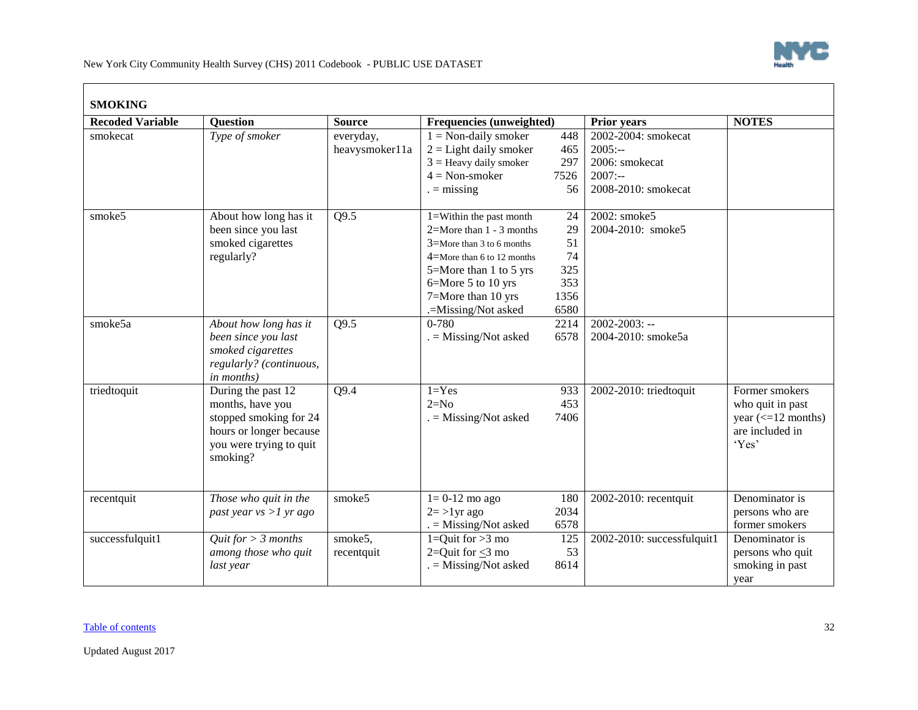## SMOKING

| Recoded Variable | Question | Source | Frequencies (unweighted) | | Prior years | NOTES |
|---|---|---|---|---|---|---|
| smokecat | *Type of smoker* | everyday, heavysmoker11a | 1 = Non-daily smoker<br>2 = Light daily smoker<br>3 = Heavy daily smoker<br>4 = Non-smoker<br>. = missing | 448<br>465<br>297<br>7526<br>56 | 2002-2004: smokecat<br>2005:--<br>2006: smokecat<br>2007:--<br>2008-2010: smokecat | |
| smoke5 | About how long has it been since you last smoked cigarettes regularly? | Q9.5 | 1=Within the past month<br>2=More than 1 - 3 months<br>3=More than 3 to 6 months<br>4=More than 6 to 12 months<br>5=More than 1 to 5 yrs<br>6=More 5 to 10 yrs<br>7=More than 10 yrs<br>.=Missing/Not asked | 24<br>29<br>51<br>74<br>325<br>353<br>1356<br>6580 | 2002: smoke5<br>2004-2010: smoke5 | |
| smoke5a | *About how long has it been since you last smoked cigarettes regularly? (continuous, in months)* | Q9.5 | 0-780<br>. = Missing/Not asked | 2214<br>6578 | 2002-2003: --<br>2004-2010: smoke5a | |
| triedtoquit | During the past 12 months, have you stopped smoking for 24 hours or longer because you were trying to quit smoking? | Q9.4 | 1=Yes<br>2=No<br>. = Missing/Not asked | 933<br>453<br>7406 | 2002-2010: triedtoquit | Former smokers who quit in past year (<=12 months) are included in 'Yes' |
| recentquit | *Those who quit in the past year vs >1 yr ago* | smoke5 | 1= 0-12 mo ago<br>2= >1yr ago<br>. = Missing/Not asked | 180<br>2034<br>6578 | 2002-2010: recentquit | Denominator is persons who are former smokers |
| successfulquit1 | *Quit for > 3 months among those who quit last year* | smoke5, recentquit | 1=Quit for >3 mo<br>2=Quit for ≤3 mo<br>. = Missing/Not asked | 125<br>53<br>8614 | 2002-2010: successfulquit1 | Denominator is persons who quit smoking in past year |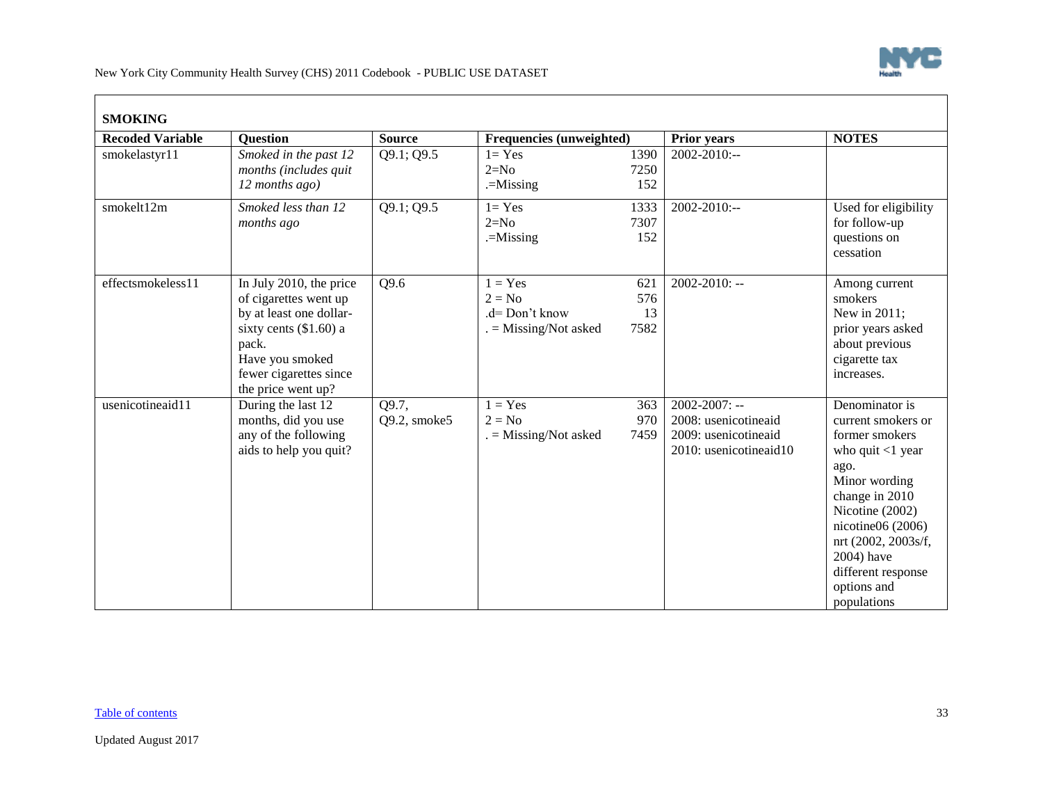## SMOKING

| Recoded Variable | Question | Source | Frequencies (unweighted) | | Prior years | NOTES |
|---|---|---|---|---|---|---|
| smokelastyr11 | *Smoked in the past 12 months (includes quit 12 months ago)* | Q9.1; Q9.5 | 1= Yes<br>2=No<br>.=Missing | 1390<br>7250<br>152 | 2002-2010:-- | |
| smokelt12m | *Smoked less than 12 months ago* | Q9.1; Q9.5 | 1= Yes<br>2=No<br>.=Missing | 1333<br>7307<br>152 | 2002-2010:-- | Used for eligibility for follow-up questions on cessation |
| effectsmokeless11 | In July 2010, the price of cigarettes went up by at least one dollar-sixty cents ($1.60) a pack.<br>Have you smoked fewer cigarettes since the price went up? | Q9.6 | 1 = Yes<br>2 = No<br>.d= Don't know<br>. = Missing/Not asked | 621<br>576<br>13<br>7582 | 2002-2010: -- | Among current smokers<br>New in 2011; prior years asked about previous cigarette tax increases. |
| usenicotineaid11 | During the last 12 months, did you use any of the following aids to help you quit? | Q9.7,<br>Q9.2, smoke5 | 1 = Yes<br>2 = No<br>. = Missing/Not asked | 363<br>970<br>7459 | 2002-2007: --<br>2008: usenicotineaid<br>2009: usenicotineaid<br>2010: usenicotineaid10 | Denominator is current smokers or former smokers who quit <1 year ago.<br>Minor wording change in 2010<br>Nicotine (2002)<br>nicotine06 (2006)<br>nrt (2002, 2003s/f, 2004) have different response options and populations |

Table of contents

Updated August 2017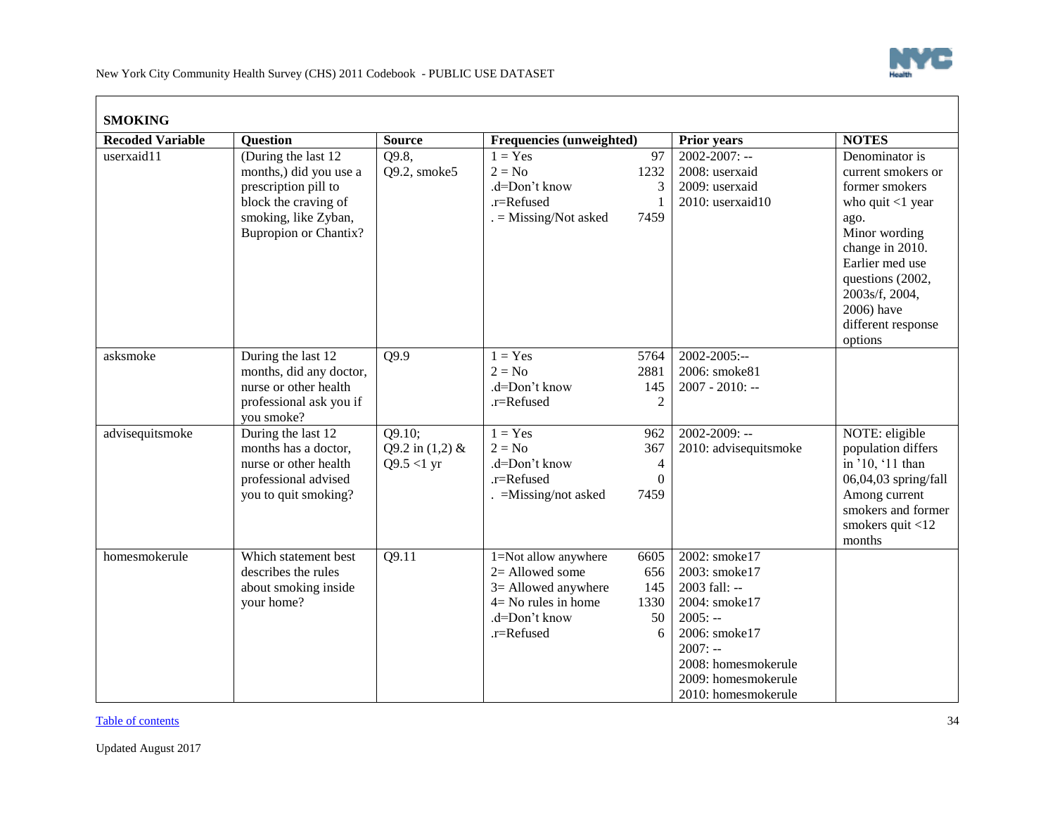## SMOKING

| Recoded Variable | Question | Source | Frequencies (unweighted) | | Prior years | NOTES |
|---|---|---|---|---|---|---|
| userxaid11 | (During the last 12 months,) did you use a prescription pill to block the craving of smoking, like Zyban, Bupropion or Chantix? | Q9.8, Q9.2, smoke5 | 1 = Yes<br>2 = No<br>.d=Don't know<br>.r=Refused<br>. = Missing/Not asked | 97<br>1232<br>3<br>1<br>7459 | 2002-2007: --<br>2008: userxaid<br>2009: userxaid<br>2010: userxaid10 | Denominator is current smokers or former smokers who quit <1 year ago.<br>Minor wording change in 2010. Earlier med use questions (2002, 2003s/f, 2004, 2006) have different response options |
| asksmoke | During the last 12 months, did any doctor, nurse or other health professional ask you if you smoke? | Q9.9 | 1 = Yes<br>2 = No<br>.d=Don't know<br>.r=Refused | 5764<br>2881<br>145<br>2 | 2002-2005:--<br>2006: smoke81<br>2007 - 2010: -- | |
| advisequitsmoke | During the last 12 months has a doctor, nurse or other health professional advised you to quit smoking? | Q9.10;<br>Q9.2 in (1,2) & Q9.5 <1 yr | 1 = Yes<br>2 = No<br>.d=Don't know<br>.r=Refused<br>. =Missing/not asked | 962<br>367<br>4<br>0<br>7459 | 2002-2009: --<br>2010: advisequitsmoke | NOTE: eligible population differs in '10, '11 than 06,04,03 spring/fall Among current smokers and former smokers quit <12 months |
| homesmokerule | Which statement best describes the rules about smoking inside your home? | Q9.11 | 1=Not allow anywhere<br>2= Allowed some<br>3= Allowed anywhere<br>4= No rules in home<br>.d=Don't know<br>.r=Refused | 6605<br>656<br>145<br>1330<br>50<br>6 | 2002: smoke17<br>2003: smoke17<br>2003 fall: --<br>2004: smoke17<br>2005: --<br>2006: smoke17<br>2007: --<br>2008: homesmokerule<br>2009: homesmokerule<br>2010: homesmokerule | |

Table of contents

Updated August 2017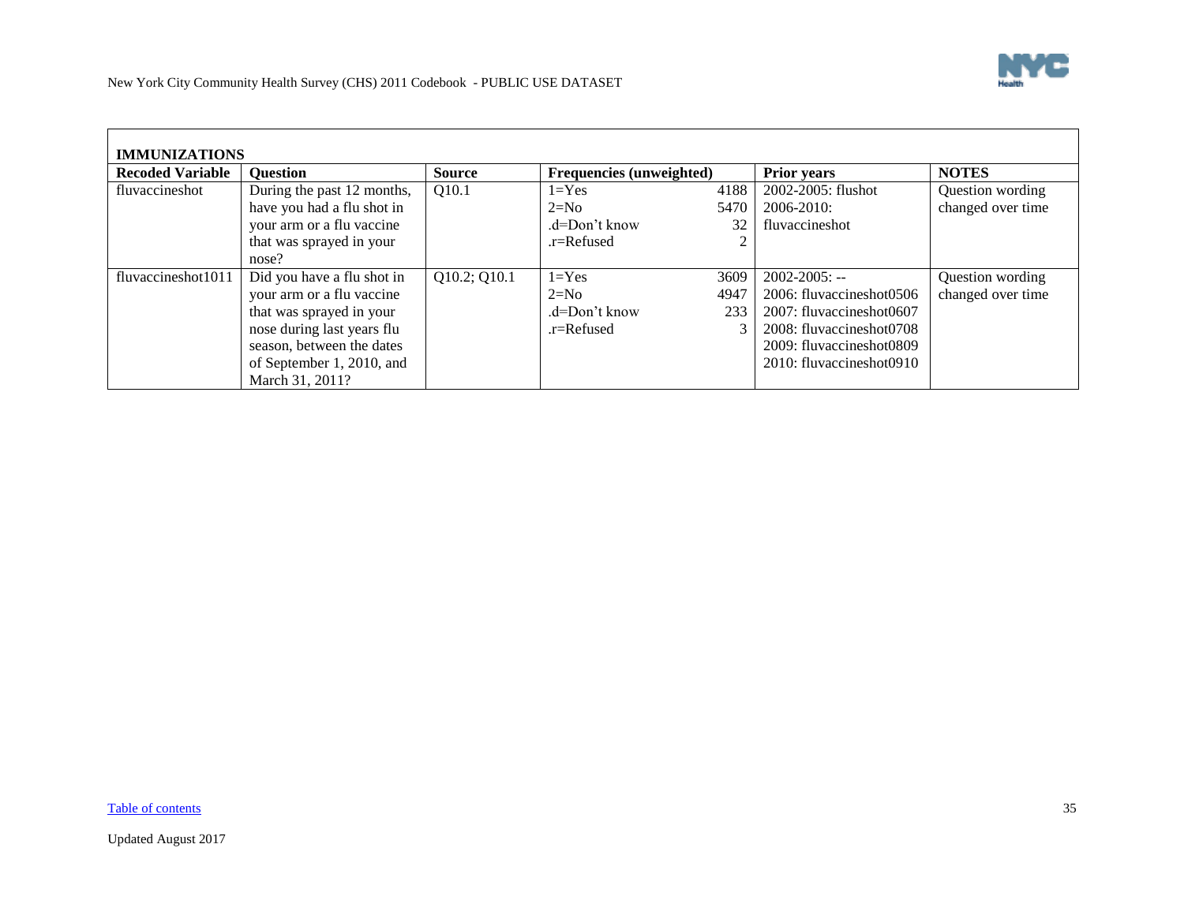## IMMUNIZATIONS

| Recoded Variable | Question | Source | Frequencies (unweighted) | | Prior years | NOTES |
|---|---|---|---|---|---|---|
| fluvaccineshot | During the past 12 months, have you had a flu shot in your arm or a flu vaccine that was sprayed in your nose? | Q10.1 | 1=Yes<br>2=No<br>.d=Don't know<br>.r=Refused | 4188<br>5470<br>32<br>2 | 2002-2005: flushot<br>2006-2010: fluvaccineshot | Question wording changed over time |
| fluvaccineshot1011 | Did you have a flu shot in your arm or a flu vaccine that was sprayed in your nose during last years flu season, between the dates of September 1, 2010, and March 31, 2011? | Q10.2; Q10.1 | 1=Yes<br>2=No<br>.d=Don't know<br>.r=Refused | 3609<br>4947<br>233<br>3 | 2002-2005: --<br>2006: fluvaccineshot0506<br>2007: fluvaccineshot0607<br>2008: fluvaccineshot0708<br>2009: fluvaccineshot0809<br>2010: fluvaccineshot0910 | Question wording changed over time |

Table of contents

Updated August 2017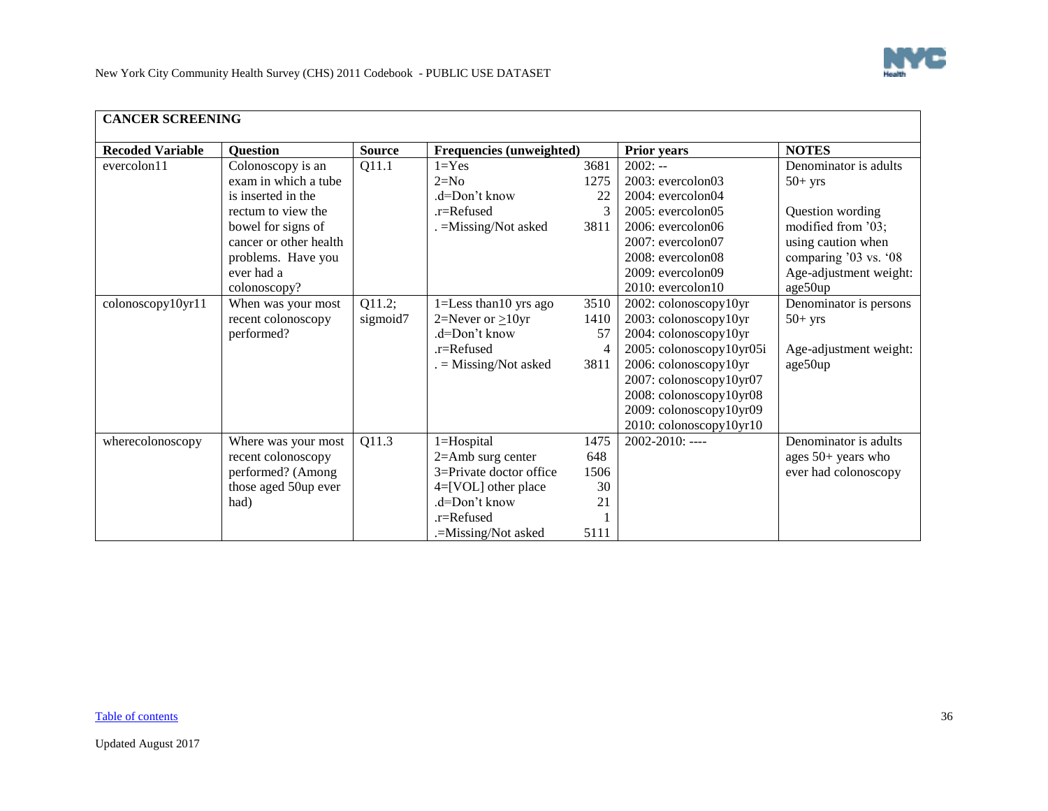## CANCER SCREENING

| Recoded Variable | Question | Source | Frequencies (unweighted) | | Prior years | NOTES |
|---|---|---|---|---|---|---|
| evercolon11 | Colonoscopy is an exam in which a tube is inserted in the rectum to view the bowel for signs of cancer or other health problems. Have you ever had a colonoscopy? | Q11.1 | 1=Yes<br>2=No<br>.d=Don't know<br>.r=Refused<br>. =Missing/Not asked | 3681<br>1275<br>22<br>3<br>3811 | 2002: --<br>2003: evercolon03<br>2004: evercolon04<br>2005: evercolon05<br>2006: evercolon06<br>2007: evercolon07<br>2008: evercolon08<br>2009: evercolon09<br>2010: evercolon10 | Denominator is adults 50+ yrs<br><br>Question wording modified from '03; using caution when comparing '03 vs. '08<br>Age-adjustment weight: age50up |
| colonoscopy10yr11 | When was your most recent colonoscopy performed? | Q11.2; sigmoid7 | 1=Less than10 yrs ago<br>2=Never or ≥10yr<br>.d=Don't know<br>.r=Refused<br>. = Missing/Not asked | 3510<br>1410<br>57<br>4<br>3811 | 2002: colonoscopy10yr<br>2003: colonoscopy10yr<br>2004: colonoscopy10yr<br>2005: colonoscopy10yr05i<br>2006: colonoscopy10yr<br>2007: colonoscopy10yr07<br>2008: colonoscopy10yr08<br>2009: colonoscopy10yr09<br>2010: colonoscopy10yr10 | Denominator is persons 50+ yrs<br><br>Age-adjustment weight: age50up |
| wherecolonoscopy | Where was your most recent colonoscopy performed? (Among those aged 50up ever had) | Q11.3 | 1=Hospital<br>2=Amb surg center<br>3=Private doctor office<br>4=[VOL] other place<br>.d=Don't know<br>.r=Refused<br>.=Missing/Not asked | 1475<br>648<br>1506<br>30<br>21<br>1<br>5111 | 2002-2010: ---- | Denominator is adults ages 50+ years who ever had colonoscopy |

Table of contents

Updated August 2017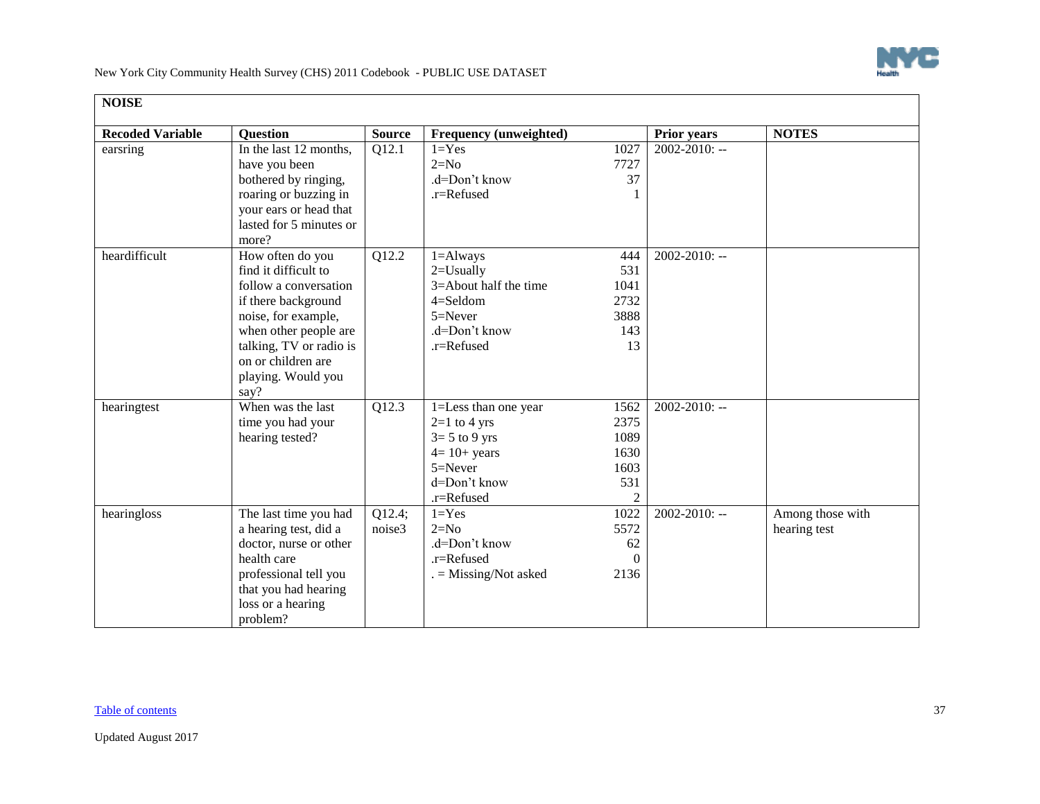## NOISE

| Recoded Variable | Question | Source | Frequency (unweighted) | | Prior years | NOTES |
|---|---|---|---|---|---|---|
| earsring | In the last 12 months, have you been bothered by ringing, roaring or buzzing in your ears or head that lasted for 5 minutes or more? | Q12.1 | 1=Yes<br>2=No<br>.d=Don't know<br>.r=Refused | 1027<br>7727<br>37<br>1 | 2002-2010: -- | |
| heardifficult | How often do you find it difficult to follow a conversation if there background noise, for example, when other people are talking, TV or radio is on or children are playing. Would you say? | Q12.2 | 1=Always<br>2=Usually<br>3=About half the time<br>4=Seldom<br>5=Never<br>.d=Don't know<br>.r=Refused | 444<br>531<br>1041<br>2732<br>3888<br>143<br>13 | 2002-2010: -- | |
| hearingtest | When was the last time you had your hearing tested? | Q12.3 | 1=Less than one year<br>2=1 to 4 yrs<br>3= 5 to 9 yrs<br>4= 10+ years<br>5=Never<br>d=Don't know<br>.r=Refused | 1562<br>2375<br>1089<br>1630<br>1603<br>531<br>2 | 2002-2010: -- | |
| hearingloss | The last time you had a hearing test, did a doctor, nurse or other health care professional tell you that you had hearing loss or a hearing problem? | Q12.4; noise3 | 1=Yes<br>2=No<br>.d=Don't know<br>.r=Refused<br>. = Missing/Not asked | 1022<br>5572<br>62<br>0<br>2136 | 2002-2010: -- | Among those with hearing test |

Table of contents

Updated August 2017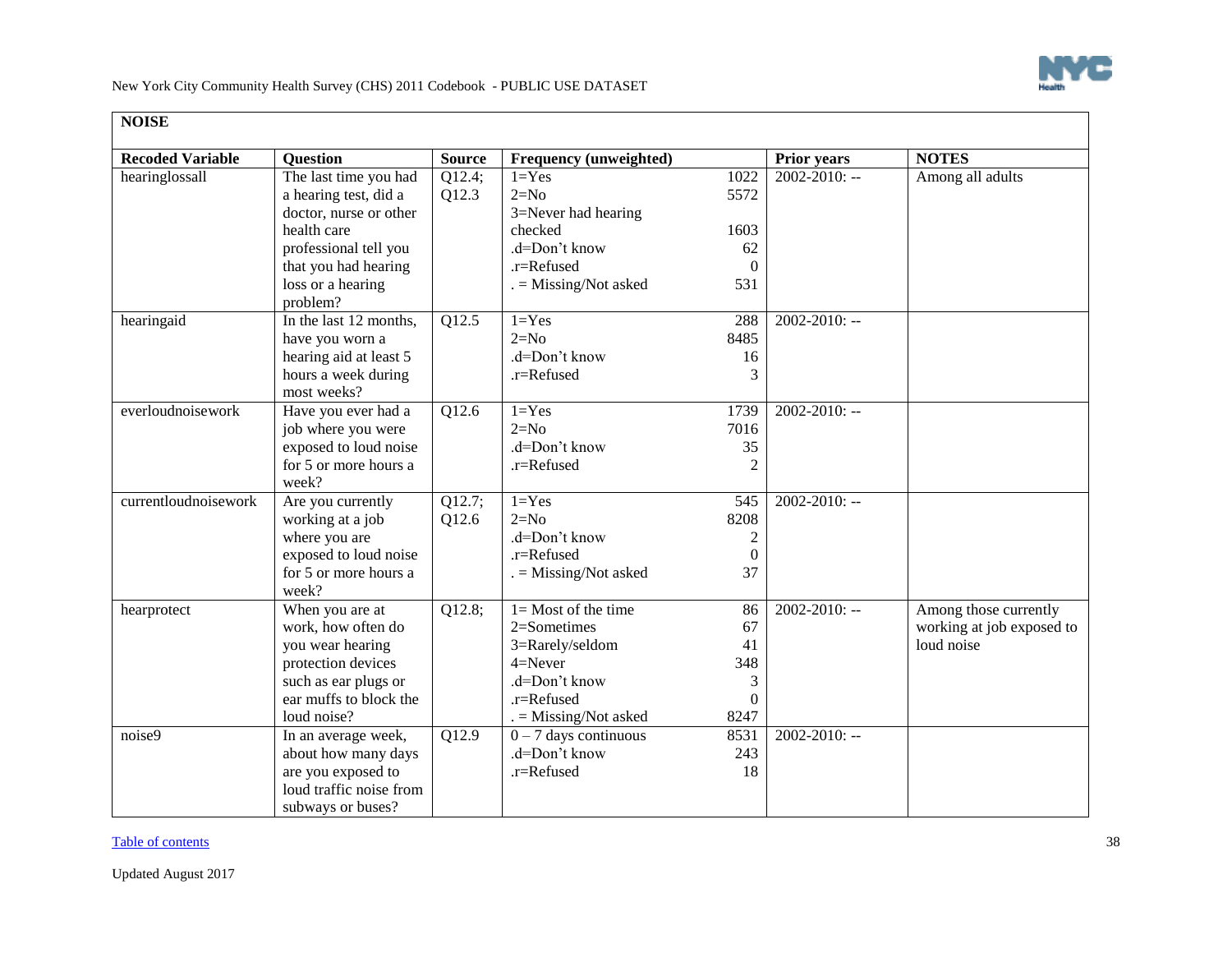## NOISE

| Recoded Variable | Question | Source | Frequency (unweighted) | | Prior years | NOTES |
|---|---|---|---|---|---|---|
| hearinglossall | The last time you had a hearing test, did a doctor, nurse or other health care professional tell you that you had hearing loss or a hearing problem? | Q12.4; Q12.3 | 1=Yes<br>2=No<br>3=Never had hearing checked<br>.d=Don't know<br>.r=Refused<br>. = Missing/Not asked | 1022<br>5572<br>1603<br>62<br>0<br>531 | 2002-2010: -- | Among all adults |
| hearingaid | In the last 12 months, have you worn a hearing aid at least 5 hours a week during most weeks? | Q12.5 | 1=Yes<br>2=No<br>.d=Don't know<br>.r=Refused | 288<br>8485<br>16<br>3 | 2002-2010: -- | |
| everloudnoisework | Have you ever had a job where you were exposed to loud noise for 5 or more hours a week? | Q12.6 | 1=Yes<br>2=No<br>.d=Don't know<br>.r=Refused | 1739<br>7016<br>35<br>2 | 2002-2010: -- | |
| currentloudnoisework | Are you currently working at a job where you are exposed to loud noise for 5 or more hours a week? | Q12.7; Q12.6 | 1=Yes<br>2=No<br>.d=Don't know<br>.r=Refused<br>. = Missing/Not asked | 545<br>8208<br>2<br>0<br>37 | 2002-2010: -- | |
| hearprotect | When you are at work, how often do you wear hearing protection devices such as ear plugs or ear muffs to block the loud noise? | Q12.8; | 1= Most of the time<br>2=Sometimes<br>3=Rarely/seldom<br>4=Never<br>.d=Don't know<br>.r=Refused<br>. = Missing/Not asked | 86<br>67<br>41<br>348<br>3<br>0<br>8247 | 2002-2010: -- | Among those currently working at job exposed to loud noise |
| noise9 | In an average week, about how many days are you exposed to loud traffic noise from subways or buses? | Q12.9 | 0 – 7 days continuous<br>.d=Don't know<br>.r=Refused | 8531<br>243<br>18 | 2002-2010: -- | |

Table of contents

Updated August 2017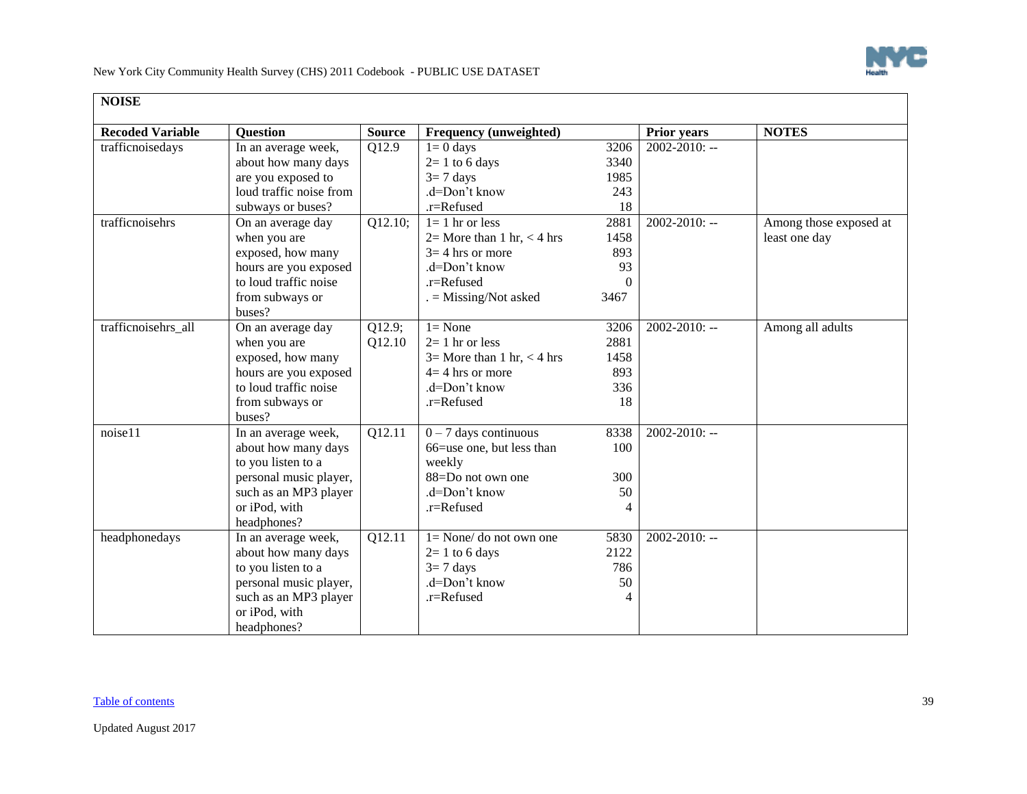## NOISE

| Recoded Variable | Question | Source | Frequency (unweighted) | | Prior years | NOTES |
|---|---|---|---|---|---|---|
| trafficnoisedays | In an average week, about how many days are you exposed to loud traffic noise from subways or buses? | Q12.9 | 1= 0 days<br>2= 1 to 6 days<br>3= 7 days<br>.d=Don't know<br>.r=Refused | 3206<br>3340<br>1985<br>243<br>18 | 2002-2010: -- | |
| trafficnoisehrs | On an average day when you are exposed, how many hours are you exposed to loud traffic noise from subways or buses? | Q12.10; | 1= 1 hr or less<br>2= More than 1 hr, < 4 hrs<br>3= 4 hrs or more<br>.d=Don't know<br>.r=Refused<br>. = Missing/Not asked | 2881<br>1458<br>893<br>93<br>0<br>3467 | 2002-2010: -- | Among those exposed at least one day |
| trafficnoisehrs_all | On an average day when you are exposed, how many hours are you exposed to loud traffic noise from subways or buses? | Q12.9;<br>Q12.10 | 1= None<br>2= 1 hr or less<br>3= More than 1 hr, < 4 hrs<br>4= 4 hrs or more<br>.d=Don't know<br>.r=Refused | 3206<br>2881<br>1458<br>893<br>336<br>18 | 2002-2010: -- | Among all adults |
| noise11 | In an average week, about how many days to you listen to a personal music player, such as an MP3 player or iPod, with headphones? | Q12.11 | 0 – 7 days continuous<br>66=use one, but less than weekly<br>88=Do not own one<br>.d=Don't know<br>.r=Refused | 8338<br>100<br><br>300<br>50<br>4 | 2002-2010: -- | |
| headphonedays | In an average week, about how many days to you listen to a personal music player, such as an MP3 player or iPod, with headphones? | Q12.11 | 1= None/ do not own one<br>2= 1 to 6 days<br>3= 7 days<br>.d=Don't know<br>.r=Refused | 5830<br>2122<br>786<br>50<br>4 | 2002-2010: -- | |

Table of contents

Updated August 2017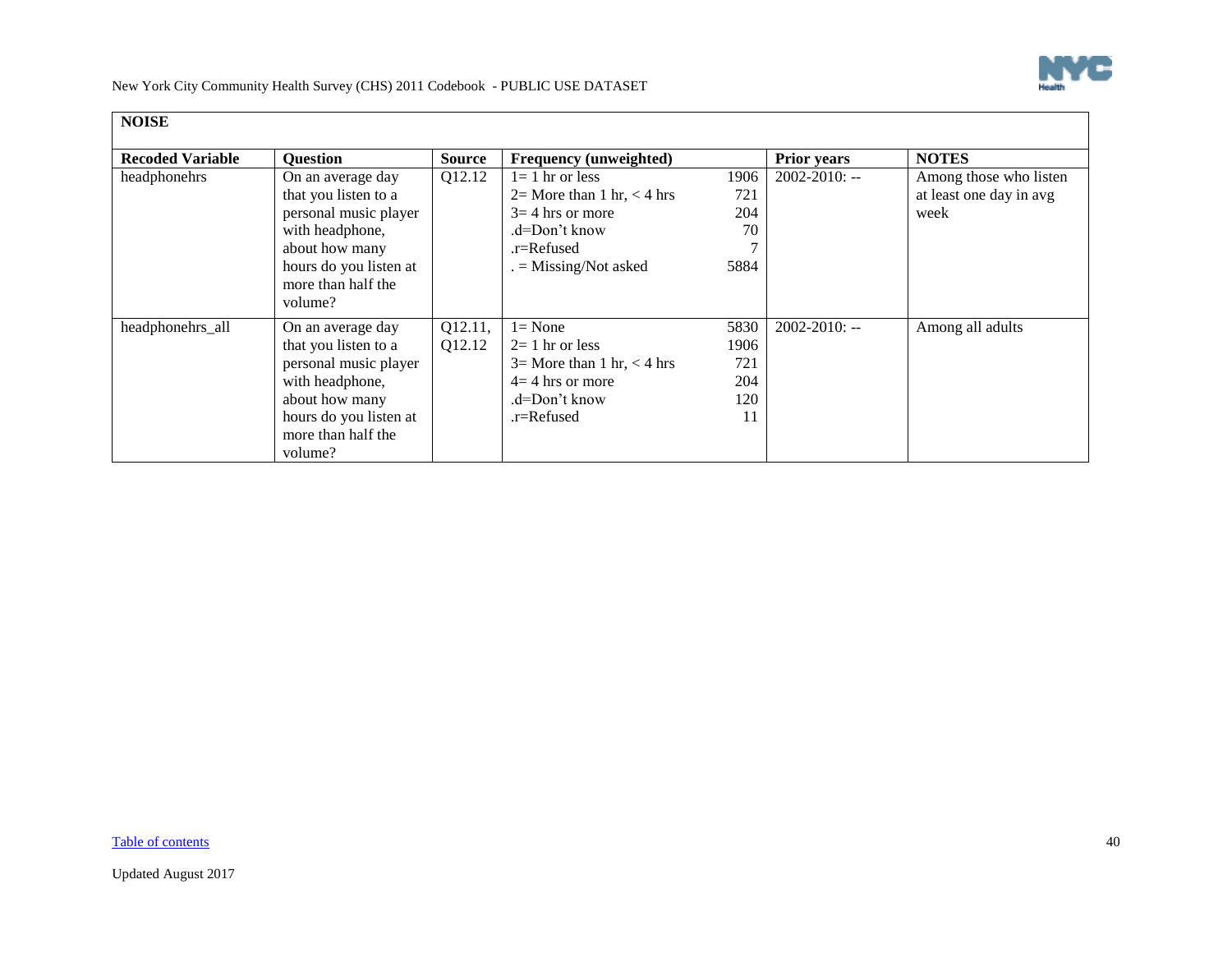## NOISE

| Recoded Variable | Question | Source | Frequency (unweighted) | | Prior years | NOTES |
|---|---|---|---|---|---|---|
| headphonehrs | On an average day that you listen to a personal music player with headphone, about how many hours do you listen at more than half the volume? | Q12.12 | 1= 1 hr or less<br>2= More than 1 hr, < 4 hrs<br>3= 4 hrs or more<br>.d=Don't know<br>.r=Refused<br>. = Missing/Not asked | 1906<br>721<br>204<br>70<br>7<br>5884 | 2002-2010: -- | Among those who listen at least one day in avg week |
| headphonehrs_all | On an average day that you listen to a personal music player with headphone, about how many hours do you listen at more than half the volume? | Q12.11, Q12.12 | 1= None<br>2= 1 hr or less<br>3= More than 1 hr, < 4 hrs<br>4= 4 hrs or more<br>.d=Don't know<br>.r=Refused | 5830<br>1906<br>721<br>204<br>120<br>11 | 2002-2010: -- | Among all adults |

Table of contents

Updated August 2017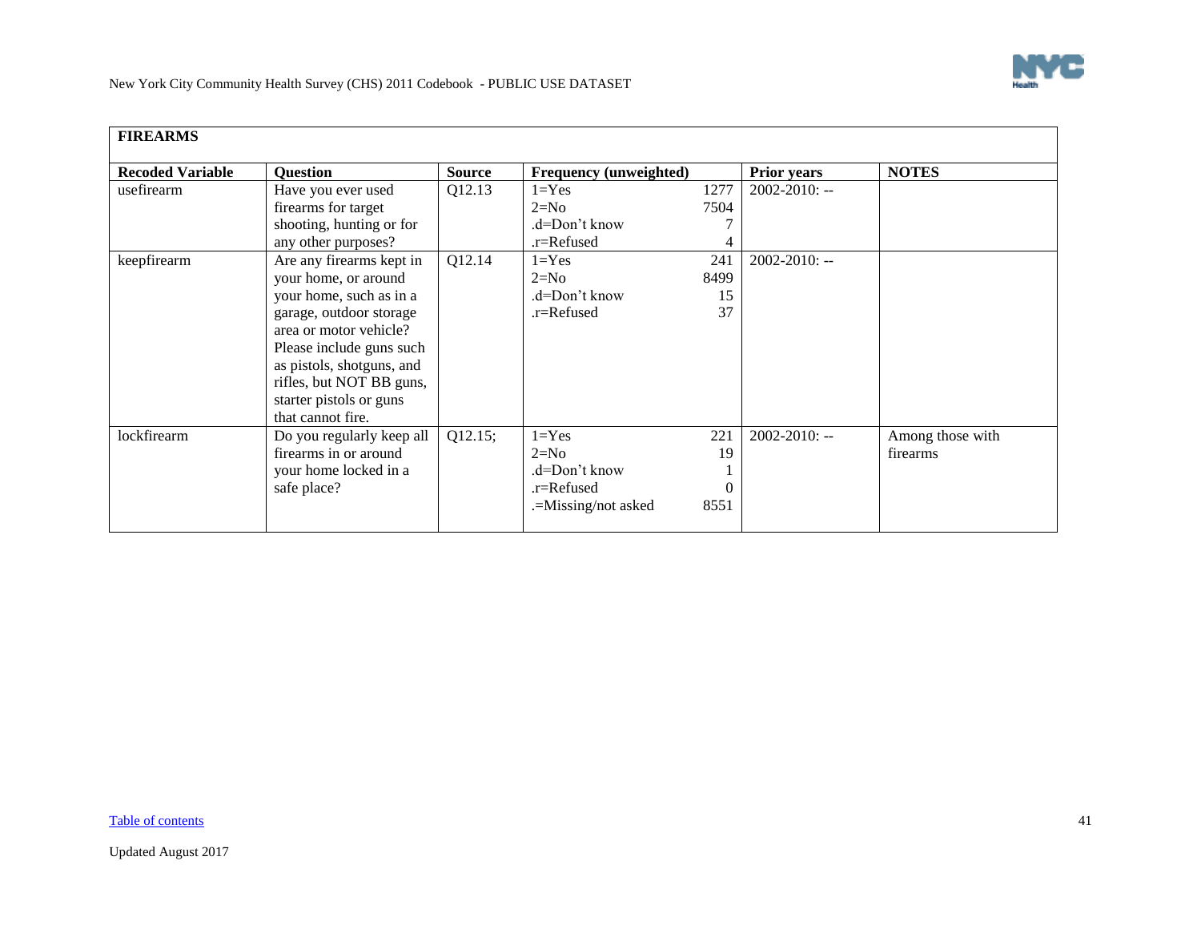| FIREARMS | | | | | |
|---|---|---|---|---|---|
| **Recoded Variable** | **Question** | **Source** | **Frequency (unweighted)** | **Prior years** | **NOTES** |
| usefirearm | Have you ever used firearms for target shooting, hunting or for any other purposes? | Q12.13 | 1=Yes 1277<br>2=No 7504<br>.d=Don't know 7<br>.r=Refused 4 | 2002-2010: -- | |
| keepfirearm | Are any firearms kept in your home, or around your home, such as in a garage, outdoor storage area or motor vehicle? Please include guns such as pistols, shotguns, and rifles, but NOT BB guns, starter pistols or guns that cannot fire. | Q12.14 | 1=Yes 241<br>2=No 8499<br>.d=Don't know 15<br>.r=Refused 37 | 2002-2010: -- | |
| lockfirearm | Do you regularly keep all firearms in or around your home locked in a safe place? | Q12.15; | 1=Yes 221<br>2=No 19<br>.d=Don't know 1<br>.r=Refused 0<br>.=Missing/not asked 8551 | 2002-2010: -- | Among those with firearms |

Table of contents

Updated August 2017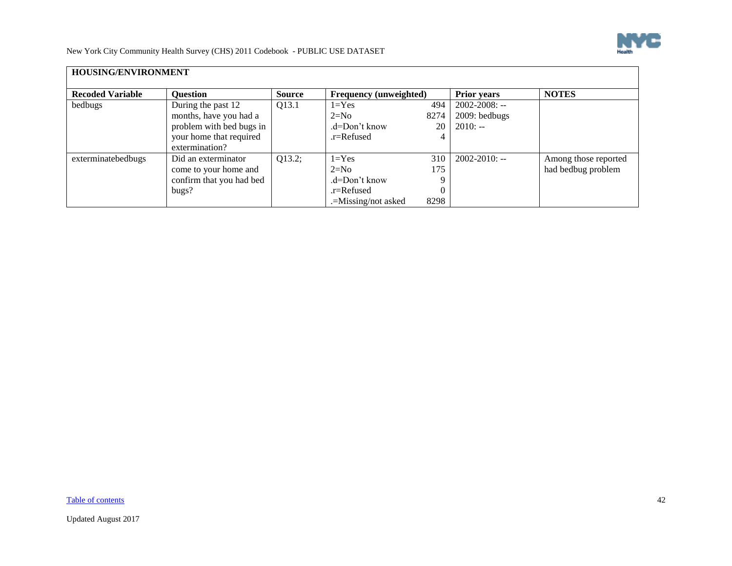## HOUSING/ENVIRONMENT

| Recoded Variable | Question | Source | Frequency (unweighted) | | Prior years | NOTES |
|---|---|---|---|---|---|---|
| bedbugs | During the past 12 months, have you had a problem with bed bugs in your home that required extermination? | Q13.1 | 1=Yes<br>2=No<br>.d=Don't know<br>.r=Refused | 494<br>8274<br>20<br>4 | 2002-2008: --<br>2009: bedbugs<br>2010: -- | |
| exterminatebedbugs | Did an exterminator come to your home and confirm that you had bed bugs? | Q13.2; | 1=Yes<br>2=No<br>.d=Don't know<br>.r=Refused<br>.=Missing/not asked | 310<br>175<br>9<br>0<br>8298 | 2002-2010: -- | Among those reported had bedbug problem |

Table of contents

Updated August 2017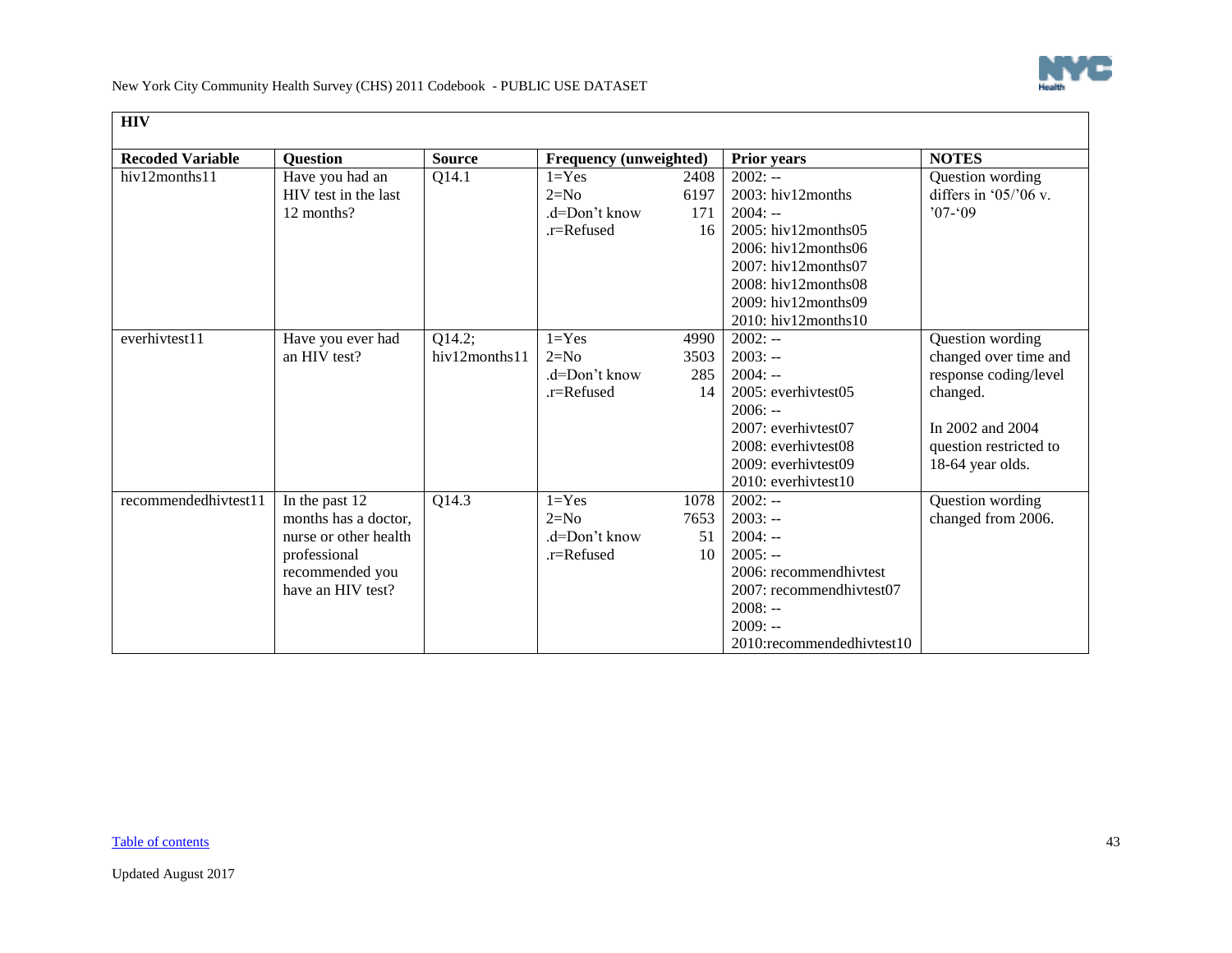## HIV

| Recoded Variable | Question | Source | Frequency (unweighted) | | Prior years | NOTES |
|---|---|---|---|---|---|---|
| hiv12months11 | Have you had an HIV test in the last 12 months? | Q14.1 | 1=Yes<br>2=No<br>.d=Don't know<br>.r=Refused | 2408<br>6197<br>171<br>16 | 2002: --<br>2003: hiv12months<br>2004: --<br>2005: hiv12months05<br>2006: hiv12months06<br>2007: hiv12months07<br>2008: hiv12months08<br>2009: hiv12months09<br>2010: hiv12months10 | Question wording differs in '05/'06 v. '07-'09 |
| everhivtest11 | Have you ever had an HIV test? | Q14.2; hiv12months11 | 1=Yes<br>2=No<br>.d=Don't know<br>.r=Refused | 4990<br>3503<br>285<br>14 | 2002: --<br>2003: --<br>2004: --<br>2005: everhivtest05<br>2006: --<br>2007: everhivtest07<br>2008: everhivtest08<br>2009: everhivtest09<br>2010: everhivtest10 | Question wording changed over time and response coding/level changed.<br><br>In 2002 and 2004 question restricted to 18-64 year olds. |
| recommendedhivtest11 | In the past 12 months has a doctor, nurse or other health professional recommended you have an HIV test? | Q14.3 | 1=Yes<br>2=No<br>.d=Don't know<br>.r=Refused | 1078<br>7653<br>51<br>10 | 2002: --<br>2003: --<br>2004: --<br>2005: --<br>2006: recommendhivtest<br>2007: recommendhivtest07<br>2008: --<br>2009: --<br>2010:recommendedhivtest10 | Question wording changed from 2006. |

Table of contents

Updated August 2017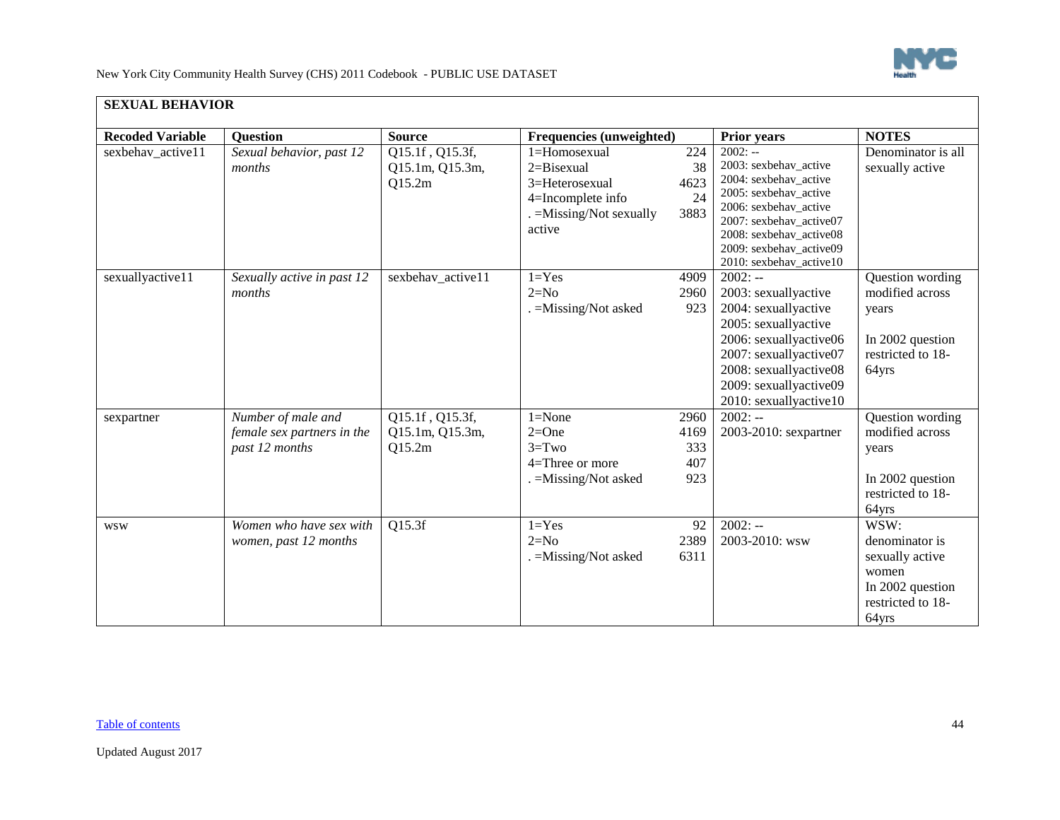## SEXUAL BEHAVIOR

| Recoded Variable | Question | Source | Frequencies (unweighted) | | Prior years | NOTES |
|---|---|---|---|---|---|---|
| sexbehav_active11 | *Sexual behavior, past 12 months* | Q15.1f , Q15.3f, Q15.1m, Q15.3m, Q15.2m | 1=Homosexual<br>2=Bisexual<br>3=Heterosexual<br>4=Incomplete info<br>. =Missing/Not sexually active | 224<br>38<br>4623<br>24<br>3883 | 2002: --<br>2003: sexbehav_active<br>2004: sexbehav_active<br>2005: sexbehav_active<br>2006: sexbehav_active<br>2007: sexbehav_active07<br>2008: sexbehav_active08<br>2009: sexbehav_active09<br>2010: sexbehav_active10 | Denominator is all sexually active |
| sexuallyactive11 | *Sexually active in past 12 months* | sexbehav_active11 | 1=Yes<br>2=No<br>. =Missing/Not asked | 4909<br>2960<br>923 | 2002: --<br>2003: sexuallyactive<br>2004: sexuallyactive<br>2005: sexuallyactive<br>2006: sexuallyactive06<br>2007: sexuallyactive07<br>2008: sexuallyactive08<br>2009: sexuallyactive09<br>2010: sexuallyactive10 | Question wording modified across years<br><br>In 2002 question restricted to 18-64yrs |
| sexpartner | *Number of male and female sex partners in the past 12 months* | Q15.1f , Q15.3f, Q15.1m, Q15.3m, Q15.2m | 1=None<br>2=One<br>3=Two<br>4=Three or more<br>. =Missing/Not asked | 2960<br>4169<br>333<br>407<br>923 | 2002: --<br>2003-2010: sexpartner | Question wording modified across years<br><br>In 2002 question restricted to 18-64yrs |
| wsw | *Women who have sex with women, past 12 months* | Q15.3f | 1=Yes<br>2=No<br>. =Missing/Not asked | 92<br>2389<br>6311 | 2002: --<br>2003-2010: wsw | WSW: denominator is sexually active women<br>In 2002 question restricted to 18-64yrs |

Table of contents

Updated August 2017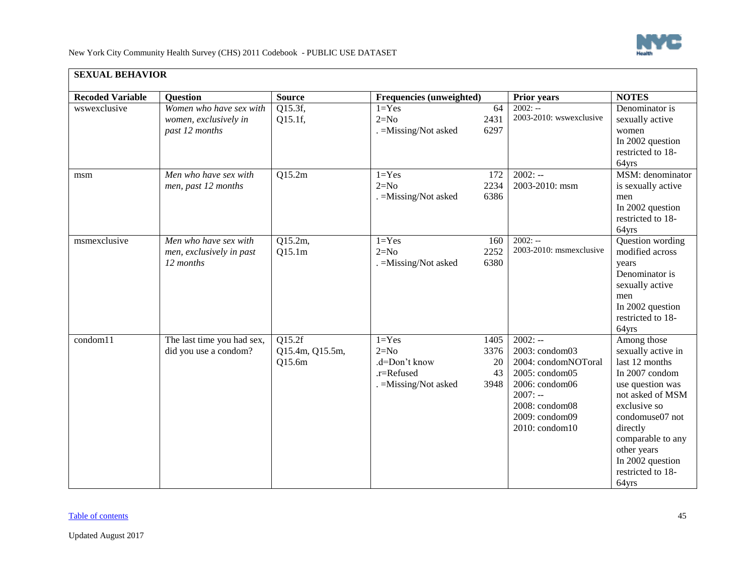## SEXUAL BEHAVIOR

| Recoded Variable | Question | Source | Frequencies (unweighted) | | Prior years | NOTES |
|---|---|---|---|---|---|---|
| wswexclusive | *Women who have sex with women, exclusively in past 12 months* | Q15.3f, Q15.1f, | 1=Yes<br>2=No<br>. =Missing/Not asked | 64<br>2431<br>6297 | 2002: --<br>2003-2010: wswexclusive | Denominator is sexually active women<br>In 2002 question restricted to 18-64yrs |
| msm | *Men who have sex with men, past 12 months* | Q15.2m | 1=Yes<br>2=No<br>. =Missing/Not asked | 172<br>2234<br>6386 | 2002: --<br>2003-2010: msm | MSM: denominator is sexually active men<br>In 2002 question restricted to 18-64yrs |
| msmexclusive | *Men who have sex with men, exclusively in past 12 months* | Q15.2m, Q15.1m | 1=Yes<br>2=No<br>. =Missing/Not asked | 160<br>2252<br>6380 | 2002: --<br>2003-2010: msmexclusive | Question wording modified across years<br>Denominator is sexually active men<br>In 2002 question restricted to 18-64yrs |
| condom11 | The last time you had sex, did you use a condom? | Q15.2f<br>Q15.4m, Q15.5m, Q15.6m | 1=Yes<br>2=No<br>.d=Don't know<br>.r=Refused<br>. =Missing/Not asked | 1405<br>3376<br>20<br>43<br>3948 | 2002: --<br>2003: condom03<br>2004: condomNOToral<br>2005: condom05<br>2006: condom06<br>2007: --<br>2008: condom08<br>2009: condom09<br>2010: condom10 | Among those sexually active in last 12 months<br>In 2007 condom use question was not asked of MSM exclusive so condomuse07 not directly comparable to any other years<br>In 2002 question restricted to 18-64yrs |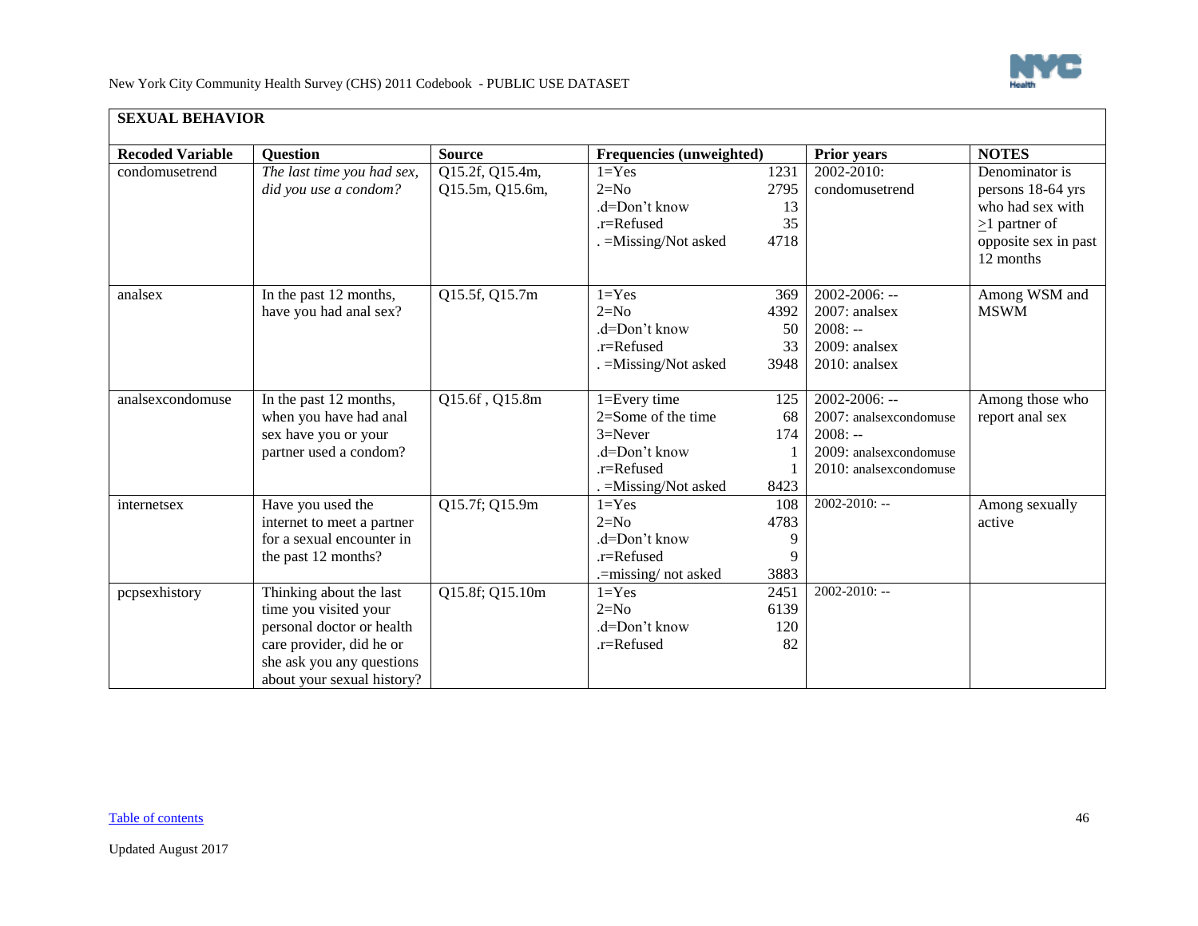## SEXUAL BEHAVIOR

| Recoded Variable | Question | Source | Frequencies (unweighted) | | Prior years | NOTES |
|---|---|---|---|---|---|---|
| condomusetrend | *The last time you had sex, did you use a condom?* | Q15.2f, Q15.4m, Q15.5m, Q15.6m, | 1=Yes<br>2=No<br>.d=Don't know<br>.r=Refused<br>. =Missing/Not asked | 1231<br>2795<br>13<br>35<br>4718 | 2002-2010: condomusetrend | Denominator is persons 18-64 yrs who had sex with ≥1 partner of opposite sex in past 12 months |
| analsex | In the past 12 months, have you had anal sex? | Q15.5f, Q15.7m | 1=Yes<br>2=No<br>.d=Don't know<br>.r=Refused<br>. =Missing/Not asked | 369<br>4392<br>50<br>33<br>3948 | 2002-2006: --<br>2007: analsex<br>2008: --<br>2009: analsex<br>2010: analsex | Among WSM and MSWM |
| analsexcondomuse | In the past 12 months, when you have had anal sex have you or your partner used a condom? | Q15.6f , Q15.8m | 1=Every time<br>2=Some of the time<br>3=Never<br>.d=Don't know<br>.r=Refused<br>. =Missing/Not asked | 125<br>68<br>174<br>1<br>1<br>8423 | 2002-2006: --<br>2007: analsexcondomuse<br>2008: --<br>2009: analsexcondomuse<br>2010: analsexcondomuse | Among those who report anal sex |
| internetsex | Have you used the internet to meet a partner for a sexual encounter in the past 12 months? | Q15.7f; Q15.9m | 1=Yes<br>2=No<br>.d=Don't know<br>.r=Refused<br>.=missing/ not asked | 108<br>4783<br>9<br>9<br>3883 | 2002-2010: -- | Among sexually active |
| pcpsexhistory | Thinking about the last time you visited your personal doctor or health care provider, did he or she ask you any questions about your sexual history? | Q15.8f; Q15.10m | 1=Yes<br>2=No<br>.d=Don't know<br>.r=Refused | 2451<br>6139<br>120<br>82 | 2002-2010: -- | |

Table of contents

Updated August 2017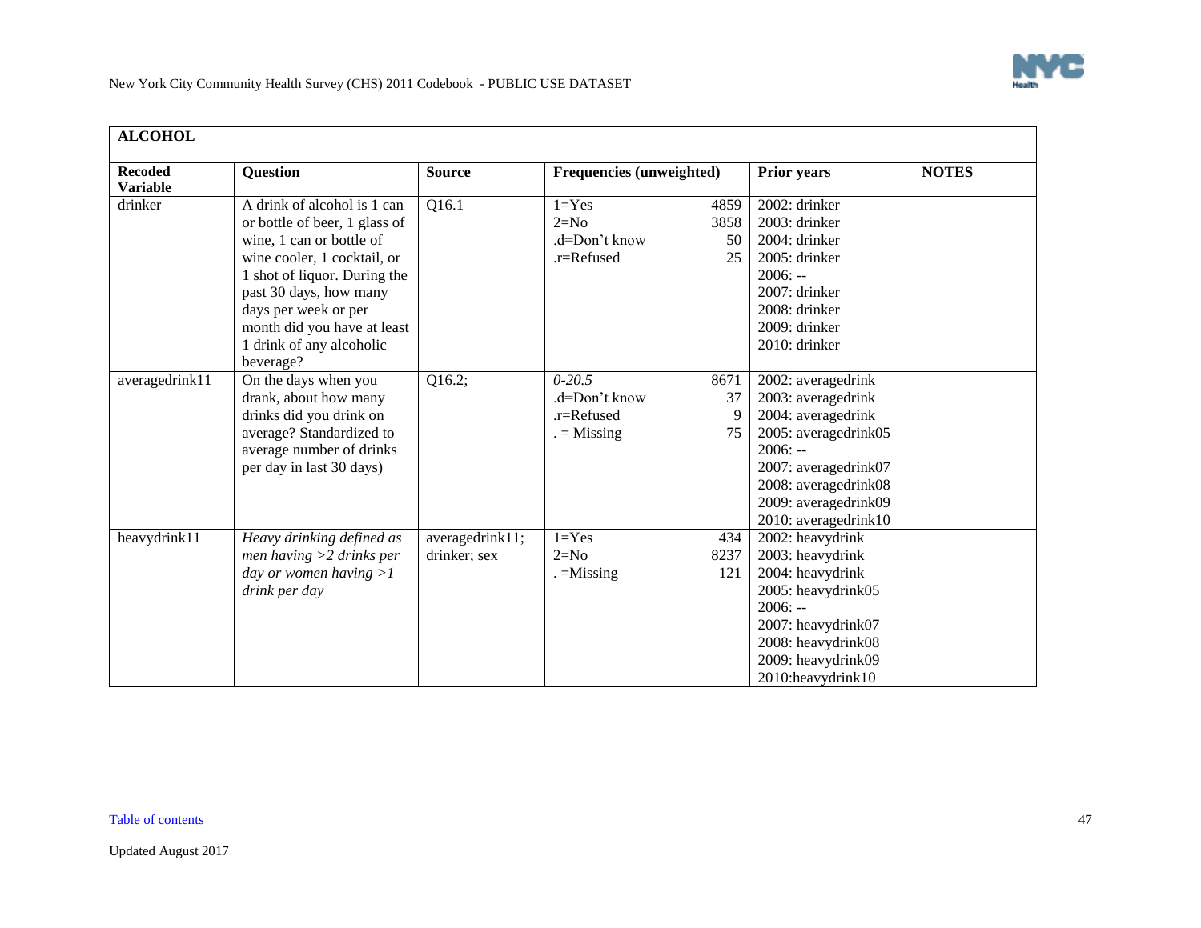| ALCOHOL | | | | | |
|---|---|---|---|---|---|
| **Recoded Variable** | **Question** | **Source** | **Frequencies (unweighted)** | **Prior years** | **NOTES** |
| drinker | A drink of alcohol is 1 can or bottle of beer, 1 glass of wine, 1 can or bottle of wine cooler, 1 cocktail, or 1 shot of liquor. During the past 30 days, how many days per week or per month did you have at least 1 drink of any alcoholic beverage? | Q16.1 | 1=Yes 4859<br>2=No 3858<br>.d=Don't know 50<br>.r=Refused 25 | 2002: drinker<br>2003: drinker<br>2004: drinker<br>2005: drinker<br>2006: --<br>2007: drinker<br>2008: drinker<br>2009: drinker<br>2010: drinker | |
| averagedrink11 | On the days when you drank, about how many drinks did you drink on average? Standardized to average number of drinks per day in last 30 days) | Q16.2; | *0-20.5* 8671<br>.d=Don't know 37<br>.r=Refused 9<br>. = Missing 75 | 2002: averagedrink<br>2003: averagedrink<br>2004: averagedrink<br>2005: averagedrink05<br>2006: --<br>2007: averagedrink07<br>2008: averagedrink08<br>2009: averagedrink09<br>2010: averagedrink10 | |
| heavydrink11 | *Heavy drinking defined as men having >2 drinks per day or women having >1 drink per day* | averagedrink11; drinker; sex | 1=Yes 434<br>2=No 8237<br>. =Missing 121 | 2002: heavydrink<br>2003: heavydrink<br>2004: heavydrink<br>2005: heavydrink05<br>2006: --<br>2007: heavydrink07<br>2008: heavydrink08<br>2009: heavydrink09<br>2010:heavydrink10 | |

Table of contents

Updated August 2017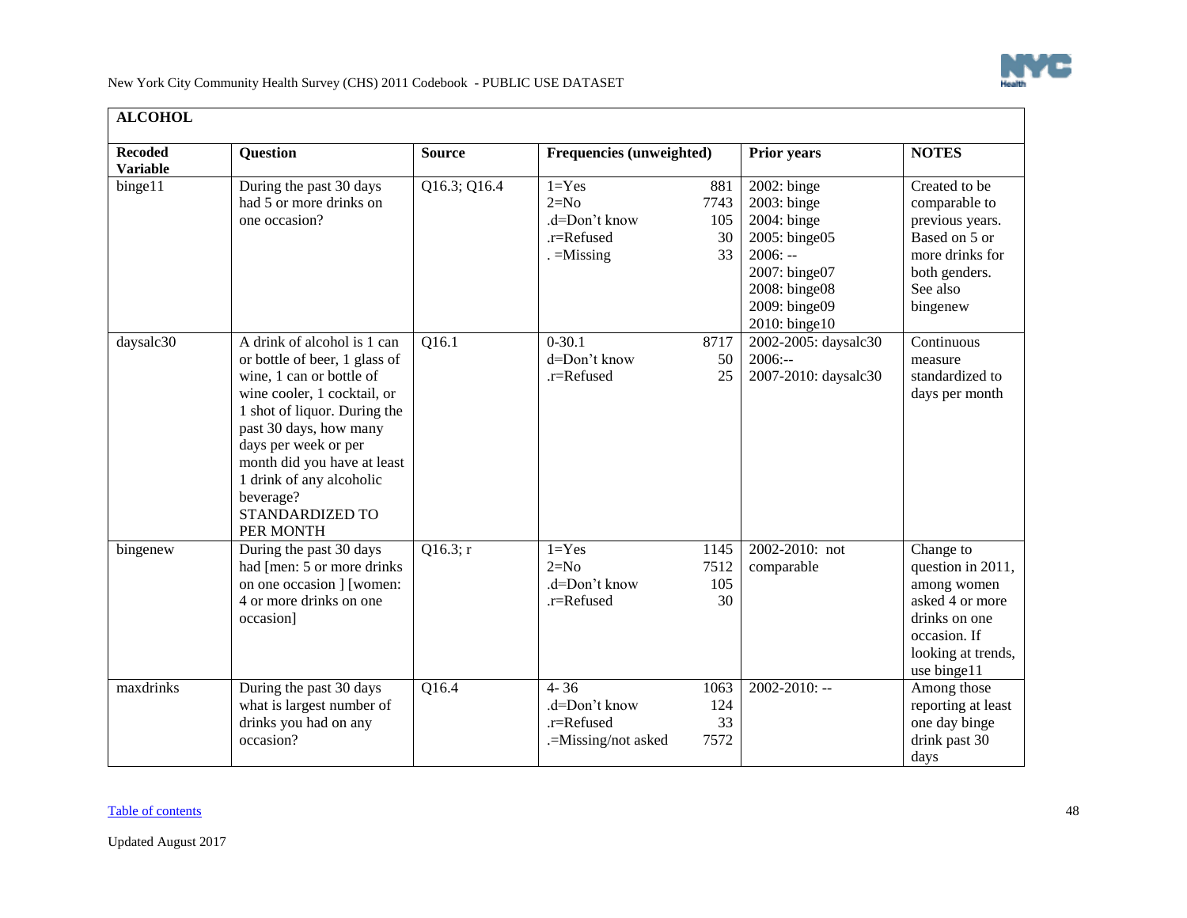## ALCOHOL

| Recoded Variable | Question | Source | Frequencies (unweighted) | | Prior years | NOTES |
|---|---|---|---|---|---|---|
| binge11 | During the past 30 days had 5 or more drinks on one occasion? | Q16.3; Q16.4 | 1=Yes<br>2=No<br>.d=Don't know<br>.r=Refused<br>. =Missing | 881<br>7743<br>105<br>30<br>33 | 2002: binge<br>2003: binge<br>2004: binge<br>2005: binge05<br>2006: --<br>2007: binge07<br>2008: binge08<br>2009: binge09<br>2010: binge10 | Created to be comparable to previous years. Based on 5 or more drinks for both genders. See also bingenew |
| daysalc30 | A drink of alcohol is 1 can or bottle of beer, 1 glass of wine, 1 can or bottle of wine cooler, 1 cocktail, or 1 shot of liquor. During the past 30 days, how many days per week or per month did you have at least 1 drink of any alcoholic beverage? STANDARDIZED TO PER MONTH | Q16.1 | 0-30.1<br>d=Don't know<br>.r=Refused | 8717<br>50<br>25 | 2002-2005: daysalc30<br>2006:--<br>2007-2010: daysalc30 | Continuous measure standardized to days per month |
| bingenew | During the past 30 days had [men: 5 or more drinks on one occasion ] [women: 4 or more drinks on one occasion] | Q16.3; r | 1=Yes<br>2=No<br>.d=Don't know<br>.r=Refused | 1145<br>7512<br>105<br>30 | 2002-2010: not comparable | Change to question in 2011, among women asked 4 or more drinks on one occasion. If looking at trends, use binge11 |
| maxdrinks | During the past 30 days what is largest number of drinks you had on any occasion? | Q16.4 | 4- 36<br>.d=Don't know<br>.r=Refused<br>.=Missing/not asked | 1063<br>124<br>33<br>7572 | 2002-2010: -- | Among those reporting at least one day binge drink past 30 days |

Table of contents

Updated August 2017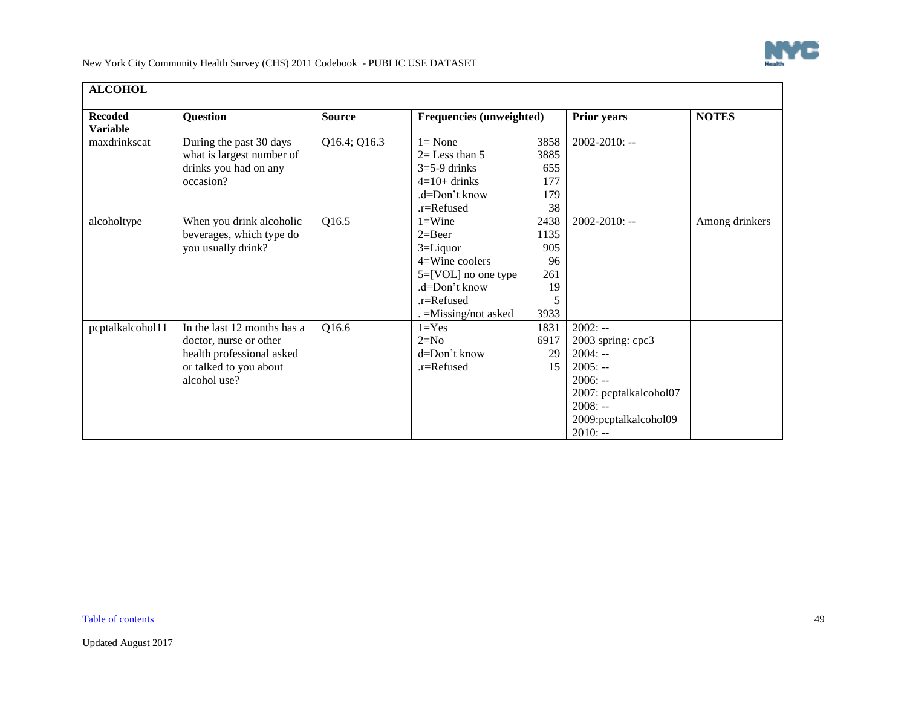| ALCOHOL | | | | | |
|---|---|---|---|---|---|
| **Recoded Variable** | **Question** | **Source** | **Frequencies (unweighted)** | **Prior years** | **NOTES** |
| maxdrinkscat | During the past 30 days what is largest number of drinks you had on any occasion? | Q16.4; Q16.3 | 1= None 3858<br>2= Less than 5 3885<br>3=5-9 drinks 655<br>4=10+ drinks 177<br>.d=Don't know 179<br>.r=Refused 38 | 2002-2010: -- | |
| alcoholtype | When you drink alcoholic beverages, which type do you usually drink? | Q16.5 | 1=Wine 2438<br>2=Beer 1135<br>3=Liquor 905<br>4=Wine coolers 96<br>5=[VOL] no one type 261<br>.d=Don't know 19<br>.r=Refused 5<br>. =Missing/not asked 3933 | 2002-2010: -- | Among drinkers |
| pcptalkalcohol11 | In the last 12 months has a doctor, nurse or other health professional asked or talked to you about alcohol use? | Q16.6 | 1=Yes 1831<br>2=No 6917<br>d=Don't know 29<br>.r=Refused 15 | 2002: --<br>2003 spring: cpc3<br>2004: --<br>2005: --<br>2006: --<br>2007: pcptalkalcohol07<br>2008: --<br>2009:pcptalkalcohol09<br>2010: -- | |

Table of contents

Updated August 2017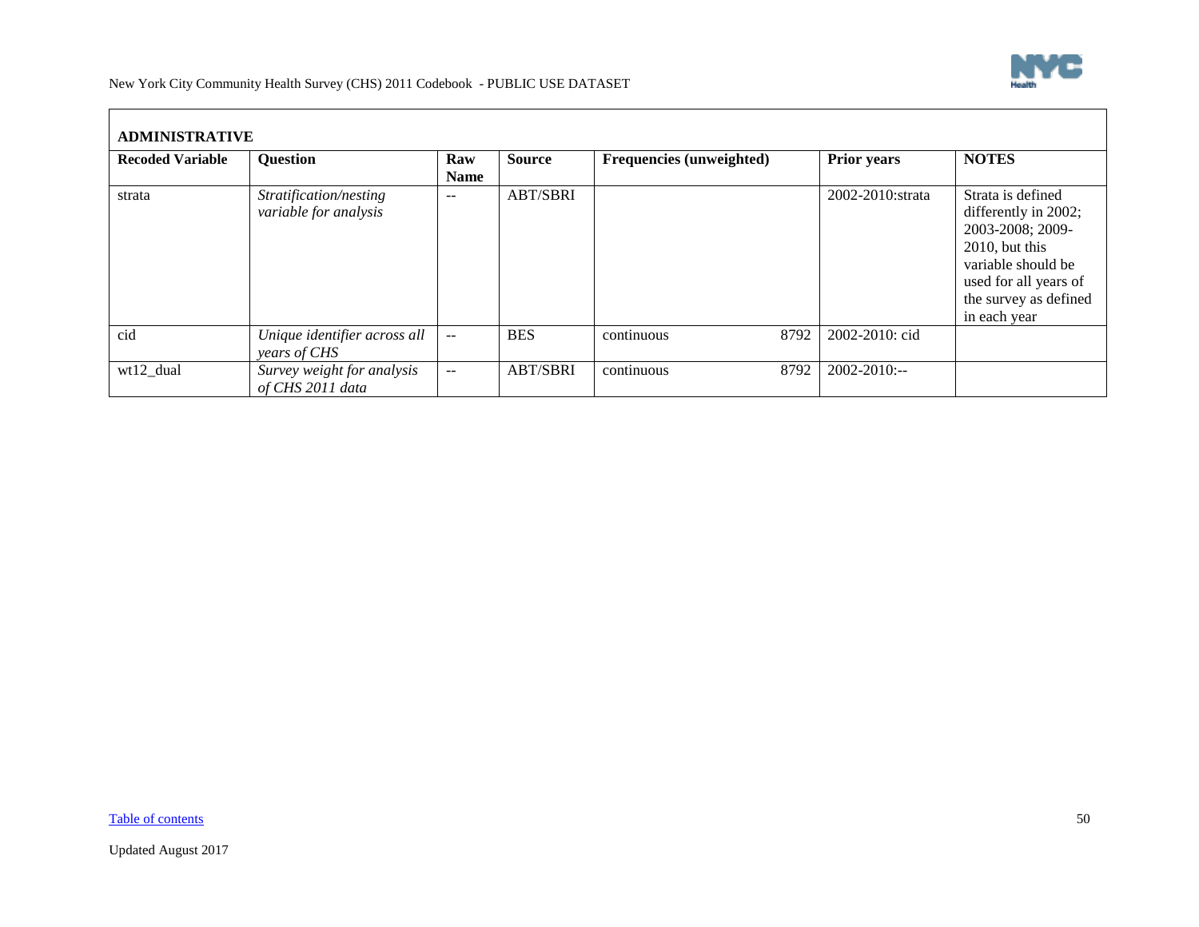## ADMINISTRATIVE

| Recoded Variable | Question | Raw Name | Source | Frequencies (unweighted) | | Prior years | NOTES |
|---|---|---|---|---|---|---|---|
| strata | *Stratification/nesting variable for analysis* | -- | ABT/SBRI | | | 2002-2010:strata | Strata is defined differently in 2002; 2003-2008; 2009-2010, but this variable should be used for all years of the survey as defined in each year |
| cid | *Unique identifier across all years of CHS* | -- | BES | continuous | 8792 | 2002-2010: cid | |
| wt12_dual | *Survey weight for analysis of CHS 2011 data* | -- | ABT/SBRI | continuous | 8792 | 2002-2010:-- | |

Table of contents

Updated August 2017